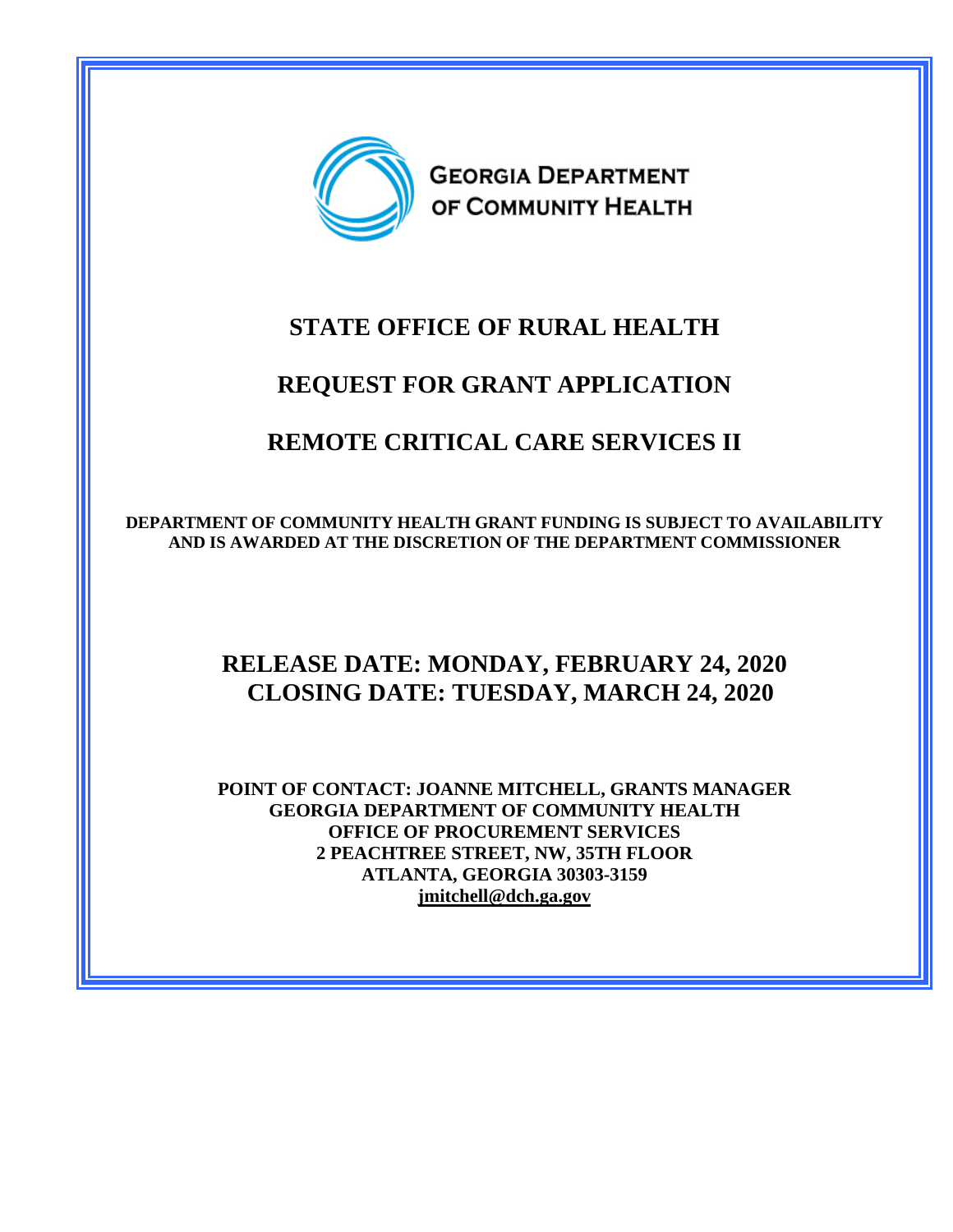GEORGIA DEPARTMENT OF COMMUNITY HEALTH

# STATE OFFICE OF RURAL HEALTH

# REQUEST FOR GRANT APPLICATION

# REMOTE CRITICAL CARE SERVICES II

**DEPARTMENT OF COMMUNITY HEALTH GRANT FUNDING IS SUBJECT TO AVAILABILITY AND IS AWARDED AT THE DISCRETION OF THE DEPARTMENT COMMISSIONER**

## RELEASE DATE: MONDAY, FEBRUARY 24, 2020
## CLOSING DATE: TUESDAY, MARCH 24, 2020

**POINT OF CONTACT: JOANNE MITCHELL, GRANTS MANAGER**
**GEORGIA DEPARTMENT OF COMMUNITY HEALTH**
**OFFICE OF PROCUREMENT SERVICES**
**2 PEACHTREE STREET, NW, 35TH FLOOR**
**ATLANTA, GEORGIA 30303-3159**
**jmitchell@dch.ga.gov**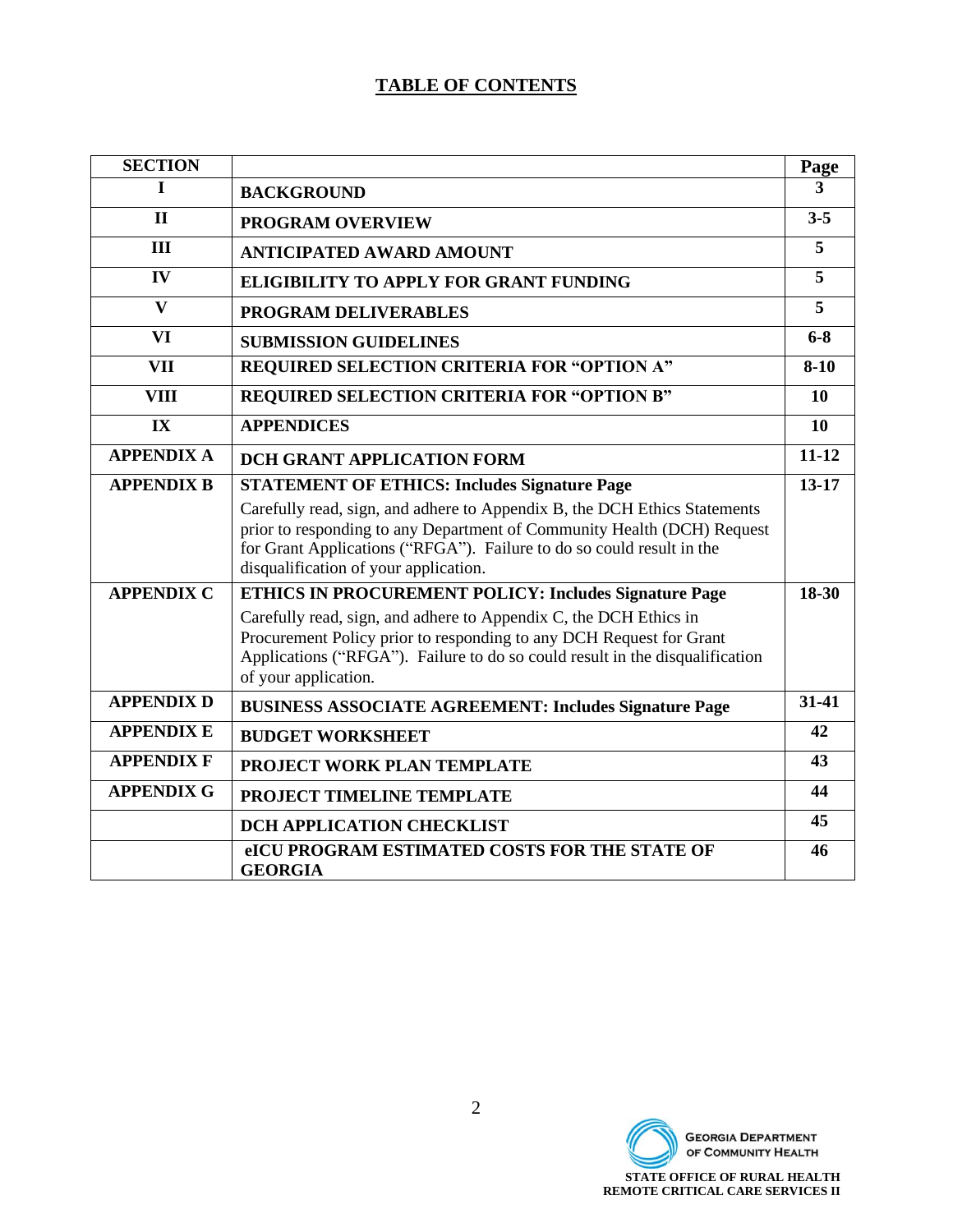## TABLE OF CONTENTS

| SECTION | | Page |
|---|---|---|
| I | **BACKGROUND** | 3 |
| II | **PROGRAM OVERVIEW** | 3-5 |
| III | **ANTICIPATED AWARD AMOUNT** | 5 |
| IV | **ELIGIBILITY TO APPLY FOR GRANT FUNDING** | 5 |
| V | **PROGRAM DELIVERABLES** | 5 |
| VI | **SUBMISSION GUIDELINES** | 6-8 |
| VII | **REQUIRED SELECTION CRITERIA FOR "OPTION A"** | 8-10 |
| VIII | **REQUIRED SELECTION CRITERIA FOR "OPTION B"** | 10 |
| IX | **APPENDICES** | 10 |
| APPENDIX A | **DCH GRANT APPLICATION FORM** | 11-12 |
| APPENDIX B | **STATEMENT OF ETHICS: Includes Signature Page** Carefully read, sign, and adhere to Appendix B, the DCH Ethics Statements prior to responding to any Department of Community Health (DCH) Request for Grant Applications ("RFGA"). Failure to do so could result in the disqualification of your application. | 13-17 |
| APPENDIX C | **ETHICS IN PROCUREMENT POLICY: Includes Signature Page** Carefully read, sign, and adhere to Appendix C, the DCH Ethics in Procurement Policy prior to responding to any DCH Request for Grant Applications ("RFGA"). Failure to do so could result in the disqualification of your application. | 18-30 |
| APPENDIX D | **BUSINESS ASSOCIATE AGREEMENT: Includes Signature Page** | 31-41 |
| APPENDIX E | **BUDGET WORKSHEET** | 42 |
| APPENDIX F | **PROJECT WORK PLAN TEMPLATE** | 43 |
| APPENDIX G | **PROJECT TIMELINE TEMPLATE** | 44 |
| | **DCH APPLICATION CHECKLIST** | 45 |
| | **eICU PROGRAM ESTIMATED COSTS FOR THE STATE OF GEORGIA** | 46 |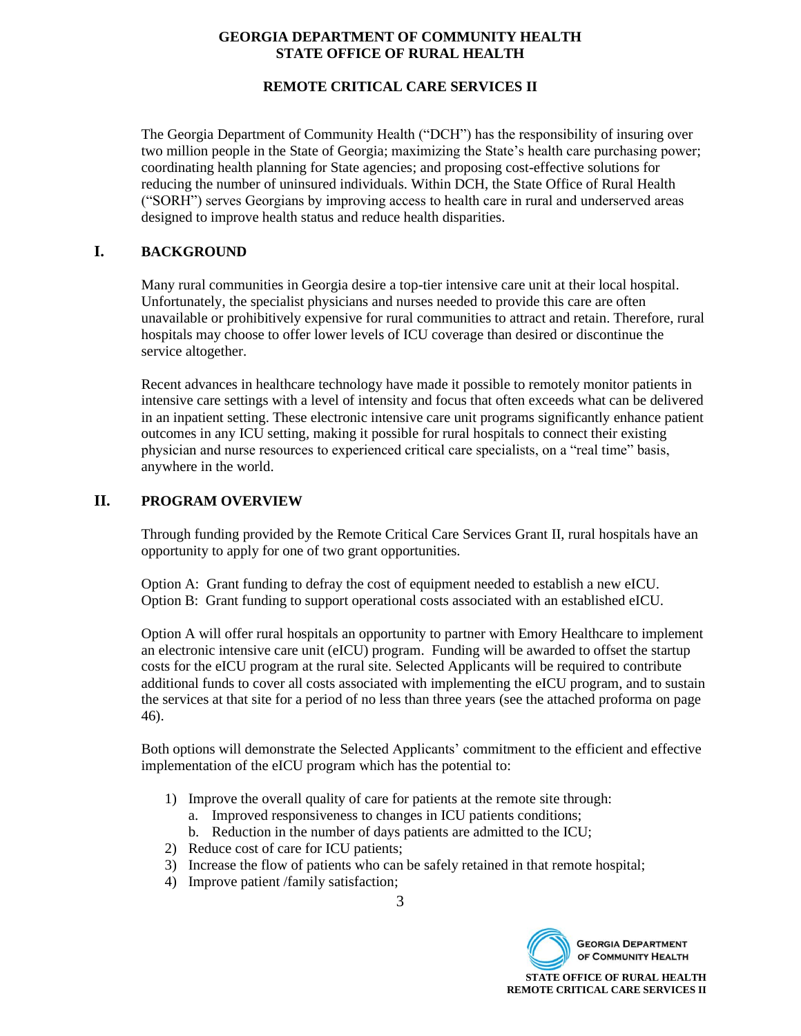# GEORGIA DEPARTMENT OF COMMUNITY HEALTH
# STATE OFFICE OF RURAL HEALTH

## REMOTE CRITICAL CARE SERVICES II

The Georgia Department of Community Health ("DCH") has the responsibility of insuring over two million people in the State of Georgia; maximizing the State's health care purchasing power; coordinating health planning for State agencies; and proposing cost-effective solutions for reducing the number of uninsured individuals. Within DCH, the State Office of Rural Health ("SORH") serves Georgians by improving access to health care in rural and underserved areas designed to improve health status and reduce health disparities.

## I. BACKGROUND

Many rural communities in Georgia desire a top-tier intensive care unit at their local hospital. Unfortunately, the specialist physicians and nurses needed to provide this care are often unavailable or prohibitively expensive for rural communities to attract and retain. Therefore, rural hospitals may choose to offer lower levels of ICU coverage than desired or discontinue the service altogether.

Recent advances in healthcare technology have made it possible to remotely monitor patients in intensive care settings with a level of intensity and focus that often exceeds what can be delivered in an inpatient setting. These electronic intensive care unit programs significantly enhance patient outcomes in any ICU setting, making it possible for rural hospitals to connect their existing physician and nurse resources to experienced critical care specialists, on a "real time" basis, anywhere in the world.

## II. PROGRAM OVERVIEW

Through funding provided by the Remote Critical Care Services Grant II, rural hospitals have an opportunity to apply for one of two grant opportunities.

Option A: Grant funding to defray the cost of equipment needed to establish a new eICU.
Option B: Grant funding to support operational costs associated with an established eICU.

Option A will offer rural hospitals an opportunity to partner with Emory Healthcare to implement an electronic intensive care unit (eICU) program. Funding will be awarded to offset the startup costs for the eICU program at the rural site. Selected Applicants will be required to contribute additional funds to cover all costs associated with implementing the eICU program, and to sustain the services at that site for a period of no less than three years (see the attached proforma on page 46).

Both options will demonstrate the Selected Applicants' commitment to the efficient and effective implementation of the eICU program which has the potential to:

1) Improve the overall quality of care for patients at the remote site through:
   a. Improved responsiveness to changes in ICU patients conditions;
   b. Reduction in the number of days patients are admitted to the ICU;
2) Reduce cost of care for ICU patients;
3) Increase the flow of patients who can be safely retained in that remote hospital;
4) Improve patient /family satisfaction;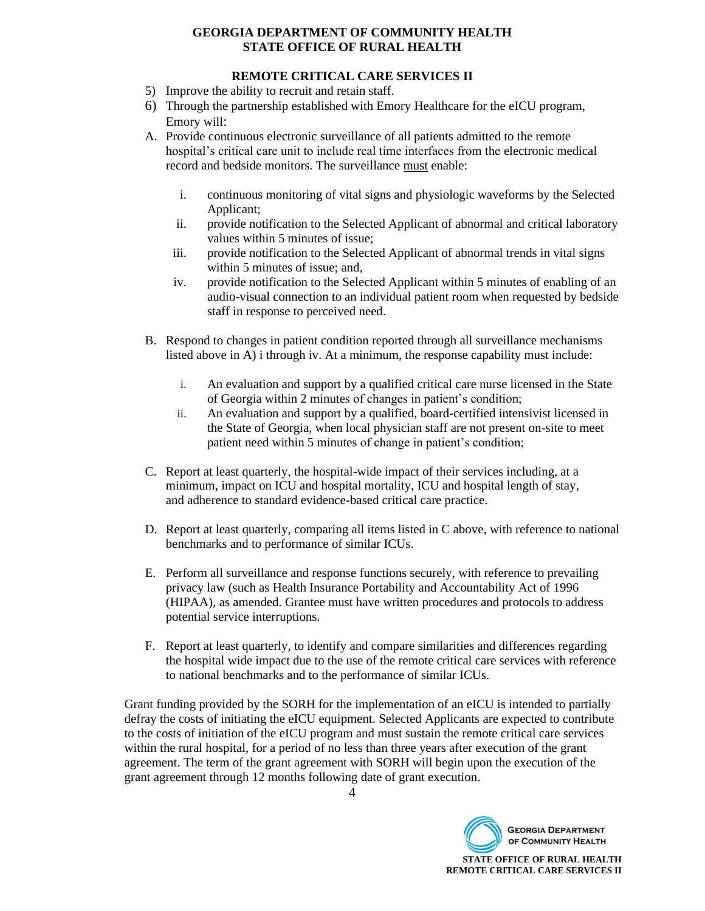5) Improve the ability to recruit and retain staff.
6) Through the partnership established with Emory Healthcare for the eICU program, Emory will:

A. Provide continuous electronic surveillance of all patients admitted to the remote hospital's critical care unit to include real time interfaces from the electronic medical record and bedside monitors. The surveillance must enable:

   i. continuous monitoring of vital signs and physiologic waveforms by the Selected Applicant;
   ii. provide notification to the Selected Applicant of abnormal and critical laboratory values within 5 minutes of issue;
   iii. provide notification to the Selected Applicant of abnormal trends in vital signs within 5 minutes of issue; and,
   iv. provide notification to the Selected Applicant within 5 minutes of enabling of an audio-visual connection to an individual patient room when requested by bedside staff in response to perceived need.

B. Respond to changes in patient condition reported through all surveillance mechanisms listed above in A) i through iv. At a minimum, the response capability must include:

   i. An evaluation and support by a qualified critical care nurse licensed in the State of Georgia within 2 minutes of changes in patient's condition;
   ii. An evaluation and support by a qualified, board-certified intensivist licensed in the State of Georgia, when local physician staff are not present on-site to meet patient need within 5 minutes of change in patient's condition;

C. Report at least quarterly, the hospital-wide impact of their services including, at a minimum, impact on ICU and hospital mortality, ICU and hospital length of stay, and adherence to standard evidence-based critical care practice.

D. Report at least quarterly, comparing all items listed in C above, with reference to national benchmarks and to performance of similar ICUs.

E. Perform all surveillance and response functions securely, with reference to prevailing privacy law (such as Health Insurance Portability and Accountability Act of 1996 (HIPAA), as amended. Grantee must have written procedures and protocols to address potential service interruptions.

F. Report at least quarterly, to identify and compare similarities and differences regarding the hospital wide impact due to the use of the remote critical care services with reference to national benchmarks and to the performance of similar ICUs.

Grant funding provided by the SORH for the implementation of an eICU is intended to partially defray the costs of initiating the eICU equipment. Selected Applicants are expected to contribute to the costs of initiation of the eICU program and must sustain the remote critical care services within the rural hospital, for a period of no less than three years after execution of the grant agreement. The term of the grant agreement with SORH will begin upon the execution of the grant agreement through 12 months following date of grant execution.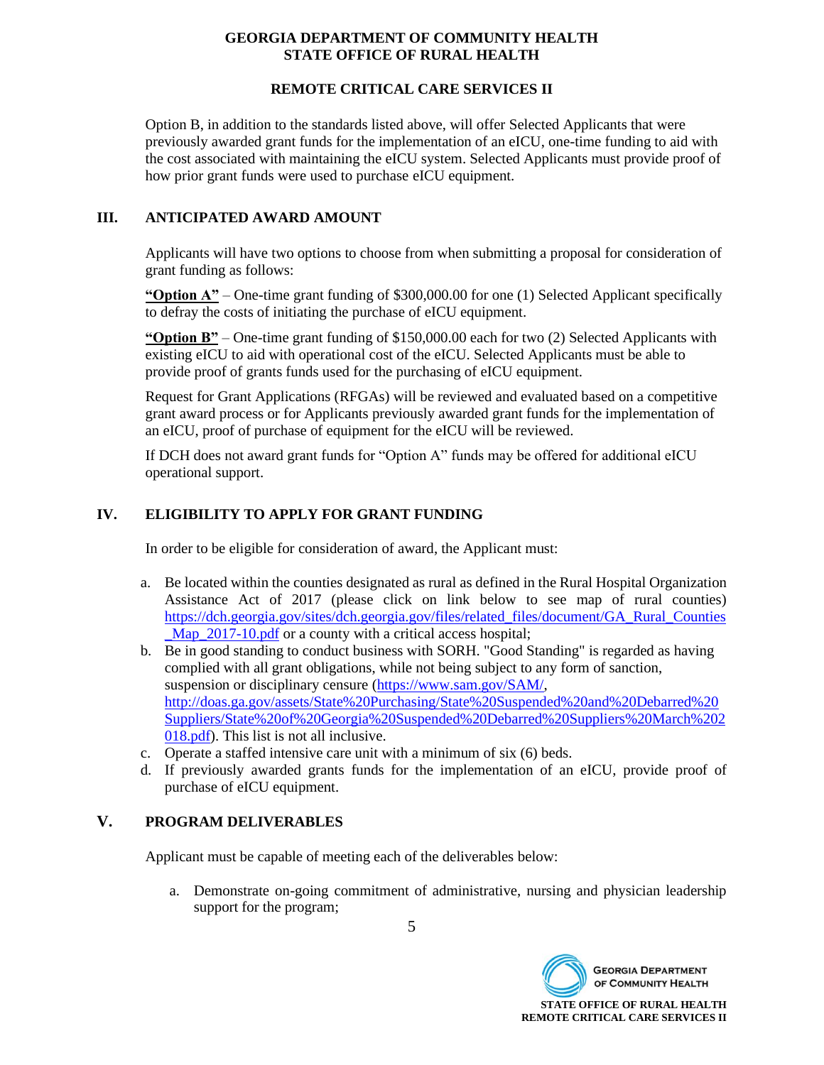Option B, in addition to the standards listed above, will offer Selected Applicants that were previously awarded grant funds for the implementation of an eICU, one-time funding to aid with the cost associated with maintaining the eICU system. Selected Applicants must provide proof of how prior grant funds were used to purchase eICU equipment.

## III. ANTICIPATED AWARD AMOUNT

Applicants will have two options to choose from when submitting a proposal for consideration of grant funding as follows:

**"Option A"** – One-time grant funding of $300,000.00 for one (1) Selected Applicant specifically to defray the costs of initiating the purchase of eICU equipment.

**"Option B"** – One-time grant funding of $150,000.00 each for two (2) Selected Applicants with existing eICU to aid with operational cost of the eICU. Selected Applicants must be able to provide proof of grants funds used for the purchasing of eICU equipment.

Request for Grant Applications (RFGAs) will be reviewed and evaluated based on a competitive grant award process or for Applicants previously awarded grant funds for the implementation of an eICU, proof of purchase of equipment for the eICU will be reviewed.

If DCH does not award grant funds for "Option A" funds may be offered for additional eICU operational support.

## IV. ELIGIBILITY TO APPLY FOR GRANT FUNDING

In order to be eligible for consideration of award, the Applicant must:

a. Be located within the counties designated as rural as defined in the Rural Hospital Organization Assistance Act of 2017 (please click on link below to see map of rural counties) https://dch.georgia.gov/sites/dch.georgia.gov/files/related_files/document/GA_Rural_Counties_Map_2017-10.pdf or a county with a critical access hospital;
b. Be in good standing to conduct business with SORH. "Good Standing" is regarded as having complied with all grant obligations, while not being subject to any form of sanction, suspension or disciplinary censure (https://www.sam.gov/SAM/, http://doas.ga.gov/assets/State%20Purchasing/State%20Suspended%20and%20Debarred%20Suppliers/State%20of%20Georgia%20Suspended%20Debarred%20Suppliers%20March%202018.pdf). This list is not all inclusive.
c. Operate a staffed intensive care unit with a minimum of six (6) beds.
d. If previously awarded grants funds for the implementation of an eICU, provide proof of purchase of eICU equipment.

## V. PROGRAM DELIVERABLES

Applicant must be capable of meeting each of the deliverables below:

a. Demonstrate on-going commitment of administrative, nursing and physician leadership support for the program;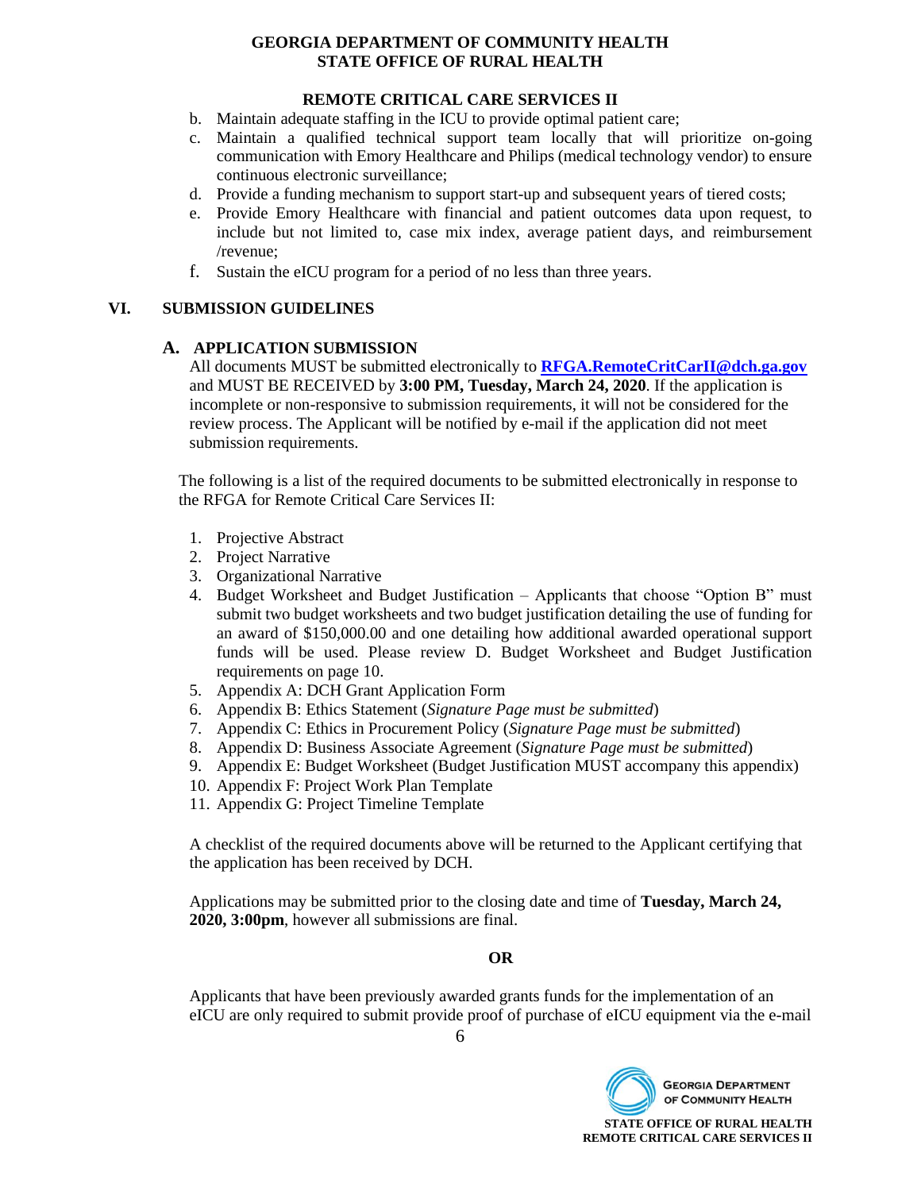b. Maintain adequate staffing in the ICU to provide optimal patient care;
c. Maintain a qualified technical support team locally that will prioritize on-going communication with Emory Healthcare and Philips (medical technology vendor) to ensure continuous electronic surveillance;
d. Provide a funding mechanism to support start-up and subsequent years of tiered costs;
e. Provide Emory Healthcare with financial and patient outcomes data upon request, to include but not limited to, case mix index, average patient days, and reimbursement /revenue;
f. Sustain the eICU program for a period of no less than three years.

## VI. SUBMISSION GUIDELINES

### A. APPLICATION SUBMISSION

All documents MUST be submitted electronically to **RFGA.RemoteCritCarII@dch.ga.gov** and MUST BE RECEIVED by **3:00 PM, Tuesday, March 24, 2020**. If the application is incomplete or non-responsive to submission requirements, it will not be considered for the review process. The Applicant will be notified by e-mail if the application did not meet submission requirements.

The following is a list of the required documents to be submitted electronically in response to the RFGA for Remote Critical Care Services II:

1. Projective Abstract
2. Project Narrative
3. Organizational Narrative
4. Budget Worksheet and Budget Justification – Applicants that choose "Option B" must submit two budget worksheets and two budget justification detailing the use of funding for an award of $150,000.00 and one detailing how additional awarded operational support funds will be used. Please review D. Budget Worksheet and Budget Justification requirements on page 10.
5. Appendix A: DCH Grant Application Form
6. Appendix B: Ethics Statement (*Signature Page must be submitted*)
7. Appendix C: Ethics in Procurement Policy (*Signature Page must be submitted*)
8. Appendix D: Business Associate Agreement (*Signature Page must be submitted*)
9. Appendix E: Budget Worksheet (Budget Justification MUST accompany this appendix)
10. Appendix F: Project Work Plan Template
11. Appendix G: Project Timeline Template

A checklist of the required documents above will be returned to the Applicant certifying that the application has been received by DCH.

Applications may be submitted prior to the closing date and time of **Tuesday, March 24, 2020, 3:00pm**, however all submissions are final.

**OR**

Applicants that have been previously awarded grants funds for the implementation of an eICU are only required to submit provide proof of purchase of eICU equipment via the e-mail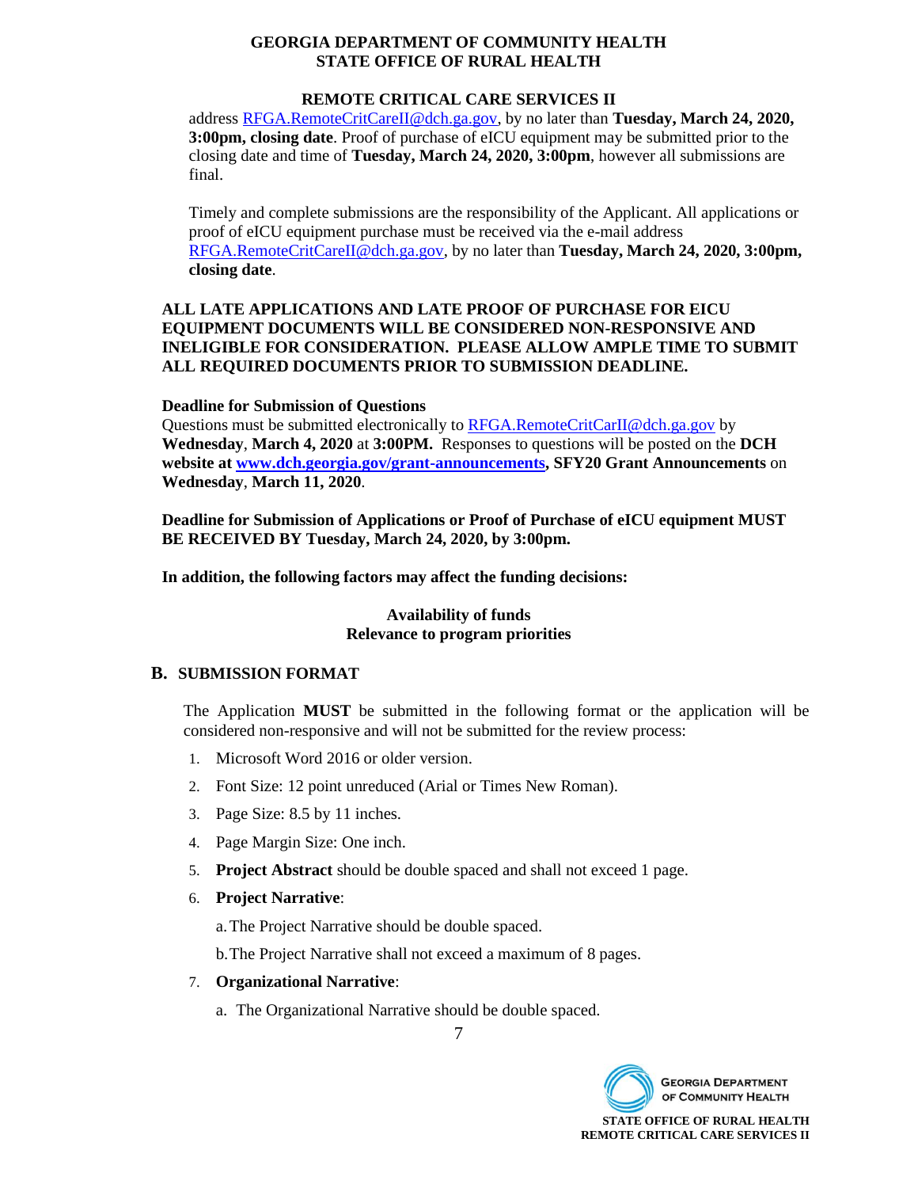address RFGA.RemoteCritCareII@dch.ga.gov, by no later than **Tuesday, March 24, 2020, 3:00pm, closing date**. Proof of purchase of eICU equipment may be submitted prior to the closing date and time of **Tuesday, March 24, 2020, 3:00pm**, however all submissions are final.

Timely and complete submissions are the responsibility of the Applicant. All applications or proof of eICU equipment purchase must be received via the e-mail address RFGA.RemoteCritCareII@dch.ga.gov, by no later than **Tuesday, March 24, 2020, 3:00pm, closing date**.

**ALL LATE APPLICATIONS AND LATE PROOF OF PURCHASE FOR EICU EQUIPMENT DOCUMENTS WILL BE CONSIDERED NON-RESPONSIVE AND INELIGIBLE FOR CONSIDERATION. PLEASE ALLOW AMPLE TIME TO SUBMIT ALL REQUIRED DOCUMENTS PRIOR TO SUBMISSION DEADLINE.**

**Deadline for Submission of Questions**

Questions must be submitted electronically to RFGA.RemoteCritCarII@dch.ga.gov by **Wednesday**, **March 4, 2020** at **3:00PM.** Responses to questions will be posted on the **DCH website at www.dch.georgia.gov/grant-announcements, SFY20 Grant Announcements** on **Wednesday**, **March 11, 2020**.

**Deadline for Submission of Applications or Proof of Purchase of eICU equipment MUST BE RECEIVED BY Tuesday, March 24, 2020, by 3:00pm.**

**In addition, the following factors may affect the funding decisions:**

**Availability of funds**
**Relevance to program priorities**

## B. SUBMISSION FORMAT

The Application **MUST** be submitted in the following format or the application will be considered non-responsive and will not be submitted for the review process:

1. Microsoft Word 2016 or older version.
2. Font Size: 12 point unreduced (Arial or Times New Roman).
3. Page Size: 8.5 by 11 inches.
4. Page Margin Size: One inch.
5. **Project Abstract** should be double spaced and shall not exceed 1 page.
6. **Project Narrative**:

   a. The Project Narrative should be double spaced.

   b. The Project Narrative shall not exceed a maximum of 8 pages.
7. **Organizational Narrative**:

   a. The Organizational Narrative should be double spaced.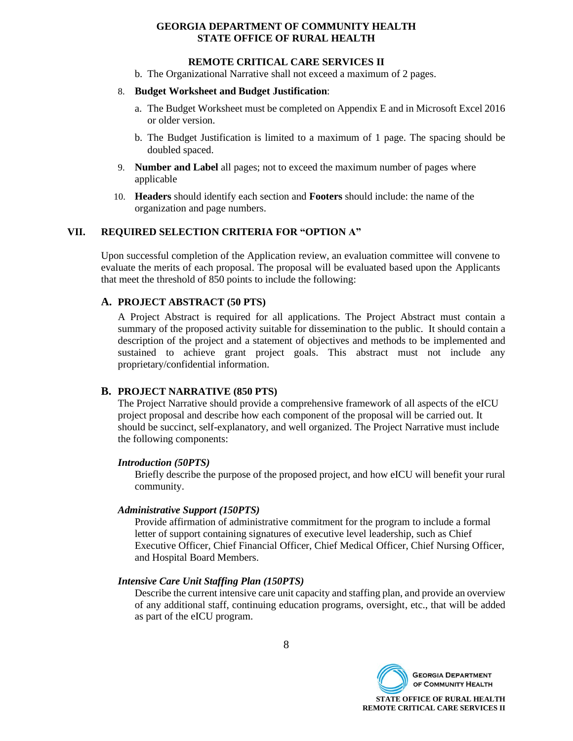b. The Organizational Narrative shall not exceed a maximum of 2 pages.

8. **Budget Worksheet and Budget Justification**:

   a. The Budget Worksheet must be completed on Appendix E and in Microsoft Excel 2016 or older version.

   b. The Budget Justification is limited to a maximum of 1 page. The spacing should be doubled spaced.

9. **Number and Label** all pages; not to exceed the maximum number of pages where applicable

10. **Headers** should identify each section and **Footers** should include: the name of the organization and page numbers.

## VII. REQUIRED SELECTION CRITERIA FOR "OPTION A"

Upon successful completion of the Application review, an evaluation committee will convene to evaluate the merits of each proposal. The proposal will be evaluated based upon the Applicants that meet the threshold of 850 points to include the following:

### A. PROJECT ABSTRACT (50 PTS)

A Project Abstract is required for all applications. The Project Abstract must contain a summary of the proposed activity suitable for dissemination to the public. It should contain a description of the project and a statement of objectives and methods to be implemented and sustained to achieve grant project goals. This abstract must not include any proprietary/confidential information.

### B. PROJECT NARRATIVE (850 PTS)

The Project Narrative should provide a comprehensive framework of all aspects of the eICU project proposal and describe how each component of the proposal will be carried out. It should be succinct, self-explanatory, and well organized. The Project Narrative must include the following components:

***Introduction (50PTS)***

Briefly describe the purpose of the proposed project, and how eICU will benefit your rural community.

***Administrative Support (150PTS)***

Provide affirmation of administrative commitment for the program to include a formal letter of support containing signatures of executive level leadership, such as Chief Executive Officer, Chief Financial Officer, Chief Medical Officer, Chief Nursing Officer, and Hospital Board Members.

***Intensive Care Unit Staffing Plan (150PTS)***

Describe the current intensive care unit capacity and staffing plan, and provide an overview of any additional staff, continuing education programs, oversight, etc., that will be added as part of the eICU program.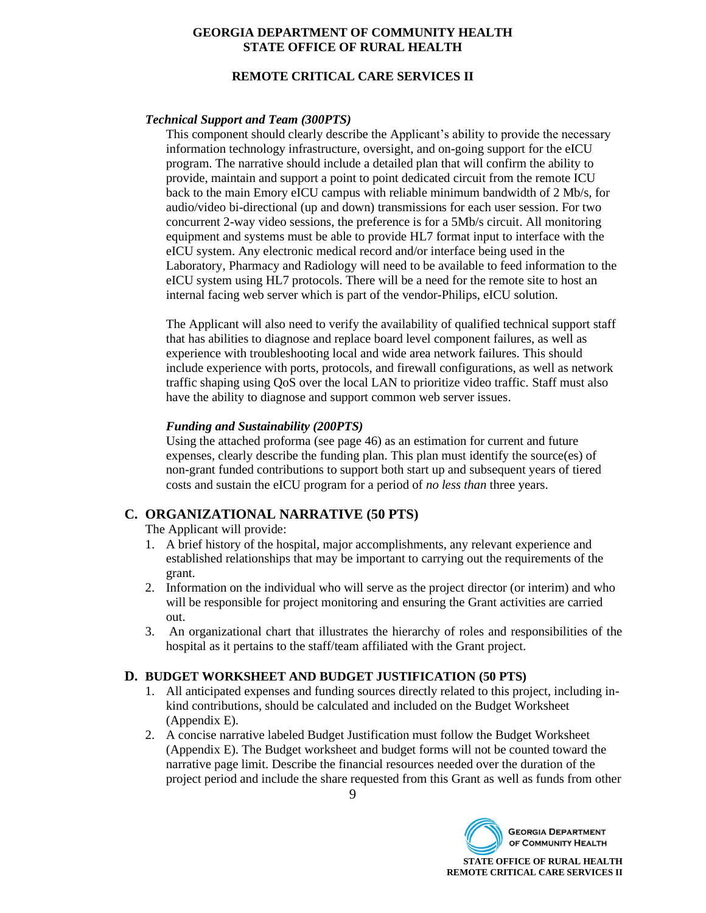### *Technical Support and Team (300PTS)*

This component should clearly describe the Applicant's ability to provide the necessary information technology infrastructure, oversight, and on-going support for the eICU program. The narrative should include a detailed plan that will confirm the ability to provide, maintain and support a point to point dedicated circuit from the remote ICU back to the main Emory eICU campus with reliable minimum bandwidth of 2 Mb/s, for audio/video bi-directional (up and down) transmissions for each user session. For two concurrent 2-way video sessions, the preference is for a 5Mb/s circuit. All monitoring equipment and systems must be able to provide HL7 format input to interface with the eICU system. Any electronic medical record and/or interface being used in the Laboratory, Pharmacy and Radiology will need to be available to feed information to the eICU system using HL7 protocols. There will be a need for the remote site to host an internal facing web server which is part of the vendor-Philips, eICU solution.

The Applicant will also need to verify the availability of qualified technical support staff that has abilities to diagnose and replace board level component failures, as well as experience with troubleshooting local and wide area network failures. This should include experience with ports, protocols, and firewall configurations, as well as network traffic shaping using QoS over the local LAN to prioritize video traffic. Staff must also have the ability to diagnose and support common web server issues.

### *Funding and Sustainability (200PTS)*

Using the attached proforma (see page 46) as an estimation for current and future expenses, clearly describe the funding plan. This plan must identify the source(es) of non-grant funded contributions to support both start up and subsequent years of tiered costs and sustain the eICU program for a period of *no less than* three years.

## C. ORGANIZATIONAL NARRATIVE (50 PTS)

The Applicant will provide:

1. A brief history of the hospital, major accomplishments, any relevant experience and established relationships that may be important to carrying out the requirements of the grant.
2. Information on the individual who will serve as the project director (or interim) and who will be responsible for project monitoring and ensuring the Grant activities are carried out.
3. An organizational chart that illustrates the hierarchy of roles and responsibilities of the hospital as it pertains to the staff/team affiliated with the Grant project.

## D. BUDGET WORKSHEET AND BUDGET JUSTIFICATION (50 PTS)

1. All anticipated expenses and funding sources directly related to this project, including in-kind contributions, should be calculated and included on the Budget Worksheet (Appendix E).
2. A concise narrative labeled Budget Justification must follow the Budget Worksheet (Appendix E). The Budget worksheet and budget forms will not be counted toward the narrative page limit. Describe the financial resources needed over the duration of the project period and include the share requested from this Grant as well as funds from other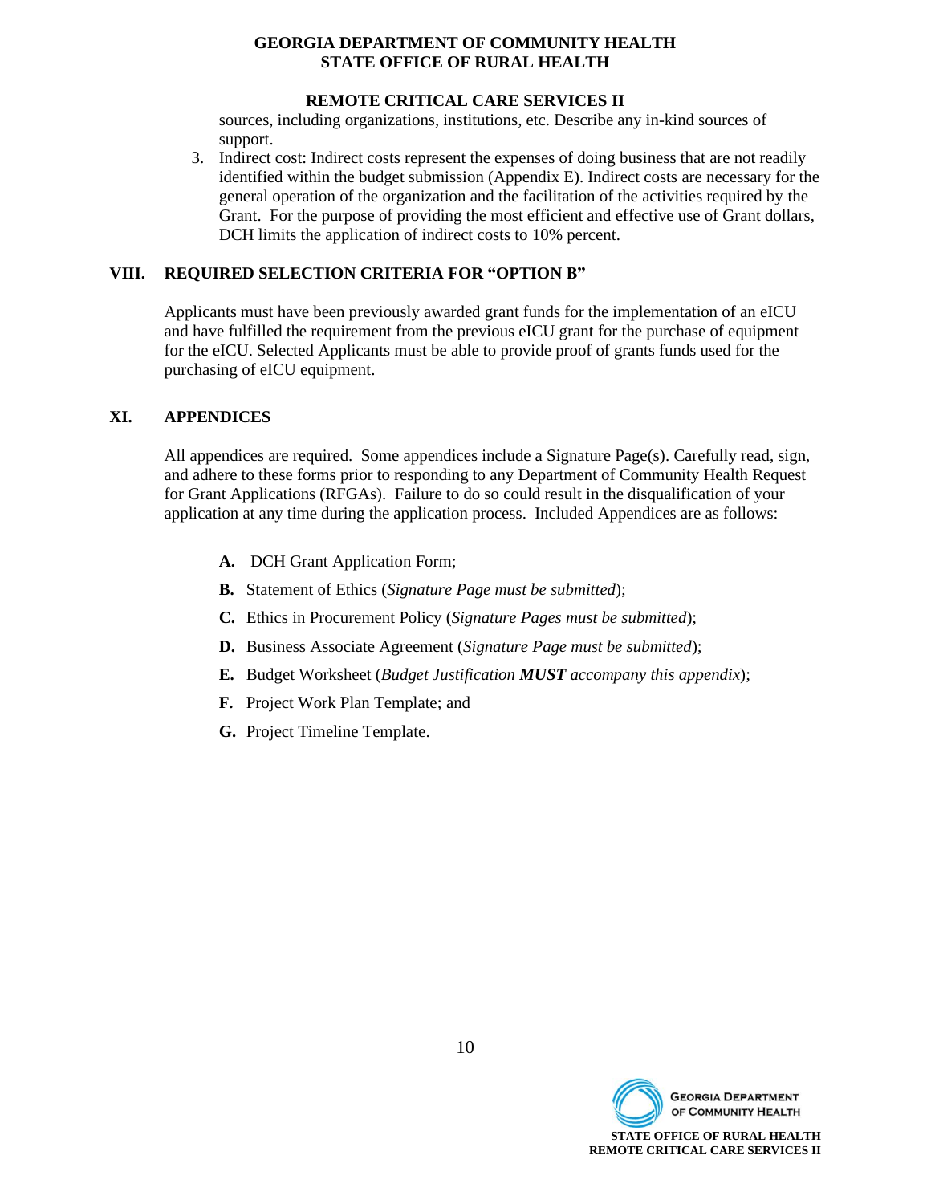sources, including organizations, institutions, etc. Describe any in-kind sources of support.

3. Indirect cost: Indirect costs represent the expenses of doing business that are not readily identified within the budget submission (Appendix E). Indirect costs are necessary for the general operation of the organization and the facilitation of the activities required by the Grant. For the purpose of providing the most efficient and effective use of Grant dollars, DCH limits the application of indirect costs to 10% percent.

## VIII. REQUIRED SELECTION CRITERIA FOR "OPTION B"

Applicants must have been previously awarded grant funds for the implementation of an eICU and have fulfilled the requirement from the previous eICU grant for the purchase of equipment for the eICU. Selected Applicants must be able to provide proof of grants funds used for the purchasing of eICU equipment.

## XI. APPENDICES

All appendices are required. Some appendices include a Signature Page(s). Carefully read, sign, and adhere to these forms prior to responding to any Department of Community Health Request for Grant Applications (RFGAs). Failure to do so could result in the disqualification of your application at any time during the application process. Included Appendices are as follows:

- **A.** DCH Grant Application Form;
- **B.** Statement of Ethics (*Signature Page must be submitted*);
- **C.** Ethics in Procurement Policy (*Signature Pages must be submitted*);
- **D.** Business Associate Agreement (*Signature Page must be submitted*);
- **E.** Budget Worksheet (*Budget Justification **MUST** accompany this appendix*);
- **F.** Project Work Plan Template; and
- **G.** Project Timeline Template.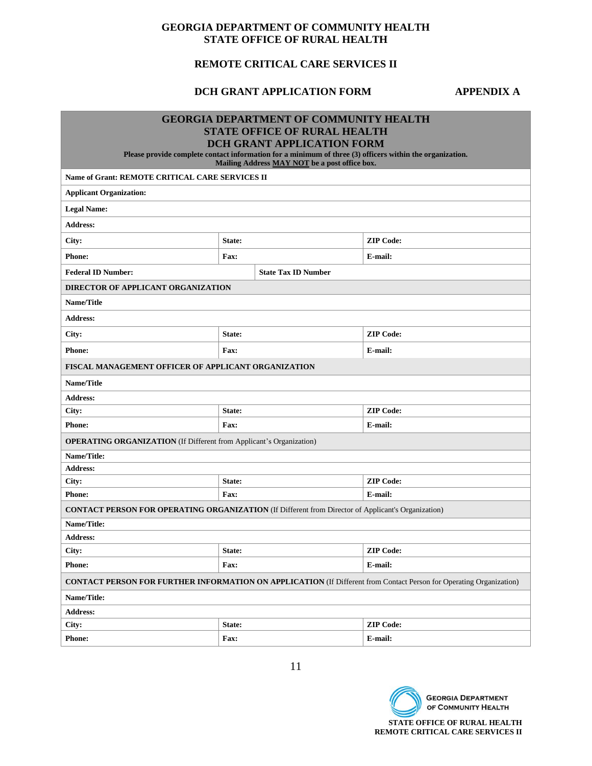**GEORGIA DEPARTMENT OF COMMUNITY HEALTH**
**STATE OFFICE OF RURAL HEALTH**

**REMOTE CRITICAL CARE SERVICES II**

**DCH GRANT APPLICATION FORM** **APPENDIX A**

| **GEORGIA DEPARTMENT OF COMMUNITY HEALTH<br>STATE OFFICE OF RURAL HEALTH<br>DCH GRANT APPLICATION FORM**<br>**Please provide complete contact information for a minimum of three (3) officers within the organization.<br>Mailing Address MAY NOT be a post office box.** | | | |
|---|---|---|---|
| **Name of Grant: REMOTE CRITICAL CARE SERVICES II** | | | |
| **Applicant Organization:** | | | |
| **Legal Name:** | | | |
| **Address:** | | | |
| **City:** | **State:** | | **ZIP Code:** |
| **Phone:** | **Fax:** | | **E-mail:** |
| **Federal ID Number:** | | **State Tax ID Number** | |
| **DIRECTOR OF APPLICANT ORGANIZATION** | | | |
| **Name/Title** | | | |
| **Address:** | | | |
| **City:** | **State:** | | **ZIP Code:** |
| **Phone:** | **Fax:** | | **E-mail:** |
| **FISCAL MANAGEMENT OFFICER OF APPLICANT ORGANIZATION** | | | |
| **Name/Title** | | | |
| **Address:** | | | |
| **City:** | **State:** | | **ZIP Code:** |
| **Phone:** | **Fax:** | | **E-mail:** |
| **OPERATING ORGANIZATION** (If Different from Applicant's Organization) | | | |
| **Name/Title:** | | | |
| **Address:** | | | |
| **City:** | **State:** | | **ZIP Code:** |
| **Phone:** | **Fax:** | | **E-mail:** |
| **CONTACT PERSON FOR OPERATING ORGANIZATION** (If Different from Director of Applicant's Organization) | | | |
| **Name/Title:** | | | |
| **Address:** | | | |
| **City:** | **State:** | | **ZIP Code:** |
| **Phone:** | **Fax:** | | **E-mail:** |
| **CONTACT PERSON FOR FURTHER INFORMATION ON APPLICATION** (If Different from Contact Person for Operating Organization) | | | |
| **Name/Title:** | | | |
| **Address:** | | | |
| **City:** | **State:** | | **ZIP Code:** |
| **Phone:** | **Fax:** | | **E-mail:** |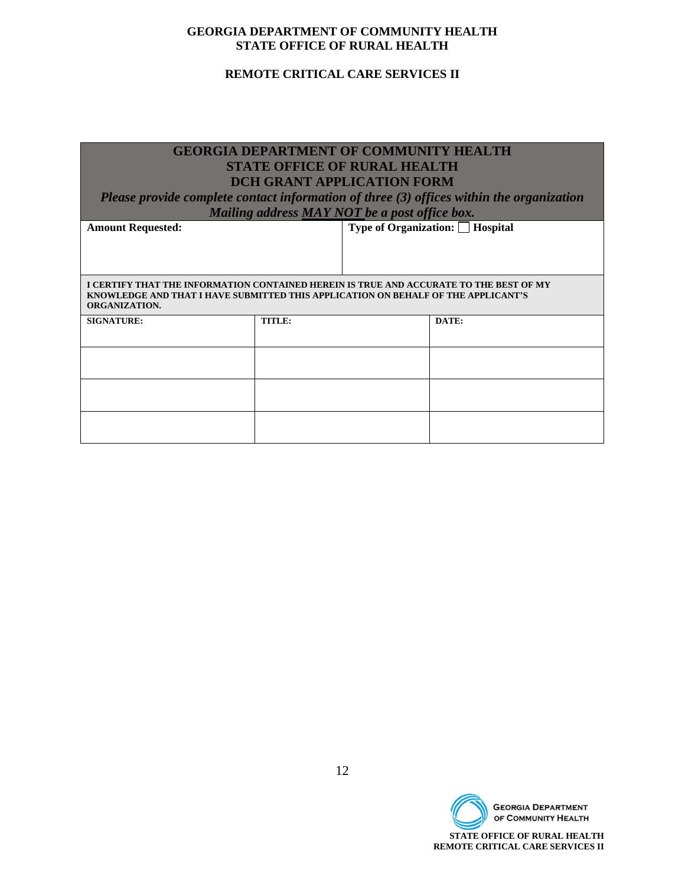**GEORGIA DEPARTMENT OF COMMUNITY HEALTH**
**STATE OFFICE OF RURAL HEALTH**

**REMOTE CRITICAL CARE SERVICES II**

| **GEORGIA DEPARTMENT OF COMMUNITY HEALTH**<br>**STATE OFFICE OF RURAL HEALTH**<br>**DCH GRANT APPLICATION FORM**<br>***Please provide complete contact information of three (3) offices within the organization***<br>***Mailing address MAY NOT be a post office box.*** | | |
|---|---|---|
| **Amount Requested:** | **Type of Organization: ☐ Hospital** | |
| **I CERTIFY THAT THE INFORMATION CONTAINED HEREIN IS TRUE AND ACCURATE TO THE BEST OF MY KNOWLEDGE AND THAT I HAVE SUBMITTED THIS APPLICATION ON BEHALF OF THE APPLICANT'S ORGANIZATION.** | | |
| **SIGNATURE:** | **TITLE:** | **DATE:** |
| | | |
| | | |
| | | |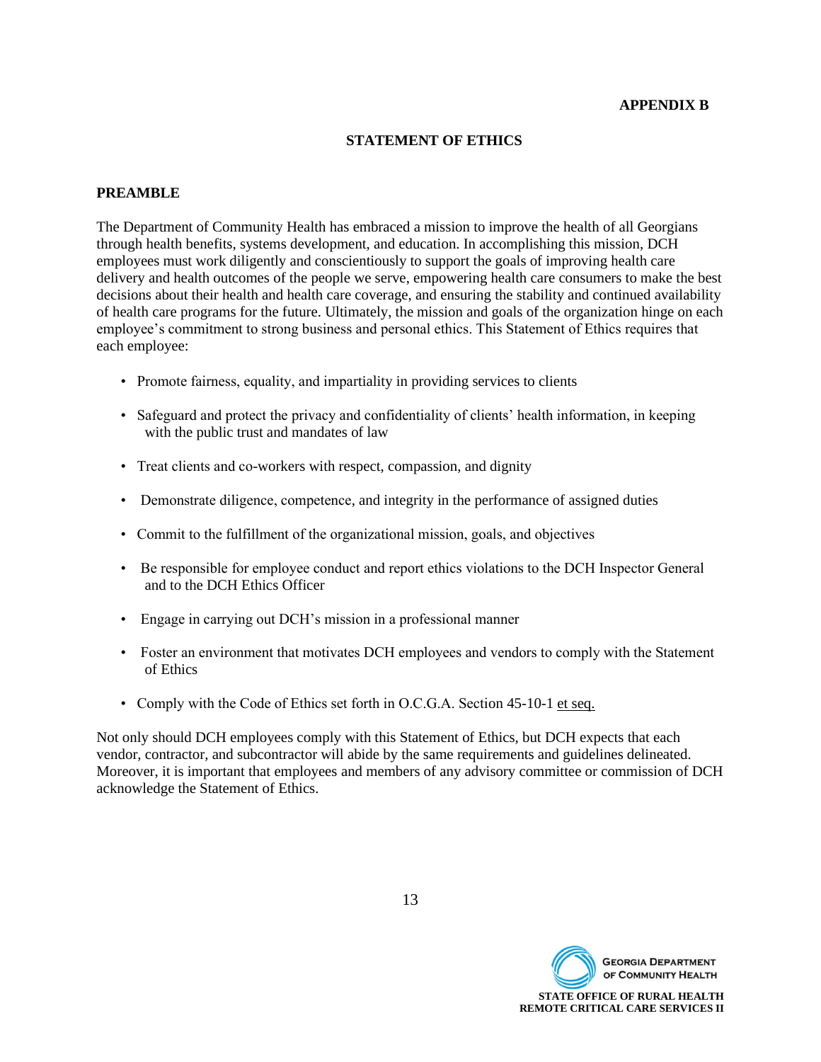**APPENDIX B**

## STATEMENT OF ETHICS

### PREAMBLE

The Department of Community Health has embraced a mission to improve the health of all Georgians through health benefits, systems development, and education. In accomplishing this mission, DCH employees must work diligently and conscientiously to support the goals of improving health care delivery and health outcomes of the people we serve, empowering health care consumers to make the best decisions about their health and health care coverage, and ensuring the stability and continued availability of health care programs for the future. Ultimately, the mission and goals of the organization hinge on each employee's commitment to strong business and personal ethics. This Statement of Ethics requires that each employee:

- Promote fairness, equality, and impartiality in providing services to clients
- Safeguard and protect the privacy and confidentiality of clients' health information, in keeping with the public trust and mandates of law
- Treat clients and co-workers with respect, compassion, and dignity
- Demonstrate diligence, competence, and integrity in the performance of assigned duties
- Commit to the fulfillment of the organizational mission, goals, and objectives
- Be responsible for employee conduct and report ethics violations to the DCH Inspector General and to the DCH Ethics Officer
- Engage in carrying out DCH's mission in a professional manner
- Foster an environment that motivates DCH employees and vendors to comply with the Statement of Ethics
- Comply with the Code of Ethics set forth in O.C.G.A. Section 45-10-1 et seq.

Not only should DCH employees comply with this Statement of Ethics, but DCH expects that each vendor, contractor, and subcontractor will abide by the same requirements and guidelines delineated. Moreover, it is important that employees and members of any advisory committee or commission of DCH acknowledge the Statement of Ethics.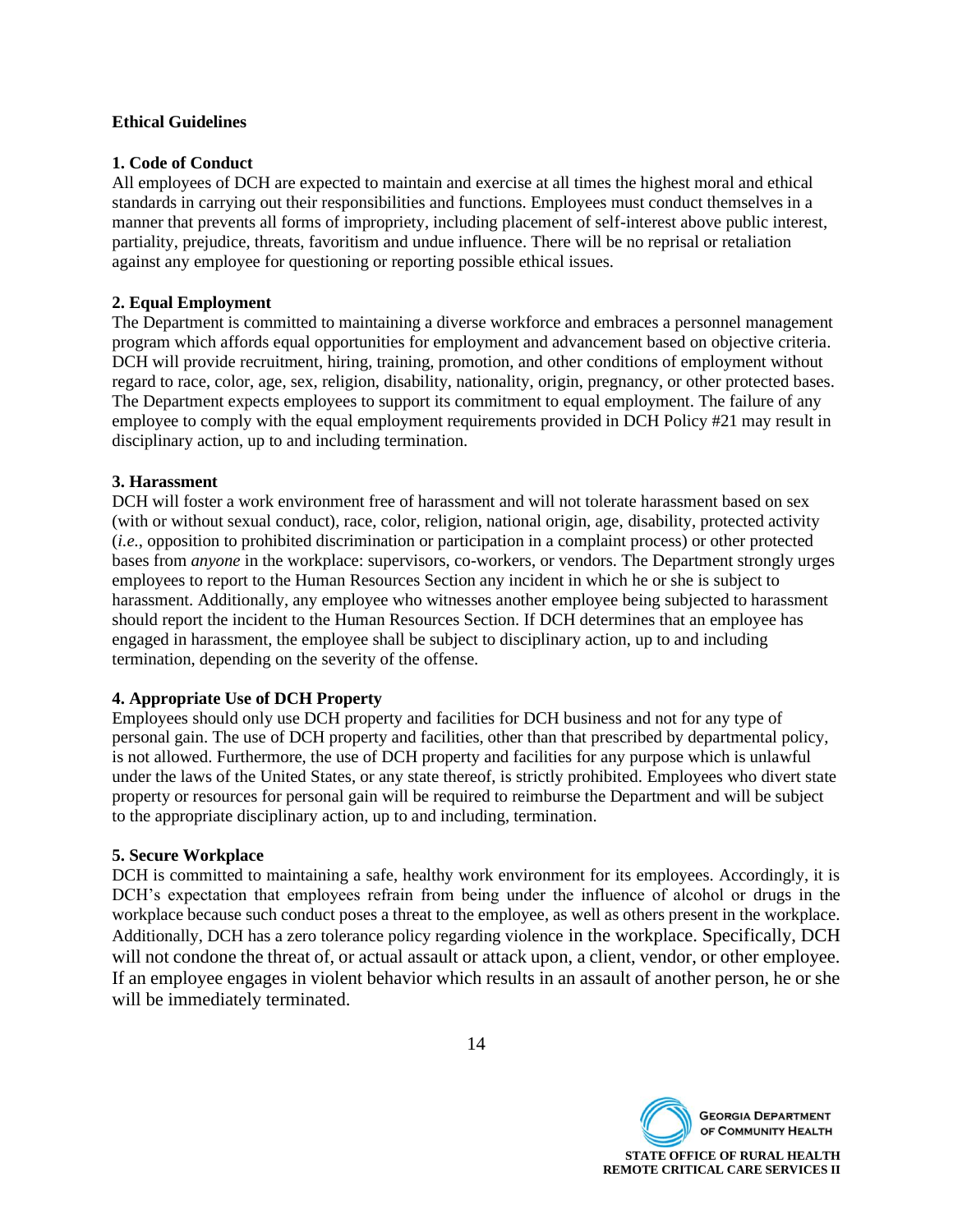**Ethical Guidelines**

**1. Code of Conduct**

All employees of DCH are expected to maintain and exercise at all times the highest moral and ethical standards in carrying out their responsibilities and functions. Employees must conduct themselves in a manner that prevents all forms of impropriety, including placement of self-interest above public interest, partiality, prejudice, threats, favoritism and undue influence. There will be no reprisal or retaliation against any employee for questioning or reporting possible ethical issues.

**2. Equal Employment**

The Department is committed to maintaining a diverse workforce and embraces a personnel management program which affords equal opportunities for employment and advancement based on objective criteria. DCH will provide recruitment, hiring, training, promotion, and other conditions of employment without regard to race, color, age, sex, religion, disability, nationality, origin, pregnancy, or other protected bases. The Department expects employees to support its commitment to equal employment. The failure of any employee to comply with the equal employment requirements provided in DCH Policy #21 may result in disciplinary action, up to and including termination.

**3. Harassment**

DCH will foster a work environment free of harassment and will not tolerate harassment based on sex (with or without sexual conduct), race, color, religion, national origin, age, disability, protected activity (*i.e.*, opposition to prohibited discrimination or participation in a complaint process) or other protected bases from *anyone* in the workplace: supervisors, co-workers, or vendors. The Department strongly urges employees to report to the Human Resources Section any incident in which he or she is subject to harassment. Additionally, any employee who witnesses another employee being subjected to harassment should report the incident to the Human Resources Section. If DCH determines that an employee has engaged in harassment, the employee shall be subject to disciplinary action, up to and including termination, depending on the severity of the offense.

**4. Appropriate Use of DCH Property**

Employees should only use DCH property and facilities for DCH business and not for any type of personal gain. The use of DCH property and facilities, other than that prescribed by departmental policy, is not allowed. Furthermore, the use of DCH property and facilities for any purpose which is unlawful under the laws of the United States, or any state thereof, is strictly prohibited. Employees who divert state property or resources for personal gain will be required to reimburse the Department and will be subject to the appropriate disciplinary action, up to and including, termination.

**5. Secure Workplace**

DCH is committed to maintaining a safe, healthy work environment for its employees. Accordingly, it is DCH's expectation that employees refrain from being under the influence of alcohol or drugs in the workplace because such conduct poses a threat to the employee, as well as others present in the workplace. Additionally, DCH has a zero tolerance policy regarding violence in the workplace. Specifically, DCH will not condone the threat of, or actual assault or attack upon, a client, vendor, or other employee. If an employee engages in violent behavior which results in an assault of another person, he or she will be immediately terminated.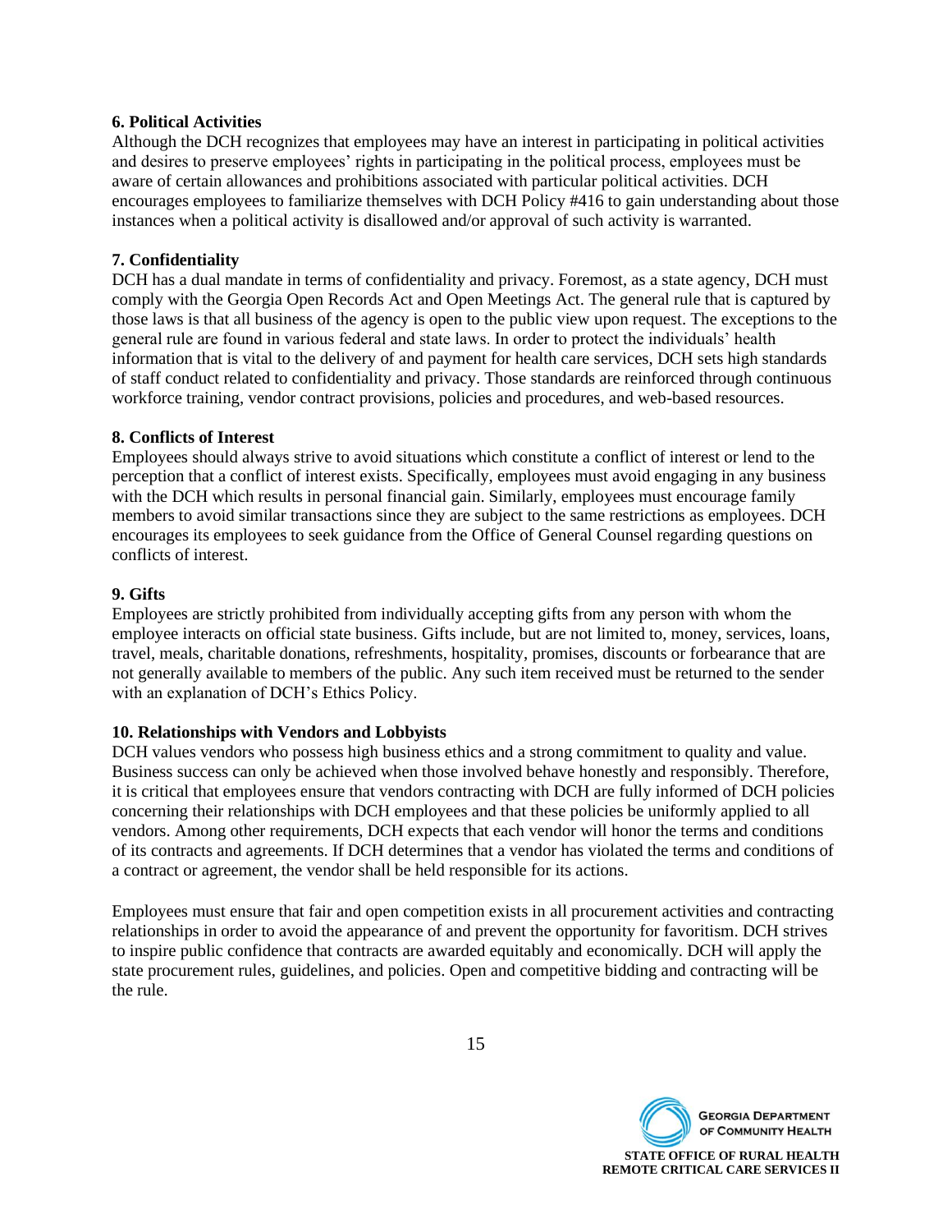**6. Political Activities**

Although the DCH recognizes that employees may have an interest in participating in political activities and desires to preserve employees' rights in participating in the political process, employees must be aware of certain allowances and prohibitions associated with particular political activities. DCH encourages employees to familiarize themselves with DCH Policy #416 to gain understanding about those instances when a political activity is disallowed and/or approval of such activity is warranted.

**7. Confidentiality**

DCH has a dual mandate in terms of confidentiality and privacy. Foremost, as a state agency, DCH must comply with the Georgia Open Records Act and Open Meetings Act. The general rule that is captured by those laws is that all business of the agency is open to the public view upon request. The exceptions to the general rule are found in various federal and state laws. In order to protect the individuals' health information that is vital to the delivery of and payment for health care services, DCH sets high standards of staff conduct related to confidentiality and privacy. Those standards are reinforced through continuous workforce training, vendor contract provisions, policies and procedures, and web-based resources.

**8. Conflicts of Interest**

Employees should always strive to avoid situations which constitute a conflict of interest or lend to the perception that a conflict of interest exists. Specifically, employees must avoid engaging in any business with the DCH which results in personal financial gain. Similarly, employees must encourage family members to avoid similar transactions since they are subject to the same restrictions as employees. DCH encourages its employees to seek guidance from the Office of General Counsel regarding questions on conflicts of interest.

**9. Gifts**

Employees are strictly prohibited from individually accepting gifts from any person with whom the employee interacts on official state business. Gifts include, but are not limited to, money, services, loans, travel, meals, charitable donations, refreshments, hospitality, promises, discounts or forbearance that are not generally available to members of the public. Any such item received must be returned to the sender with an explanation of DCH's Ethics Policy.

**10. Relationships with Vendors and Lobbyists**

DCH values vendors who possess high business ethics and a strong commitment to quality and value. Business success can only be achieved when those involved behave honestly and responsibly. Therefore, it is critical that employees ensure that vendors contracting with DCH are fully informed of DCH policies concerning their relationships with DCH employees and that these policies be uniformly applied to all vendors. Among other requirements, DCH expects that each vendor will honor the terms and conditions of its contracts and agreements. If DCH determines that a vendor has violated the terms and conditions of a contract or agreement, the vendor shall be held responsible for its actions.

Employees must ensure that fair and open competition exists in all procurement activities and contracting relationships in order to avoid the appearance of and prevent the opportunity for favoritism. DCH strives to inspire public confidence that contracts are awarded equitably and economically. DCH will apply the state procurement rules, guidelines, and policies. Open and competitive bidding and contracting will be the rule.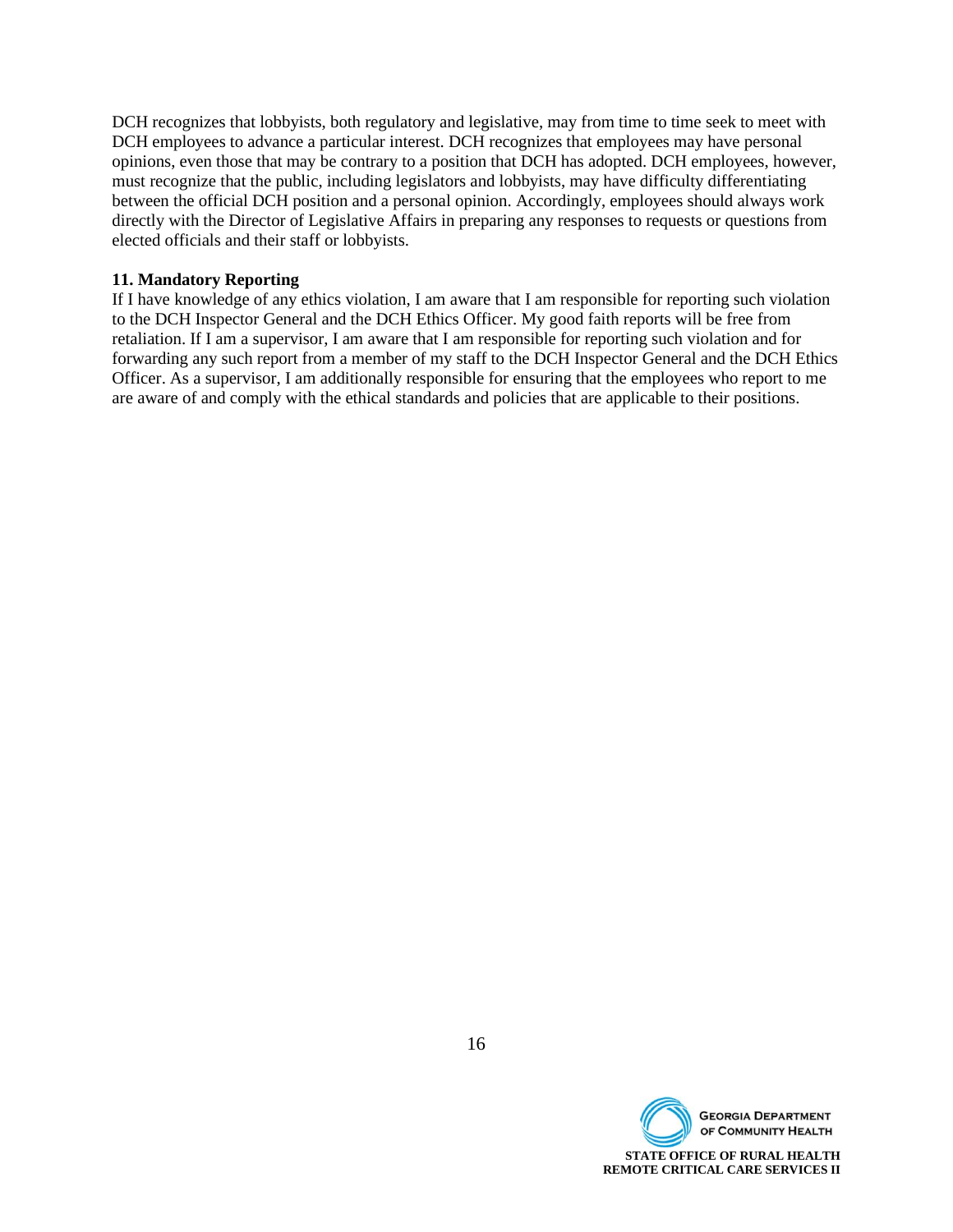DCH recognizes that lobbyists, both regulatory and legislative, may from time to time seek to meet with DCH employees to advance a particular interest. DCH recognizes that employees may have personal opinions, even those that may be contrary to a position that DCH has adopted. DCH employees, however, must recognize that the public, including legislators and lobbyists, may have difficulty differentiating between the official DCH position and a personal opinion. Accordingly, employees should always work directly with the Director of Legislative Affairs in preparing any responses to requests or questions from elected officials and their staff or lobbyists.

**11. Mandatory Reporting**

If I have knowledge of any ethics violation, I am aware that I am responsible for reporting such violation to the DCH Inspector General and the DCH Ethics Officer. My good faith reports will be free from retaliation. If I am a supervisor, I am aware that I am responsible for reporting such violation and for forwarding any such report from a member of my staff to the DCH Inspector General and the DCH Ethics Officer. As a supervisor, I am additionally responsible for ensuring that the employees who report to me are aware of and comply with the ethical standards and policies that are applicable to their positions.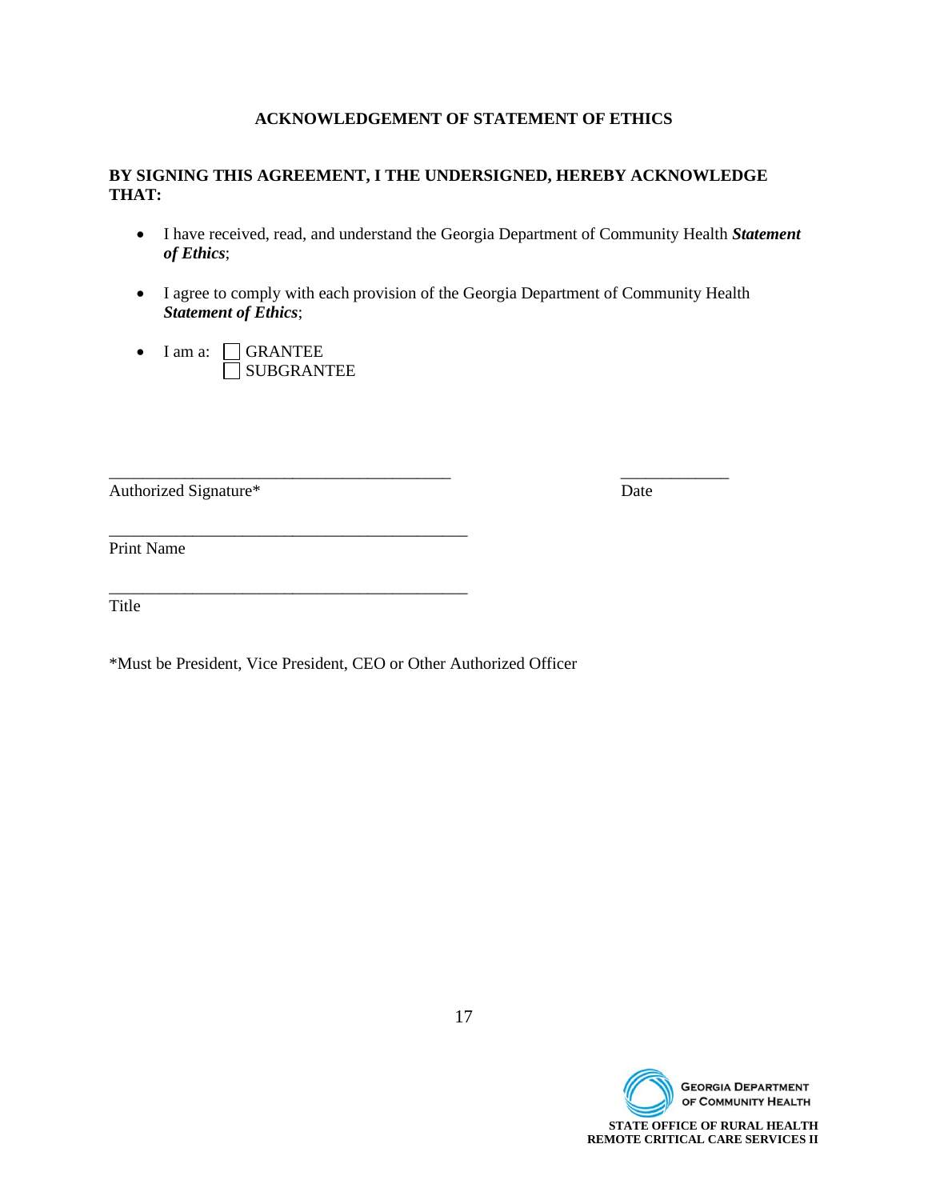**ACKNOWLEDGEMENT OF STATEMENT OF ETHICS**

**BY SIGNING THIS AGREEMENT, I THE UNDERSIGNED, HEREBY ACKNOWLEDGE THAT:**

- I have received, read, and understand the Georgia Department of Community Health ***Statement of Ethics***;
- I agree to comply with each provision of the Georgia Department of Community Health ***Statement of Ethics***;
- I am a: ☐ GRANTEE
  ☐ SUBGRANTEE

\_\_\_\_\_\_\_\_\_\_\_\_\_\_\_\_\_\_\_\_\_\_\_\_\_\_\_\_\_\_\_\_\_\_\_\_\_\_\_\_\_\_ \_\_\_\_\_\_\_\_\_\_\_\_\_

Authorized Signature* Date

\_\_\_\_\_\_\_\_\_\_\_\_\_\_\_\_\_\_\_\_\_\_\_\_\_\_\_\_\_\_\_\_\_\_\_\_\_\_\_\_\_\_\_

Print Name

\_\_\_\_\_\_\_\_\_\_\_\_\_\_\_\_\_\_\_\_\_\_\_\_\_\_\_\_\_\_\_\_\_\_\_\_\_\_\_\_\_\_\_

Title

*Must be President, Vice President, CEO or Other Authorized Officer

GEORGIA DEPARTMENT OF COMMUNITY HEALTH

STATE OFFICE OF RURAL HEALTH
REMOTE CRITICAL CARE SERVICES II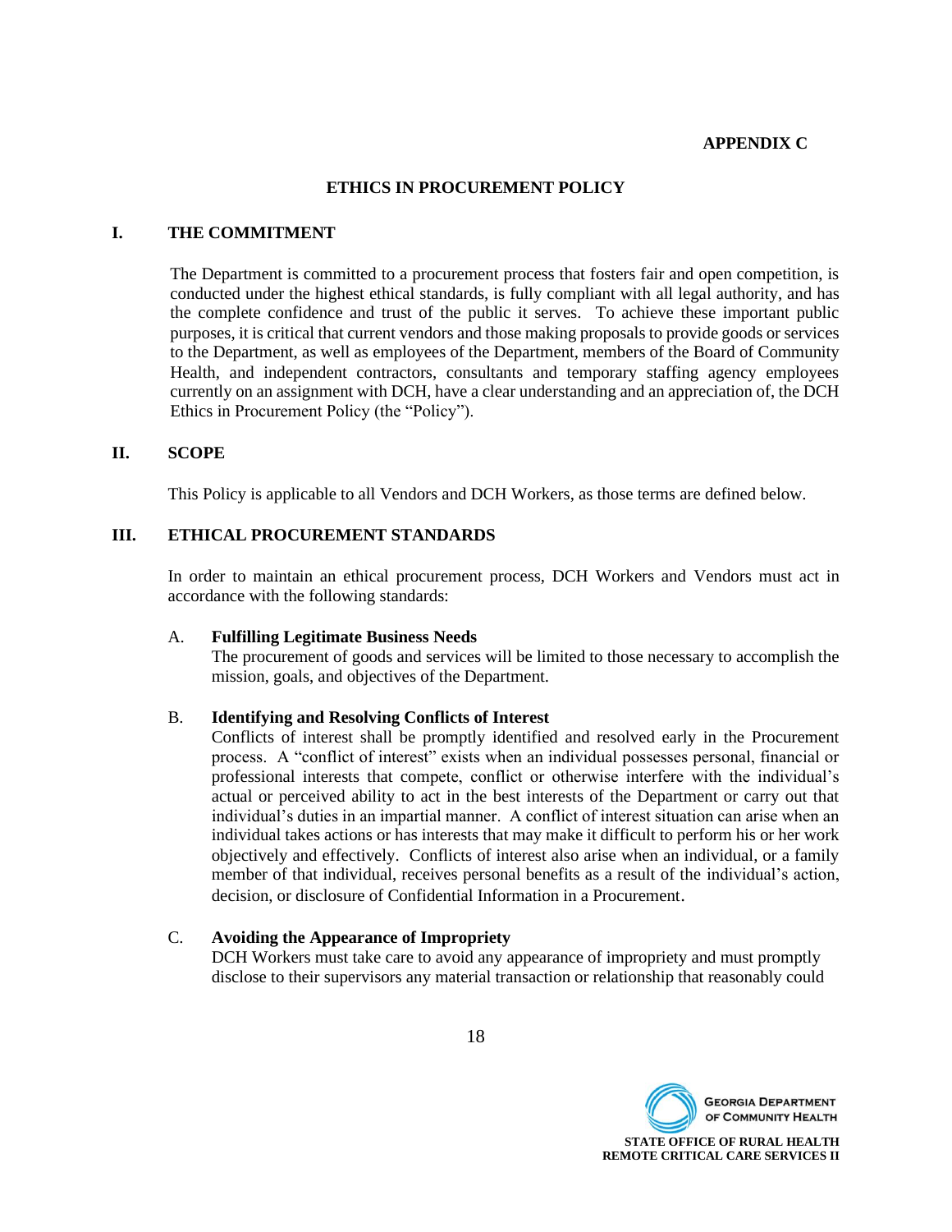**APPENDIX C**

## ETHICS IN PROCUREMENT POLICY

## I. THE COMMITMENT

The Department is committed to a procurement process that fosters fair and open competition, is conducted under the highest ethical standards, is fully compliant with all legal authority, and has the complete confidence and trust of the public it serves. To achieve these important public purposes, it is critical that current vendors and those making proposals to provide goods or services to the Department, as well as employees of the Department, members of the Board of Community Health, and independent contractors, consultants and temporary staffing agency employees currently on an assignment with DCH, have a clear understanding and an appreciation of, the DCH Ethics in Procurement Policy (the "Policy").

## II. SCOPE

This Policy is applicable to all Vendors and DCH Workers, as those terms are defined below.

## III. ETHICAL PROCUREMENT STANDARDS

In order to maintain an ethical procurement process, DCH Workers and Vendors must act in accordance with the following standards:

### A. Fulfilling Legitimate Business Needs

The procurement of goods and services will be limited to those necessary to accomplish the mission, goals, and objectives of the Department.

### B. Identifying and Resolving Conflicts of Interest

Conflicts of interest shall be promptly identified and resolved early in the Procurement process. A "conflict of interest" exists when an individual possesses personal, financial or professional interests that compete, conflict or otherwise interfere with the individual's actual or perceived ability to act in the best interests of the Department or carry out that individual's duties in an impartial manner. A conflict of interest situation can arise when an individual takes actions or has interests that may make it difficult to perform his or her work objectively and effectively. Conflicts of interest also arise when an individual, or a family member of that individual, receives personal benefits as a result of the individual's action, decision, or disclosure of Confidential Information in a Procurement.

### C. Avoiding the Appearance of Impropriety

DCH Workers must take care to avoid any appearance of impropriety and must promptly disclose to their supervisors any material transaction or relationship that reasonably could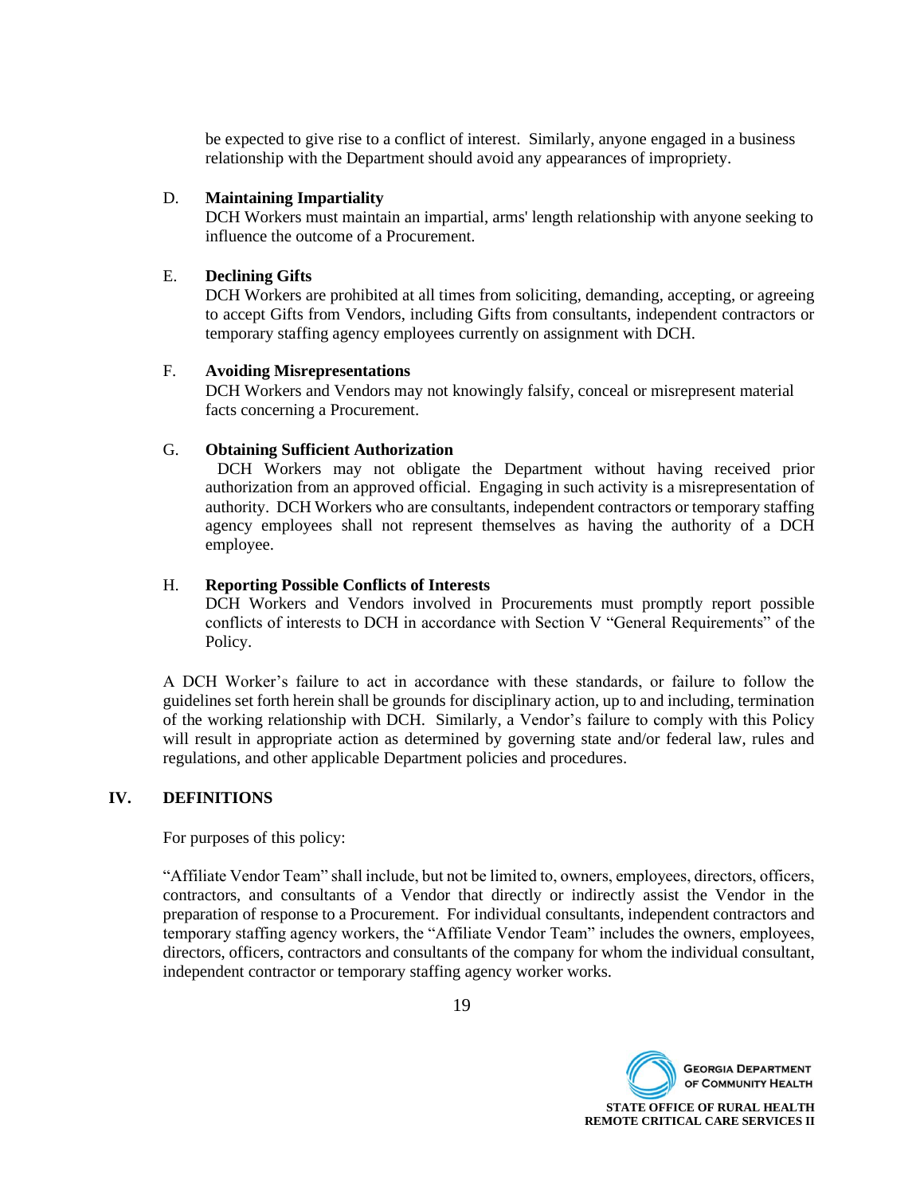be expected to give rise to a conflict of interest. Similarly, anyone engaged in a business relationship with the Department should avoid any appearances of impropriety.

D. **Maintaining Impartiality**
DCH Workers must maintain an impartial, arms' length relationship with anyone seeking to influence the outcome of a Procurement.

E. **Declining Gifts**
DCH Workers are prohibited at all times from soliciting, demanding, accepting, or agreeing to accept Gifts from Vendors, including Gifts from consultants, independent contractors or temporary staffing agency employees currently on assignment with DCH.

F. **Avoiding Misrepresentations**
DCH Workers and Vendors may not knowingly falsify, conceal or misrepresent material facts concerning a Procurement.

G. **Obtaining Sufficient Authorization**
DCH Workers may not obligate the Department without having received prior authorization from an approved official. Engaging in such activity is a misrepresentation of authority. DCH Workers who are consultants, independent contractors or temporary staffing agency employees shall not represent themselves as having the authority of a DCH employee.

H. **Reporting Possible Conflicts of Interests**
DCH Workers and Vendors involved in Procurements must promptly report possible conflicts of interests to DCH in accordance with Section V "General Requirements" of the Policy.

A DCH Worker's failure to act in accordance with these standards, or failure to follow the guidelines set forth herein shall be grounds for disciplinary action, up to and including, termination of the working relationship with DCH. Similarly, a Vendor's failure to comply with this Policy will result in appropriate action as determined by governing state and/or federal law, rules and regulations, and other applicable Department policies and procedures.

## IV. DEFINITIONS

For purposes of this policy:

"Affiliate Vendor Team" shall include, but not be limited to, owners, employees, directors, officers, contractors, and consultants of a Vendor that directly or indirectly assist the Vendor in the preparation of response to a Procurement. For individual consultants, independent contractors and temporary staffing agency workers, the "Affiliate Vendor Team" includes the owners, employees, directors, officers, contractors and consultants of the company for whom the individual consultant, independent contractor or temporary staffing agency worker works.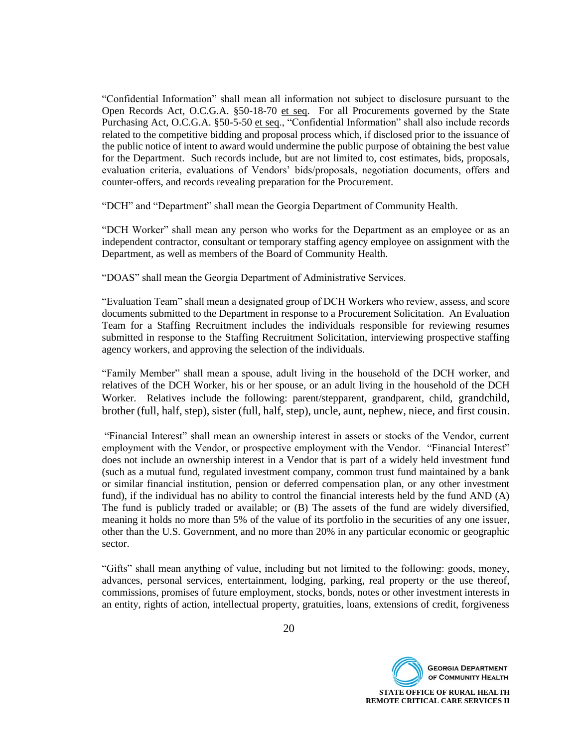"Confidential Information" shall mean all information not subject to disclosure pursuant to the Open Records Act, O.C.G.A. §50-18-70 et seq. For all Procurements governed by the State Purchasing Act, O.C.G.A. §50-5-50 et seq., "Confidential Information" shall also include records related to the competitive bidding and proposal process which, if disclosed prior to the issuance of the public notice of intent to award would undermine the public purpose of obtaining the best value for the Department. Such records include, but are not limited to, cost estimates, bids, proposals, evaluation criteria, evaluations of Vendors' bids/proposals, negotiation documents, offers and counter-offers, and records revealing preparation for the Procurement.

"DCH" and "Department" shall mean the Georgia Department of Community Health.

"DCH Worker" shall mean any person who works for the Department as an employee or as an independent contractor, consultant or temporary staffing agency employee on assignment with the Department, as well as members of the Board of Community Health.

"DOAS" shall mean the Georgia Department of Administrative Services.

"Evaluation Team" shall mean a designated group of DCH Workers who review, assess, and score documents submitted to the Department in response to a Procurement Solicitation. An Evaluation Team for a Staffing Recruitment includes the individuals responsible for reviewing resumes submitted in response to the Staffing Recruitment Solicitation, interviewing prospective staffing agency workers, and approving the selection of the individuals.

"Family Member" shall mean a spouse, adult living in the household of the DCH worker, and relatives of the DCH Worker, his or her spouse, or an adult living in the household of the DCH Worker. Relatives include the following: parent/stepparent, grandparent, child, grandchild, brother (full, half, step), sister (full, half, step), uncle, aunt, nephew, niece, and first cousin.

"Financial Interest" shall mean an ownership interest in assets or stocks of the Vendor, current employment with the Vendor, or prospective employment with the Vendor. "Financial Interest" does not include an ownership interest in a Vendor that is part of a widely held investment fund (such as a mutual fund, regulated investment company, common trust fund maintained by a bank or similar financial institution, pension or deferred compensation plan, or any other investment fund), if the individual has no ability to control the financial interests held by the fund AND (A) The fund is publicly traded or available; or (B) The assets of the fund are widely diversified, meaning it holds no more than 5% of the value of its portfolio in the securities of any one issuer, other than the U.S. Government, and no more than 20% in any particular economic or geographic sector.

"Gifts" shall mean anything of value, including but not limited to the following: goods, money, advances, personal services, entertainment, lodging, parking, real property or the use thereof, commissions, promises of future employment, stocks, bonds, notes or other investment interests in an entity, rights of action, intellectual property, gratuities, loans, extensions of credit, forgiveness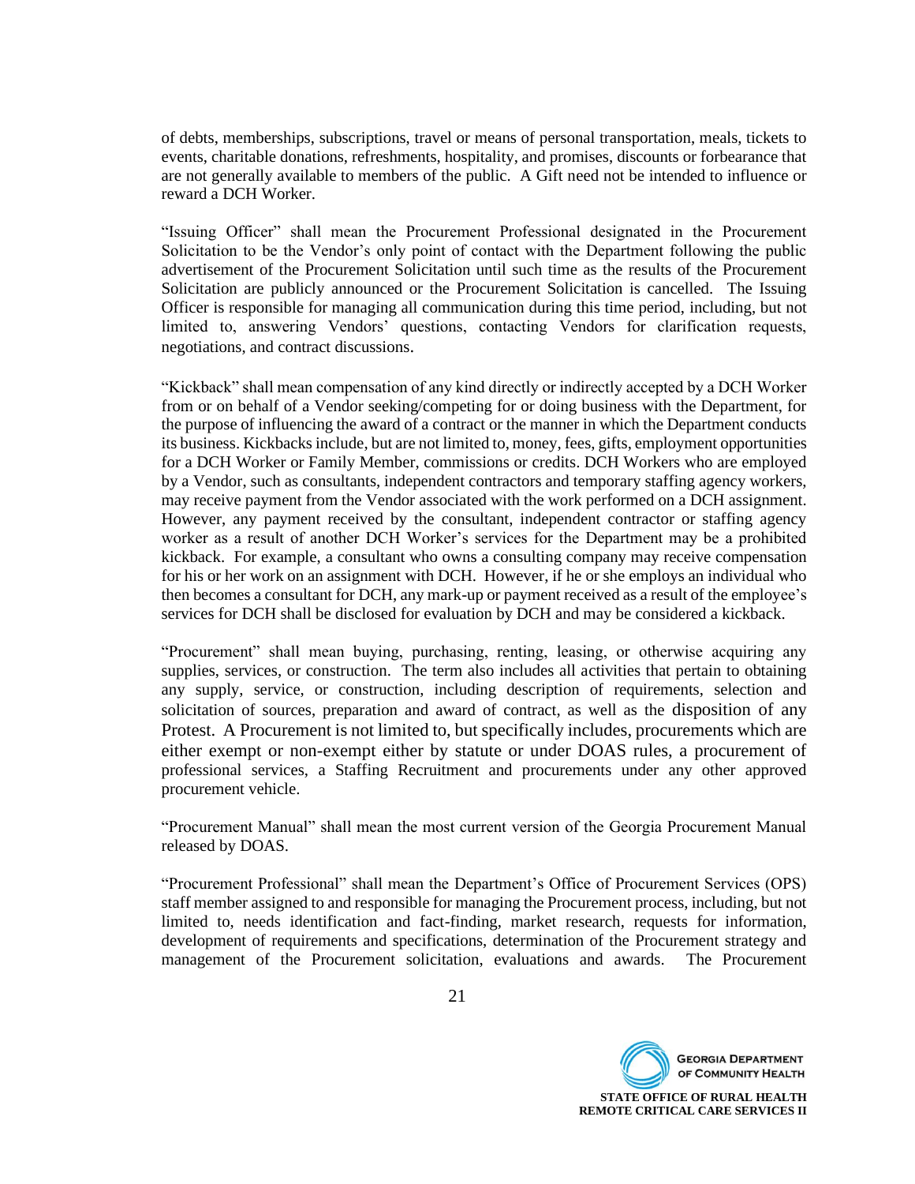of debts, memberships, subscriptions, travel or means of personal transportation, meals, tickets to events, charitable donations, refreshments, hospitality, and promises, discounts or forbearance that are not generally available to members of the public. A Gift need not be intended to influence or reward a DCH Worker.

"Issuing Officer" shall mean the Procurement Professional designated in the Procurement Solicitation to be the Vendor's only point of contact with the Department following the public advertisement of the Procurement Solicitation until such time as the results of the Procurement Solicitation are publicly announced or the Procurement Solicitation is cancelled. The Issuing Officer is responsible for managing all communication during this time period, including, but not limited to, answering Vendors' questions, contacting Vendors for clarification requests, negotiations, and contract discussions.

"Kickback" shall mean compensation of any kind directly or indirectly accepted by a DCH Worker from or on behalf of a Vendor seeking/competing for or doing business with the Department, for the purpose of influencing the award of a contract or the manner in which the Department conducts its business. Kickbacks include, but are not limited to, money, fees, gifts, employment opportunities for a DCH Worker or Family Member, commissions or credits. DCH Workers who are employed by a Vendor, such as consultants, independent contractors and temporary staffing agency workers, may receive payment from the Vendor associated with the work performed on a DCH assignment. However, any payment received by the consultant, independent contractor or staffing agency worker as a result of another DCH Worker's services for the Department may be a prohibited kickback. For example, a consultant who owns a consulting company may receive compensation for his or her work on an assignment with DCH. However, if he or she employs an individual who then becomes a consultant for DCH, any mark-up or payment received as a result of the employee's services for DCH shall be disclosed for evaluation by DCH and may be considered a kickback.

"Procurement" shall mean buying, purchasing, renting, leasing, or otherwise acquiring any supplies, services, or construction. The term also includes all activities that pertain to obtaining any supply, service, or construction, including description of requirements, selection and solicitation of sources, preparation and award of contract, as well as the disposition of any Protest. A Procurement is not limited to, but specifically includes, procurements which are either exempt or non-exempt either by statute or under DOAS rules, a procurement of professional services, a Staffing Recruitment and procurements under any other approved procurement vehicle.

"Procurement Manual" shall mean the most current version of the Georgia Procurement Manual released by DOAS.

"Procurement Professional" shall mean the Department's Office of Procurement Services (OPS) staff member assigned to and responsible for managing the Procurement process, including, but not limited to, needs identification and fact-finding, market research, requests for information, development of requirements and specifications, determination of the Procurement strategy and management of the Procurement solicitation, evaluations and awards. The Procurement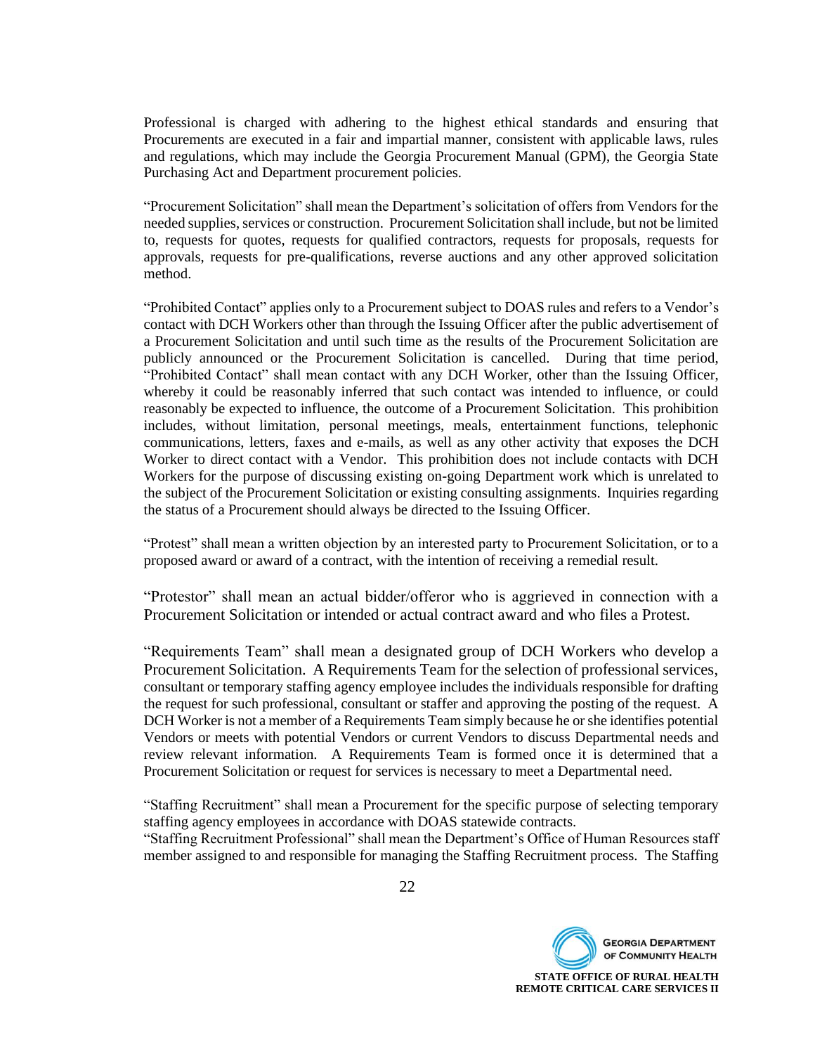Professional is charged with adhering to the highest ethical standards and ensuring that Procurements are executed in a fair and impartial manner, consistent with applicable laws, rules and regulations, which may include the Georgia Procurement Manual (GPM), the Georgia State Purchasing Act and Department procurement policies.

"Procurement Solicitation" shall mean the Department's solicitation of offers from Vendors for the needed supplies, services or construction. Procurement Solicitation shall include, but not be limited to, requests for quotes, requests for qualified contractors, requests for proposals, requests for approvals, requests for pre-qualifications, reverse auctions and any other approved solicitation method.

"Prohibited Contact" applies only to a Procurement subject to DOAS rules and refers to a Vendor's contact with DCH Workers other than through the Issuing Officer after the public advertisement of a Procurement Solicitation and until such time as the results of the Procurement Solicitation are publicly announced or the Procurement Solicitation is cancelled. During that time period, "Prohibited Contact" shall mean contact with any DCH Worker, other than the Issuing Officer, whereby it could be reasonably inferred that such contact was intended to influence, or could reasonably be expected to influence, the outcome of a Procurement Solicitation. This prohibition includes, without limitation, personal meetings, meals, entertainment functions, telephonic communications, letters, faxes and e-mails, as well as any other activity that exposes the DCH Worker to direct contact with a Vendor. This prohibition does not include contacts with DCH Workers for the purpose of discussing existing on-going Department work which is unrelated to the subject of the Procurement Solicitation or existing consulting assignments. Inquiries regarding the status of a Procurement should always be directed to the Issuing Officer.

"Protest" shall mean a written objection by an interested party to Procurement Solicitation, or to a proposed award or award of a contract, with the intention of receiving a remedial result.

"Protestor" shall mean an actual bidder/offeror who is aggrieved in connection with a Procurement Solicitation or intended or actual contract award and who files a Protest.

"Requirements Team" shall mean a designated group of DCH Workers who develop a Procurement Solicitation. A Requirements Team for the selection of professional services, consultant or temporary staffing agency employee includes the individuals responsible for drafting the request for such professional, consultant or staffer and approving the posting of the request. A DCH Worker is not a member of a Requirements Team simply because he or she identifies potential Vendors or meets with potential Vendors or current Vendors to discuss Departmental needs and review relevant information. A Requirements Team is formed once it is determined that a Procurement Solicitation or request for services is necessary to meet a Departmental need.

"Staffing Recruitment" shall mean a Procurement for the specific purpose of selecting temporary staffing agency employees in accordance with DOAS statewide contracts.

"Staffing Recruitment Professional" shall mean the Department's Office of Human Resources staff member assigned to and responsible for managing the Staffing Recruitment process. The Staffing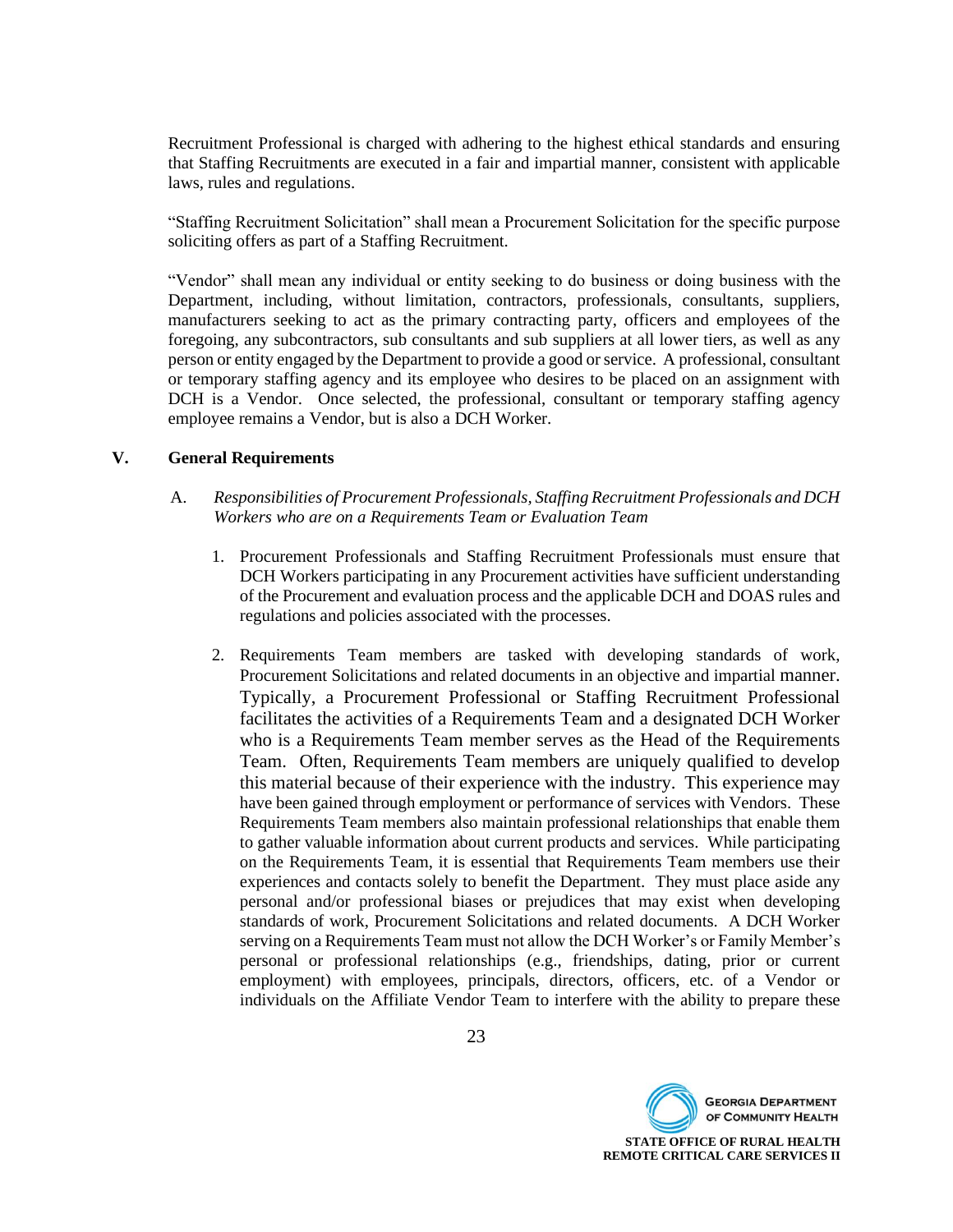Recruitment Professional is charged with adhering to the highest ethical standards and ensuring that Staffing Recruitments are executed in a fair and impartial manner, consistent with applicable laws, rules and regulations.

"Staffing Recruitment Solicitation" shall mean a Procurement Solicitation for the specific purpose soliciting offers as part of a Staffing Recruitment.

"Vendor" shall mean any individual or entity seeking to do business or doing business with the Department, including, without limitation, contractors, professionals, consultants, suppliers, manufacturers seeking to act as the primary contracting party, officers and employees of the foregoing, any subcontractors, sub consultants and sub suppliers at all lower tiers, as well as any person or entity engaged by the Department to provide a good or service. A professional, consultant or temporary staffing agency and its employee who desires to be placed on an assignment with DCH is a Vendor. Once selected, the professional, consultant or temporary staffing agency employee remains a Vendor, but is also a DCH Worker.

## V. General Requirements

A. *Responsibilities of Procurement Professionals, Staffing Recruitment Professionals and DCH Workers who are on a Requirements Team or Evaluation Team*

1. Procurement Professionals and Staffing Recruitment Professionals must ensure that DCH Workers participating in any Procurement activities have sufficient understanding of the Procurement and evaluation process and the applicable DCH and DOAS rules and regulations and policies associated with the processes.

2. Requirements Team members are tasked with developing standards of work, Procurement Solicitations and related documents in an objective and impartial manner. Typically, a Procurement Professional or Staffing Recruitment Professional facilitates the activities of a Requirements Team and a designated DCH Worker who is a Requirements Team member serves as the Head of the Requirements Team. Often, Requirements Team members are uniquely qualified to develop this material because of their experience with the industry. This experience may have been gained through employment or performance of services with Vendors. These Requirements Team members also maintain professional relationships that enable them to gather valuable information about current products and services. While participating on the Requirements Team, it is essential that Requirements Team members use their experiences and contacts solely to benefit the Department. They must place aside any personal and/or professional biases or prejudices that may exist when developing standards of work, Procurement Solicitations and related documents. A DCH Worker serving on a Requirements Team must not allow the DCH Worker's or Family Member's personal or professional relationships (e.g., friendships, dating, prior or current employment) with employees, principals, directors, officers, etc. of a Vendor or individuals on the Affiliate Vendor Team to interfere with the ability to prepare these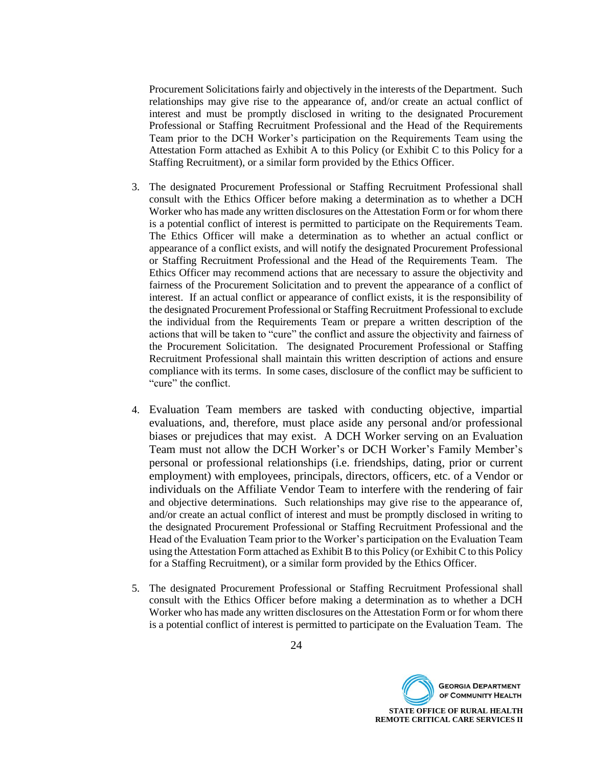Procurement Solicitations fairly and objectively in the interests of the Department. Such relationships may give rise to the appearance of, and/or create an actual conflict of interest and must be promptly disclosed in writing to the designated Procurement Professional or Staffing Recruitment Professional and the Head of the Requirements Team prior to the DCH Worker's participation on the Requirements Team using the Attestation Form attached as Exhibit A to this Policy (or Exhibit C to this Policy for a Staffing Recruitment), or a similar form provided by the Ethics Officer.

3. The designated Procurement Professional or Staffing Recruitment Professional shall consult with the Ethics Officer before making a determination as to whether a DCH Worker who has made any written disclosures on the Attestation Form or for whom there is a potential conflict of interest is permitted to participate on the Requirements Team. The Ethics Officer will make a determination as to whether an actual conflict or appearance of a conflict exists, and will notify the designated Procurement Professional or Staffing Recruitment Professional and the Head of the Requirements Team. The Ethics Officer may recommend actions that are necessary to assure the objectivity and fairness of the Procurement Solicitation and to prevent the appearance of a conflict of interest. If an actual conflict or appearance of conflict exists, it is the responsibility of the designated Procurement Professional or Staffing Recruitment Professional to exclude the individual from the Requirements Team or prepare a written description of the actions that will be taken to "cure" the conflict and assure the objectivity and fairness of the Procurement Solicitation. The designated Procurement Professional or Staffing Recruitment Professional shall maintain this written description of actions and ensure compliance with its terms. In some cases, disclosure of the conflict may be sufficient to "cure" the conflict.

4. Evaluation Team members are tasked with conducting objective, impartial evaluations, and, therefore, must place aside any personal and/or professional biases or prejudices that may exist. A DCH Worker serving on an Evaluation Team must not allow the DCH Worker's or DCH Worker's Family Member's personal or professional relationships (i.e. friendships, dating, prior or current employment) with employees, principals, directors, officers, etc. of a Vendor or individuals on the Affiliate Vendor Team to interfere with the rendering of fair and objective determinations. Such relationships may give rise to the appearance of, and/or create an actual conflict of interest and must be promptly disclosed in writing to the designated Procurement Professional or Staffing Recruitment Professional and the Head of the Evaluation Team prior to the Worker's participation on the Evaluation Team using the Attestation Form attached as Exhibit B to this Policy (or Exhibit C to this Policy for a Staffing Recruitment), or a similar form provided by the Ethics Officer.

5. The designated Procurement Professional or Staffing Recruitment Professional shall consult with the Ethics Officer before making a determination as to whether a DCH Worker who has made any written disclosures on the Attestation Form or for whom there is a potential conflict of interest is permitted to participate on the Evaluation Team. The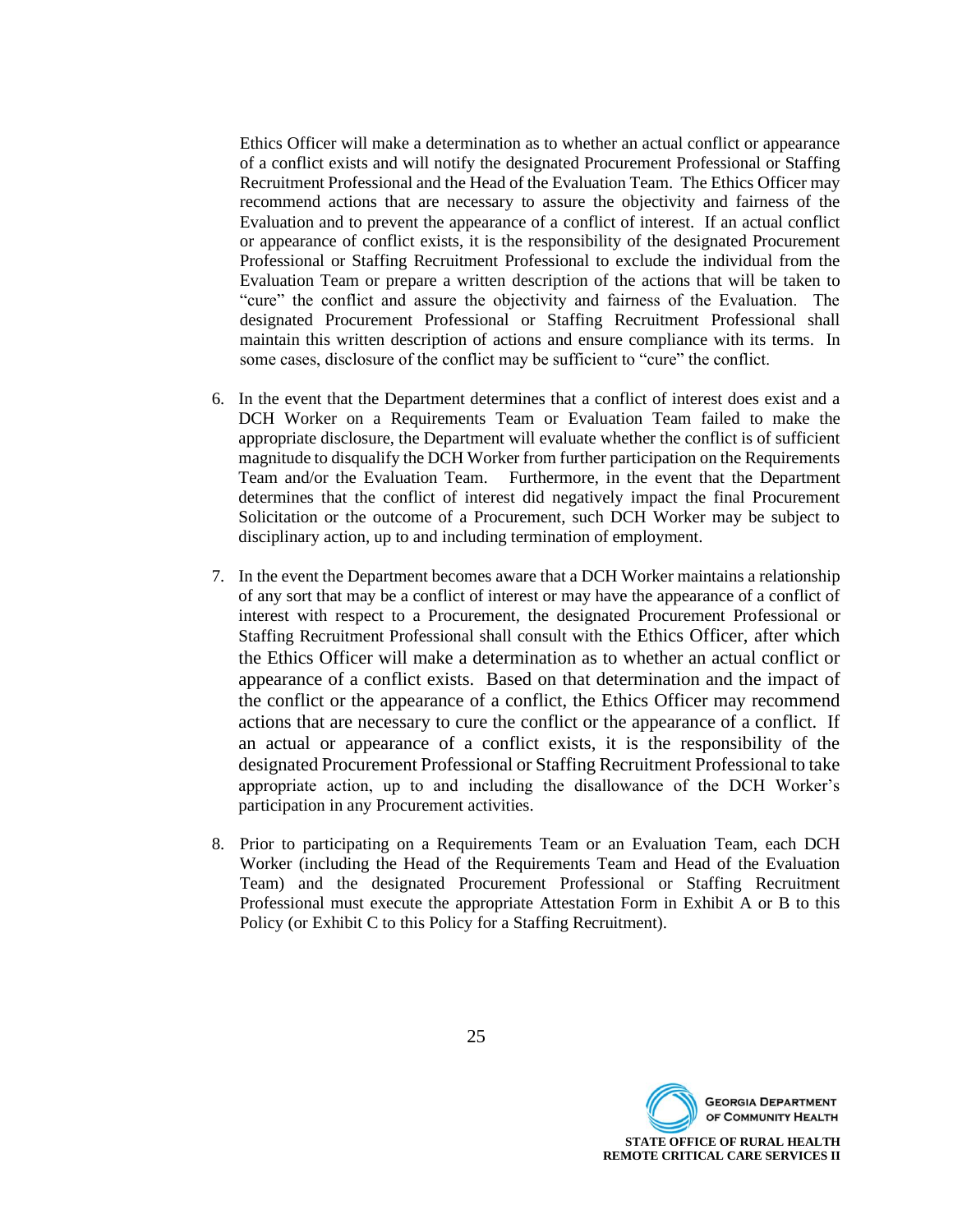Ethics Officer will make a determination as to whether an actual conflict or appearance of a conflict exists and will notify the designated Procurement Professional or Staffing Recruitment Professional and the Head of the Evaluation Team. The Ethics Officer may recommend actions that are necessary to assure the objectivity and fairness of the Evaluation and to prevent the appearance of a conflict of interest. If an actual conflict or appearance of conflict exists, it is the responsibility of the designated Procurement Professional or Staffing Recruitment Professional to exclude the individual from the Evaluation Team or prepare a written description of the actions that will be taken to "cure" the conflict and assure the objectivity and fairness of the Evaluation. The designated Procurement Professional or Staffing Recruitment Professional shall maintain this written description of actions and ensure compliance with its terms. In some cases, disclosure of the conflict may be sufficient to "cure" the conflict.

6. In the event that the Department determines that a conflict of interest does exist and a DCH Worker on a Requirements Team or Evaluation Team failed to make the appropriate disclosure, the Department will evaluate whether the conflict is of sufficient magnitude to disqualify the DCH Worker from further participation on the Requirements Team and/or the Evaluation Team. Furthermore, in the event that the Department determines that the conflict of interest did negatively impact the final Procurement Solicitation or the outcome of a Procurement, such DCH Worker may be subject to disciplinary action, up to and including termination of employment.

7. In the event the Department becomes aware that a DCH Worker maintains a relationship of any sort that may be a conflict of interest or may have the appearance of a conflict of interest with respect to a Procurement, the designated Procurement Professional or Staffing Recruitment Professional shall consult with the Ethics Officer, after which the Ethics Officer will make a determination as to whether an actual conflict or appearance of a conflict exists. Based on that determination and the impact of the conflict or the appearance of a conflict, the Ethics Officer may recommend actions that are necessary to cure the conflict or the appearance of a conflict. If an actual or appearance of a conflict exists, it is the responsibility of the designated Procurement Professional or Staffing Recruitment Professional to take appropriate action, up to and including the disallowance of the DCH Worker's participation in any Procurement activities.

8. Prior to participating on a Requirements Team or an Evaluation Team, each DCH Worker (including the Head of the Requirements Team and Head of the Evaluation Team) and the designated Procurement Professional or Staffing Recruitment Professional must execute the appropriate Attestation Form in Exhibit A or B to this Policy (or Exhibit C to this Policy for a Staffing Recruitment).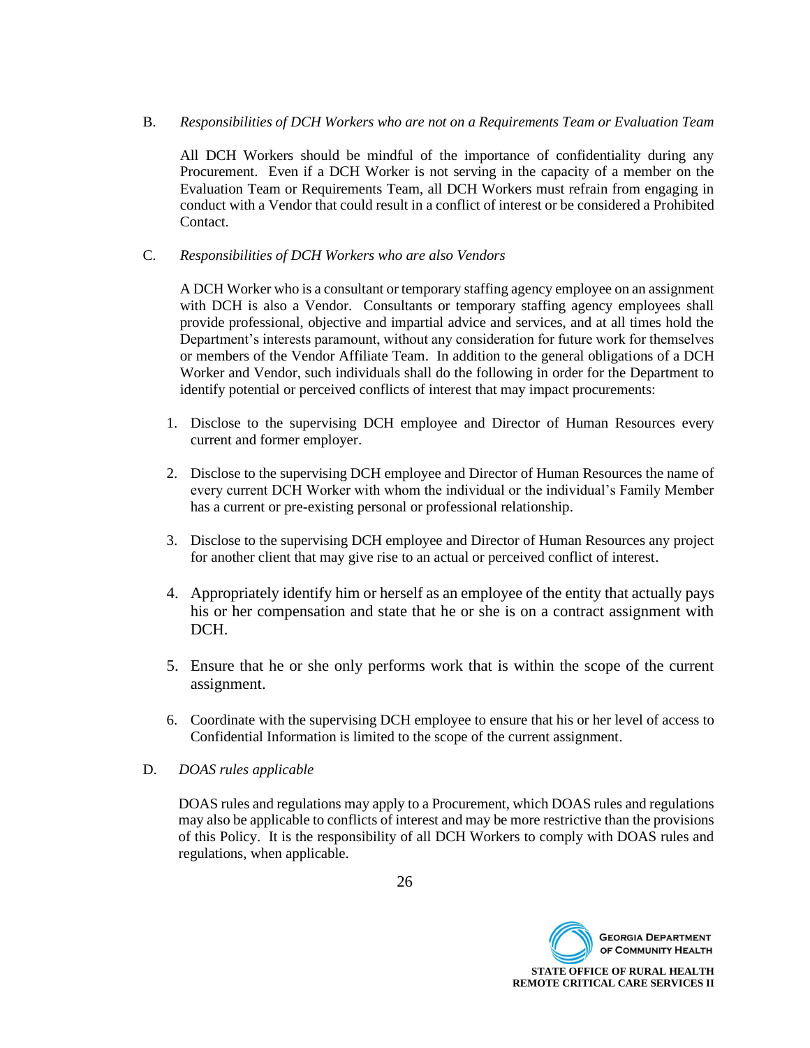B. *Responsibilities of DCH Workers who are not on a Requirements Team or Evaluation Team*

All DCH Workers should be mindful of the importance of confidentiality during any Procurement. Even if a DCH Worker is not serving in the capacity of a member on the Evaluation Team or Requirements Team, all DCH Workers must refrain from engaging in conduct with a Vendor that could result in a conflict of interest or be considered a Prohibited Contact.

C. *Responsibilities of DCH Workers who are also Vendors*

A DCH Worker who is a consultant or temporary staffing agency employee on an assignment with DCH is also a Vendor. Consultants or temporary staffing agency employees shall provide professional, objective and impartial advice and services, and at all times hold the Department's interests paramount, without any consideration for future work for themselves or members of the Vendor Affiliate Team. In addition to the general obligations of a DCH Worker and Vendor, such individuals shall do the following in order for the Department to identify potential or perceived conflicts of interest that may impact procurements:

1. Disclose to the supervising DCH employee and Director of Human Resources every current and former employer.
2. Disclose to the supervising DCH employee and Director of Human Resources the name of every current DCH Worker with whom the individual or the individual's Family Member has a current or pre-existing personal or professional relationship.
3. Disclose to the supervising DCH employee and Director of Human Resources any project for another client that may give rise to an actual or perceived conflict of interest.
4. Appropriately identify him or herself as an employee of the entity that actually pays his or her compensation and state that he or she is on a contract assignment with DCH.
5. Ensure that he or she only performs work that is within the scope of the current assignment.
6. Coordinate with the supervising DCH employee to ensure that his or her level of access to Confidential Information is limited to the scope of the current assignment.

D. *DOAS rules applicable*

DOAS rules and regulations may apply to a Procurement, which DOAS rules and regulations may also be applicable to conflicts of interest and may be more restrictive than the provisions of this Policy. It is the responsibility of all DCH Workers to comply with DOAS rules and regulations, when applicable.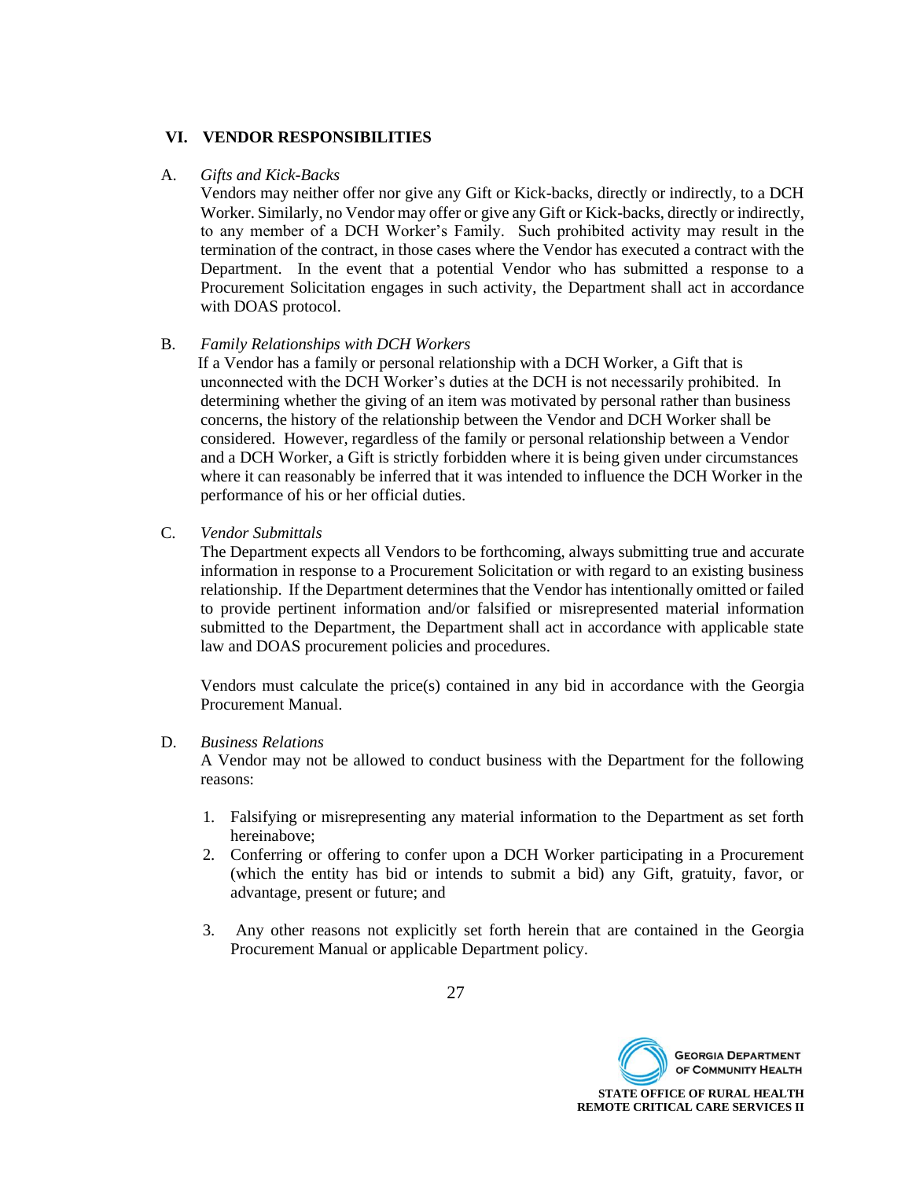## VI. VENDOR RESPONSIBILITIES

A. *Gifts and Kick-Backs*

Vendors may neither offer nor give any Gift or Kick-backs, directly or indirectly, to a DCH Worker. Similarly, no Vendor may offer or give any Gift or Kick-backs, directly or indirectly, to any member of a DCH Worker's Family. Such prohibited activity may result in the termination of the contract, in those cases where the Vendor has executed a contract with the Department. In the event that a potential Vendor who has submitted a response to a Procurement Solicitation engages in such activity, the Department shall act in accordance with DOAS protocol.

B. *Family Relationships with DCH Workers*

If a Vendor has a family or personal relationship with a DCH Worker, a Gift that is unconnected with the DCH Worker's duties at the DCH is not necessarily prohibited. In determining whether the giving of an item was motivated by personal rather than business concerns, the history of the relationship between the Vendor and DCH Worker shall be considered. However, regardless of the family or personal relationship between a Vendor and a DCH Worker, a Gift is strictly forbidden where it is being given under circumstances where it can reasonably be inferred that it was intended to influence the DCH Worker in the performance of his or her official duties.

C. *Vendor Submittals*

The Department expects all Vendors to be forthcoming, always submitting true and accurate information in response to a Procurement Solicitation or with regard to an existing business relationship. If the Department determines that the Vendor has intentionally omitted or failed to provide pertinent information and/or falsified or misrepresented material information submitted to the Department, the Department shall act in accordance with applicable state law and DOAS procurement policies and procedures.

Vendors must calculate the price(s) contained in any bid in accordance with the Georgia Procurement Manual.

D. *Business Relations*

A Vendor may not be allowed to conduct business with the Department for the following reasons:

1. Falsifying or misrepresenting any material information to the Department as set forth hereinabove;
2. Conferring or offering to confer upon a DCH Worker participating in a Procurement (which the entity has bid or intends to submit a bid) any Gift, gratuity, favor, or advantage, present or future; and
3. Any other reasons not explicitly set forth herein that are contained in the Georgia Procurement Manual or applicable Department policy.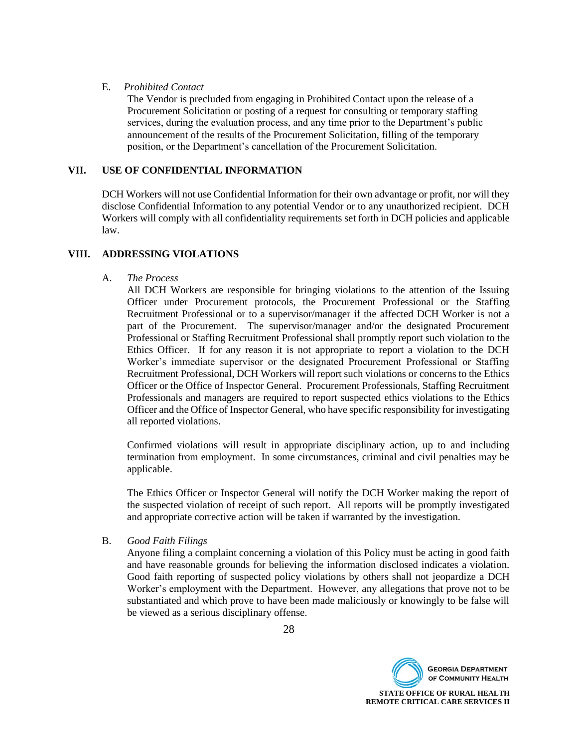E. *Prohibited Contact*

The Vendor is precluded from engaging in Prohibited Contact upon the release of a Procurement Solicitation or posting of a request for consulting or temporary staffing services, during the evaluation process, and any time prior to the Department's public announcement of the results of the Procurement Solicitation, filling of the temporary position, or the Department's cancellation of the Procurement Solicitation.

## VII. USE OF CONFIDENTIAL INFORMATION

DCH Workers will not use Confidential Information for their own advantage or profit, nor will they disclose Confidential Information to any potential Vendor or to any unauthorized recipient. DCH Workers will comply with all confidentiality requirements set forth in DCH policies and applicable law.

## VIII. ADDRESSING VIOLATIONS

A. *The Process*

All DCH Workers are responsible for bringing violations to the attention of the Issuing Officer under Procurement protocols, the Procurement Professional or the Staffing Recruitment Professional or to a supervisor/manager if the affected DCH Worker is not a part of the Procurement. The supervisor/manager and/or the designated Procurement Professional or Staffing Recruitment Professional shall promptly report such violation to the Ethics Officer. If for any reason it is not appropriate to report a violation to the DCH Worker's immediate supervisor or the designated Procurement Professional or Staffing Recruitment Professional, DCH Workers will report such violations or concerns to the Ethics Officer or the Office of Inspector General. Procurement Professionals, Staffing Recruitment Professionals and managers are required to report suspected ethics violations to the Ethics Officer and the Office of Inspector General, who have specific responsibility for investigating all reported violations.

Confirmed violations will result in appropriate disciplinary action, up to and including termination from employment. In some circumstances, criminal and civil penalties may be applicable.

The Ethics Officer or Inspector General will notify the DCH Worker making the report of the suspected violation of receipt of such report. All reports will be promptly investigated and appropriate corrective action will be taken if warranted by the investigation.

B. *Good Faith Filings*

Anyone filing a complaint concerning a violation of this Policy must be acting in good faith and have reasonable grounds for believing the information disclosed indicates a violation. Good faith reporting of suspected policy violations by others shall not jeopardize a DCH Worker's employment with the Department. However, any allegations that prove not to be substantiated and which prove to have been made maliciously or knowingly to be false will be viewed as a serious disciplinary offense.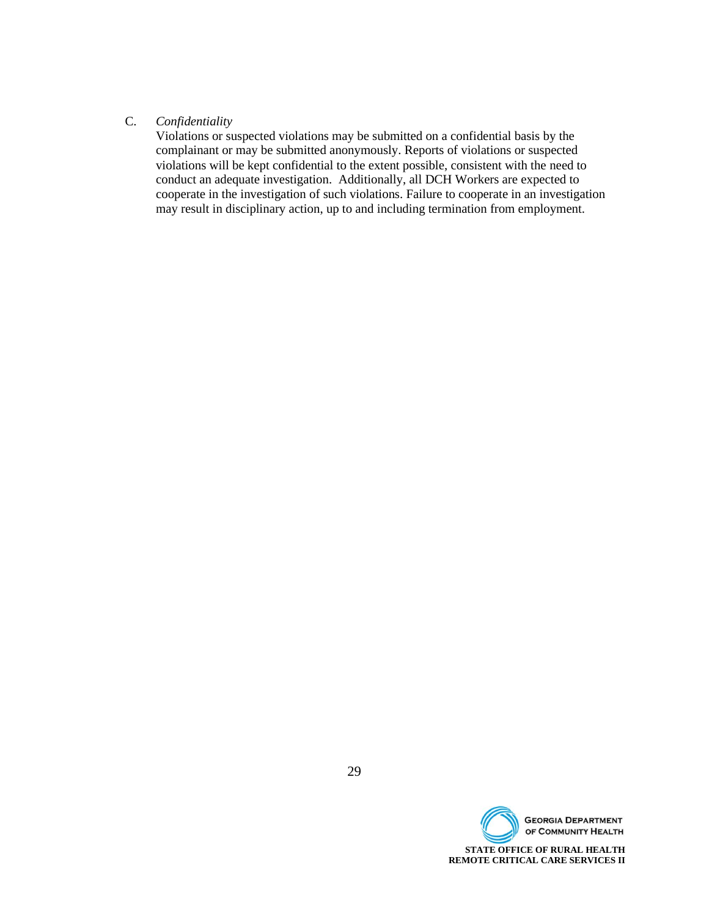C. *Confidentiality*

Violations or suspected violations may be submitted on a confidential basis by the complainant or may be submitted anonymously. Reports of violations or suspected violations will be kept confidential to the extent possible, consistent with the need to conduct an adequate investigation. Additionally, all DCH Workers are expected to cooperate in the investigation of such violations. Failure to cooperate in an investigation may result in disciplinary action, up to and including termination from employment.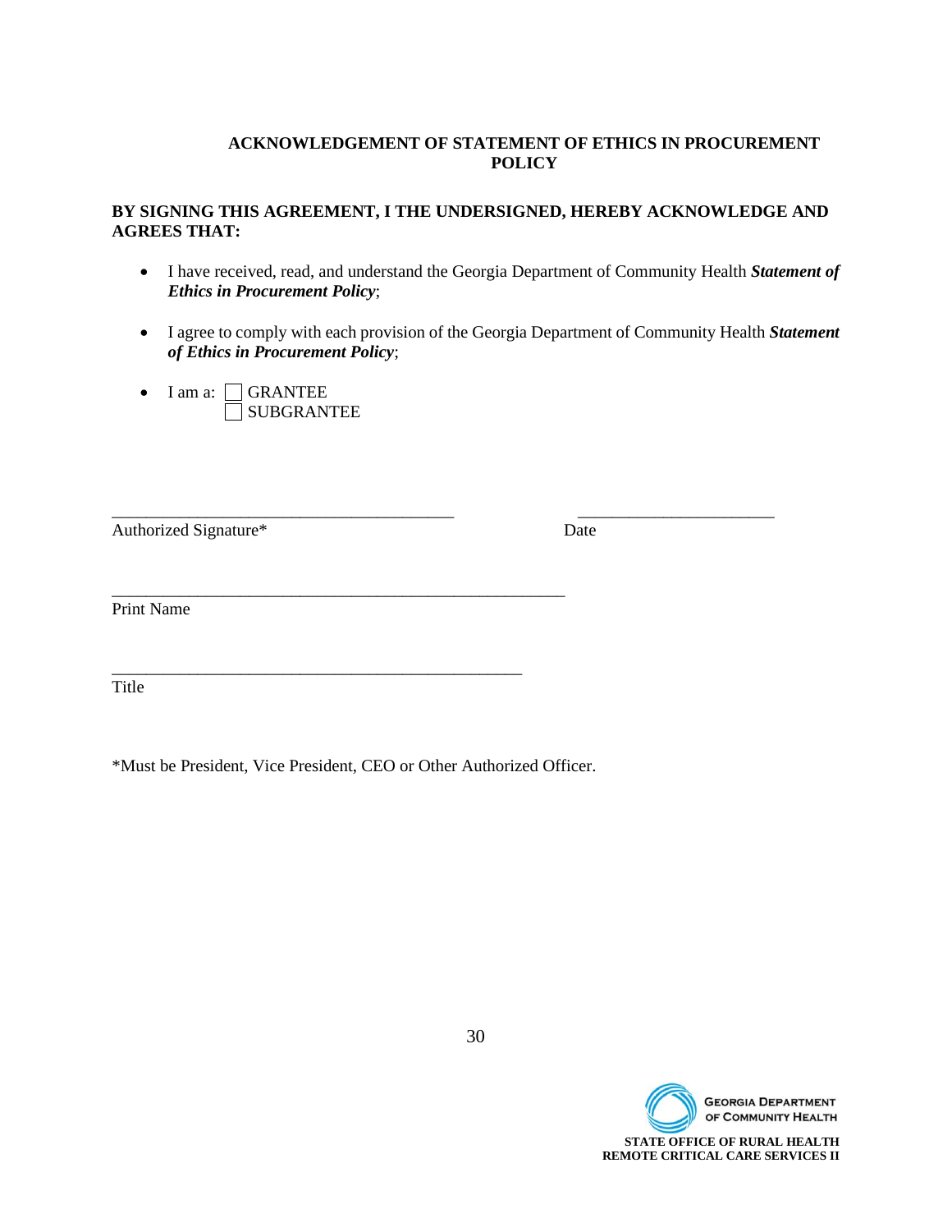**ACKNOWLEDGEMENT OF STATEMENT OF ETHICS IN PROCUREMENT POLICY**

**BY SIGNING THIS AGREEMENT, I THE UNDERSIGNED, HEREBY ACKNOWLEDGE AND AGREES THAT:**

- I have received, read, and understand the Georgia Department of Community Health ***Statement of Ethics in Procurement Policy***;
- I agree to comply with each provision of the Georgia Department of Community Health ***Statement of Ethics in Procurement Policy***;
- I am a: ☐ GRANTEE
  ☐ SUBGRANTEE

_________________________________________ ________________________
Authorized Signature* Date

_______________________________________________________
Print Name

__________________________________________________
Title

*Must be President, Vice President, CEO or Other Authorized Officer.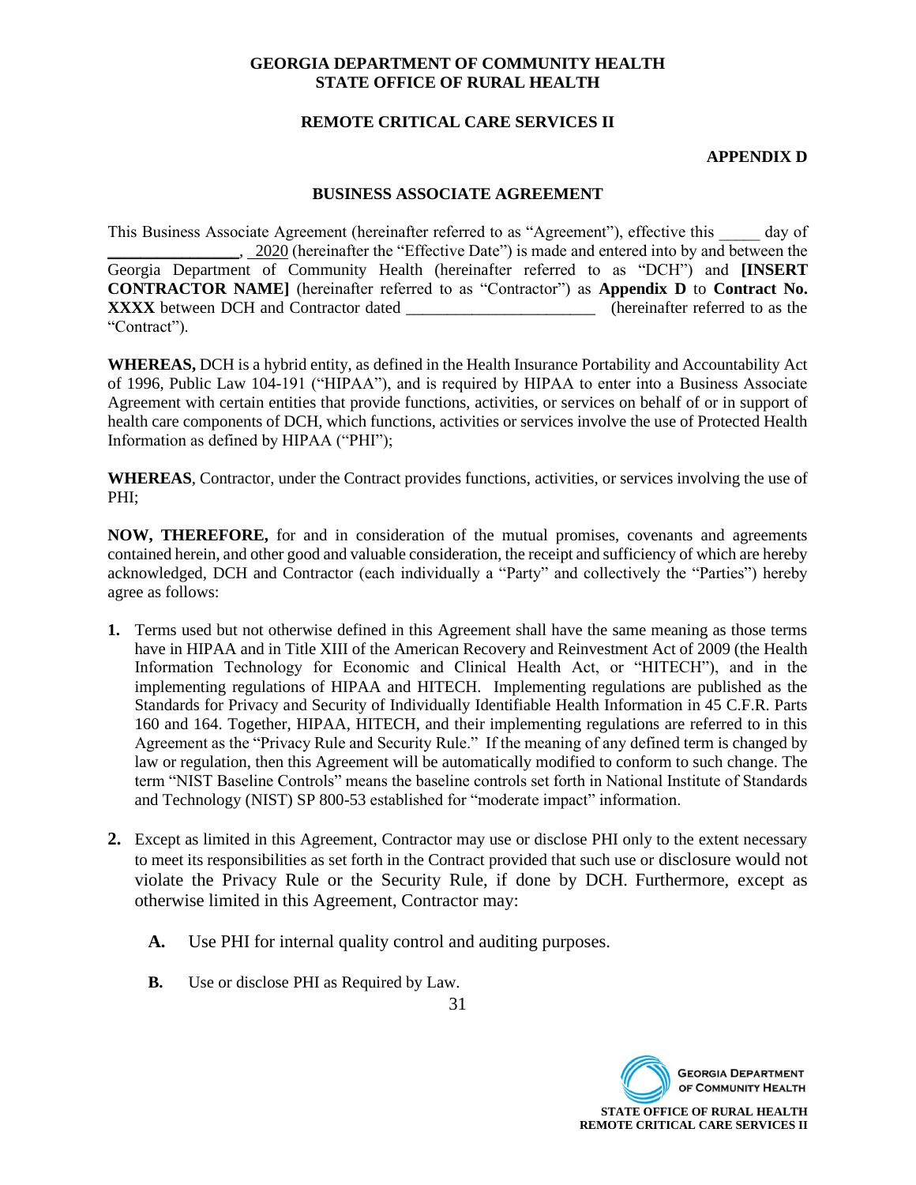**GEORGIA DEPARTMENT OF COMMUNITY HEALTH**
**STATE OFFICE OF RURAL HEALTH**

**REMOTE CRITICAL CARE SERVICES II**

**APPENDIX D**

## BUSINESS ASSOCIATE AGREEMENT

This Business Associate Agreement (hereinafter referred to as "Agreement"), effective this _____ day of _______________, 2020 (hereinafter the "Effective Date") is made and entered into by and between the Georgia Department of Community Health (hereinafter referred to as "DCH") and **[INSERT CONTRACTOR NAME]** (hereinafter referred to as "Contractor") as **Appendix D** to **Contract No. XXXX** between DCH and Contractor dated _______________________ (hereinafter referred to as the "Contract").

**WHEREAS,** DCH is a hybrid entity, as defined in the Health Insurance Portability and Accountability Act of 1996, Public Law 104-191 ("HIPAA"), and is required by HIPAA to enter into a Business Associate Agreement with certain entities that provide functions, activities, or services on behalf of or in support of health care components of DCH, which functions, activities or services involve the use of Protected Health Information as defined by HIPAA ("PHI");

**WHEREAS**, Contractor, under the Contract provides functions, activities, or services involving the use of PHI;

**NOW, THEREFORE,** for and in consideration of the mutual promises, covenants and agreements contained herein, and other good and valuable consideration, the receipt and sufficiency of which are hereby acknowledged, DCH and Contractor (each individually a "Party" and collectively the "Parties") hereby agree as follows:

**1.** Terms used but not otherwise defined in this Agreement shall have the same meaning as those terms have in HIPAA and in Title XIII of the American Recovery and Reinvestment Act of 2009 (the Health Information Technology for Economic and Clinical Health Act, or "HITECH"), and in the implementing regulations of HIPAA and HITECH. Implementing regulations are published as the Standards for Privacy and Security of Individually Identifiable Health Information in 45 C.F.R. Parts 160 and 164. Together, HIPAA, HITECH, and their implementing regulations are referred to in this Agreement as the "Privacy Rule and Security Rule." If the meaning of any defined term is changed by law or regulation, then this Agreement will be automatically modified to conform to such change. The term "NIST Baseline Controls" means the baseline controls set forth in National Institute of Standards and Technology (NIST) SP 800-53 established for "moderate impact" information.

**2.** Except as limited in this Agreement, Contractor may use or disclose PHI only to the extent necessary to meet its responsibilities as set forth in the Contract provided that such use or disclosure would not violate the Privacy Rule or the Security Rule, if done by DCH. Furthermore, except as otherwise limited in this Agreement, Contractor may:

   **A.** Use PHI for internal quality control and auditing purposes.

   **B.** Use or disclose PHI as Required by Law.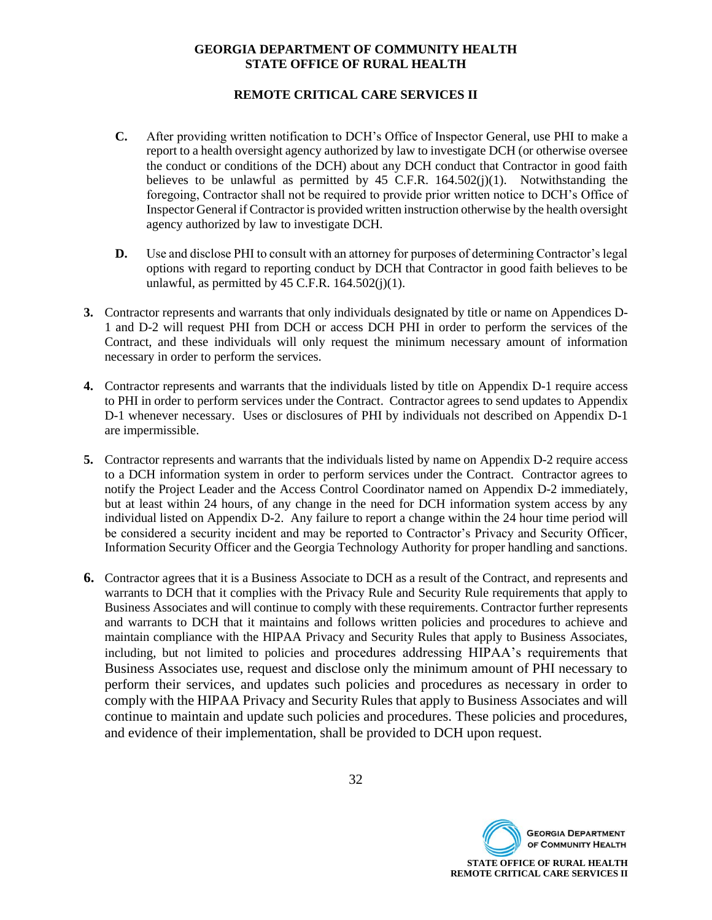**C.** After providing written notification to DCH's Office of Inspector General, use PHI to make a report to a health oversight agency authorized by law to investigate DCH (or otherwise oversee the conduct or conditions of the DCH) about any DCH conduct that Contractor in good faith believes to be unlawful as permitted by 45 C.F.R. 164.502(j)(1). Notwithstanding the foregoing, Contractor shall not be required to provide prior written notice to DCH's Office of Inspector General if Contractor is provided written instruction otherwise by the health oversight agency authorized by law to investigate DCH.

**D.** Use and disclose PHI to consult with an attorney for purposes of determining Contractor's legal options with regard to reporting conduct by DCH that Contractor in good faith believes to be unlawful, as permitted by 45 C.F.R. 164.502(j)(1).

**3.** Contractor represents and warrants that only individuals designated by title or name on Appendices D-1 and D-2 will request PHI from DCH or access DCH PHI in order to perform the services of the Contract, and these individuals will only request the minimum necessary amount of information necessary in order to perform the services.

**4.** Contractor represents and warrants that the individuals listed by title on Appendix D-1 require access to PHI in order to perform services under the Contract. Contractor agrees to send updates to Appendix D-1 whenever necessary. Uses or disclosures of PHI by individuals not described on Appendix D-1 are impermissible.

**5.** Contractor represents and warrants that the individuals listed by name on Appendix D-2 require access to a DCH information system in order to perform services under the Contract. Contractor agrees to notify the Project Leader and the Access Control Coordinator named on Appendix D-2 immediately, but at least within 24 hours, of any change in the need for DCH information system access by any individual listed on Appendix D-2. Any failure to report a change within the 24 hour time period will be considered a security incident and may be reported to Contractor's Privacy and Security Officer, Information Security Officer and the Georgia Technology Authority for proper handling and sanctions.

**6.** Contractor agrees that it is a Business Associate to DCH as a result of the Contract, and represents and warrants to DCH that it complies with the Privacy Rule and Security Rule requirements that apply to Business Associates and will continue to comply with these requirements. Contractor further represents and warrants to DCH that it maintains and follows written policies and procedures to achieve and maintain compliance with the HIPAA Privacy and Security Rules that apply to Business Associates, including, but not limited to policies and procedures addressing HIPAA's requirements that Business Associates use, request and disclose only the minimum amount of PHI necessary to perform their services, and updates such policies and procedures as necessary in order to comply with the HIPAA Privacy and Security Rules that apply to Business Associates and will continue to maintain and update such policies and procedures. These policies and procedures, and evidence of their implementation, shall be provided to DCH upon request.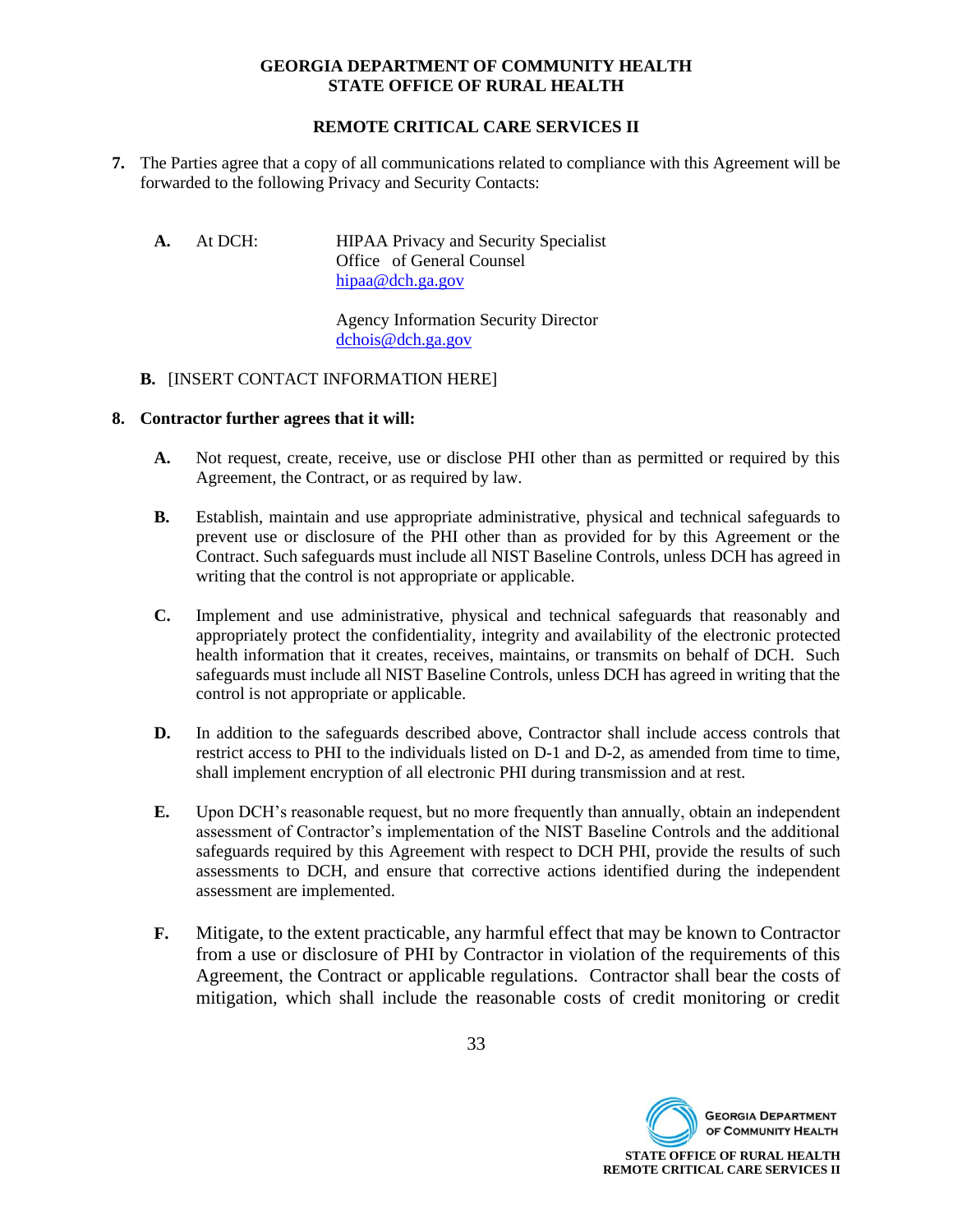7. The Parties agree that a copy of all communications related to compliance with this Agreement will be forwarded to the following Privacy and Security Contacts:

   **A.** At DCH: HIPAA Privacy and Security Specialist
   Office of General Counsel
   hipaa@dch.ga.gov

   Agency Information Security Director
   dchois@dch.ga.gov

   **B.** [INSERT CONTACT INFORMATION HERE]

**8. Contractor further agrees that it will:**

**A.** Not request, create, receive, use or disclose PHI other than as permitted or required by this Agreement, the Contract, or as required by law.

**B.** Establish, maintain and use appropriate administrative, physical and technical safeguards to prevent use or disclosure of the PHI other than as provided for by this Agreement or the Contract. Such safeguards must include all NIST Baseline Controls, unless DCH has agreed in writing that the control is not appropriate or applicable.

**C.** Implement and use administrative, physical and technical safeguards that reasonably and appropriately protect the confidentiality, integrity and availability of the electronic protected health information that it creates, receives, maintains, or transmits on behalf of DCH. Such safeguards must include all NIST Baseline Controls, unless DCH has agreed in writing that the control is not appropriate or applicable.

**D.** In addition to the safeguards described above, Contractor shall include access controls that restrict access to PHI to the individuals listed on D-1 and D-2, as amended from time to time, shall implement encryption of all electronic PHI during transmission and at rest.

**E.** Upon DCH's reasonable request, but no more frequently than annually, obtain an independent assessment of Contractor's implementation of the NIST Baseline Controls and the additional safeguards required by this Agreement with respect to DCH PHI, provide the results of such assessments to DCH, and ensure that corrective actions identified during the independent assessment are implemented.

**F.** Mitigate, to the extent practicable, any harmful effect that may be known to Contractor from a use or disclosure of PHI by Contractor in violation of the requirements of this Agreement, the Contract or applicable regulations. Contractor shall bear the costs of mitigation, which shall include the reasonable costs of credit monitoring or credit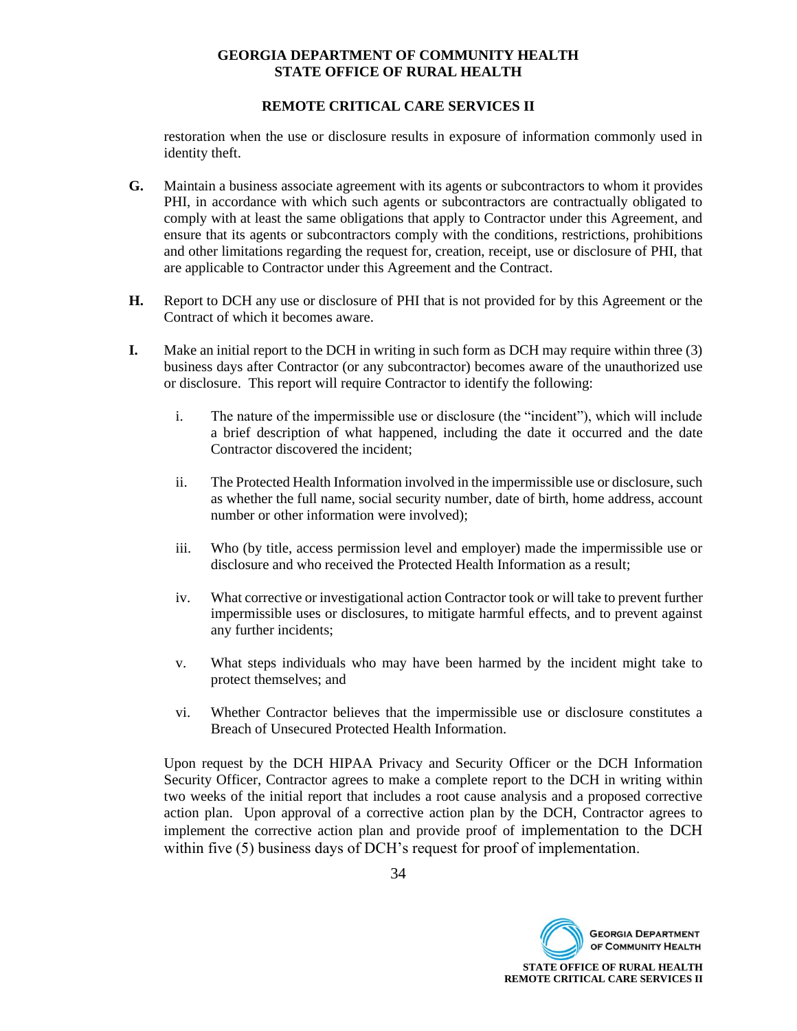restoration when the use or disclosure results in exposure of information commonly used in identity theft.

**G.** Maintain a business associate agreement with its agents or subcontractors to whom it provides PHI, in accordance with which such agents or subcontractors are contractually obligated to comply with at least the same obligations that apply to Contractor under this Agreement, and ensure that its agents or subcontractors comply with the conditions, restrictions, prohibitions and other limitations regarding the request for, creation, receipt, use or disclosure of PHI, that are applicable to Contractor under this Agreement and the Contract.

**H.** Report to DCH any use or disclosure of PHI that is not provided for by this Agreement or the Contract of which it becomes aware.

**I.** Make an initial report to the DCH in writing in such form as DCH may require within three (3) business days after Contractor (or any subcontractor) becomes aware of the unauthorized use or disclosure. This report will require Contractor to identify the following:

i. The nature of the impermissible use or disclosure (the "incident"), which will include a brief description of what happened, including the date it occurred and the date Contractor discovered the incident;

ii. The Protected Health Information involved in the impermissible use or disclosure, such as whether the full name, social security number, date of birth, home address, account number or other information were involved);

iii. Who (by title, access permission level and employer) made the impermissible use or disclosure and who received the Protected Health Information as a result;

iv. What corrective or investigational action Contractor took or will take to prevent further impermissible uses or disclosures, to mitigate harmful effects, and to prevent against any further incidents;

v. What steps individuals who may have been harmed by the incident might take to protect themselves; and

vi. Whether Contractor believes that the impermissible use or disclosure constitutes a Breach of Unsecured Protected Health Information.

Upon request by the DCH HIPAA Privacy and Security Officer or the DCH Information Security Officer, Contractor agrees to make a complete report to the DCH in writing within two weeks of the initial report that includes a root cause analysis and a proposed corrective action plan. Upon approval of a corrective action plan by the DCH, Contractor agrees to implement the corrective action plan and provide proof of implementation to the DCH within five (5) business days of DCH's request for proof of implementation.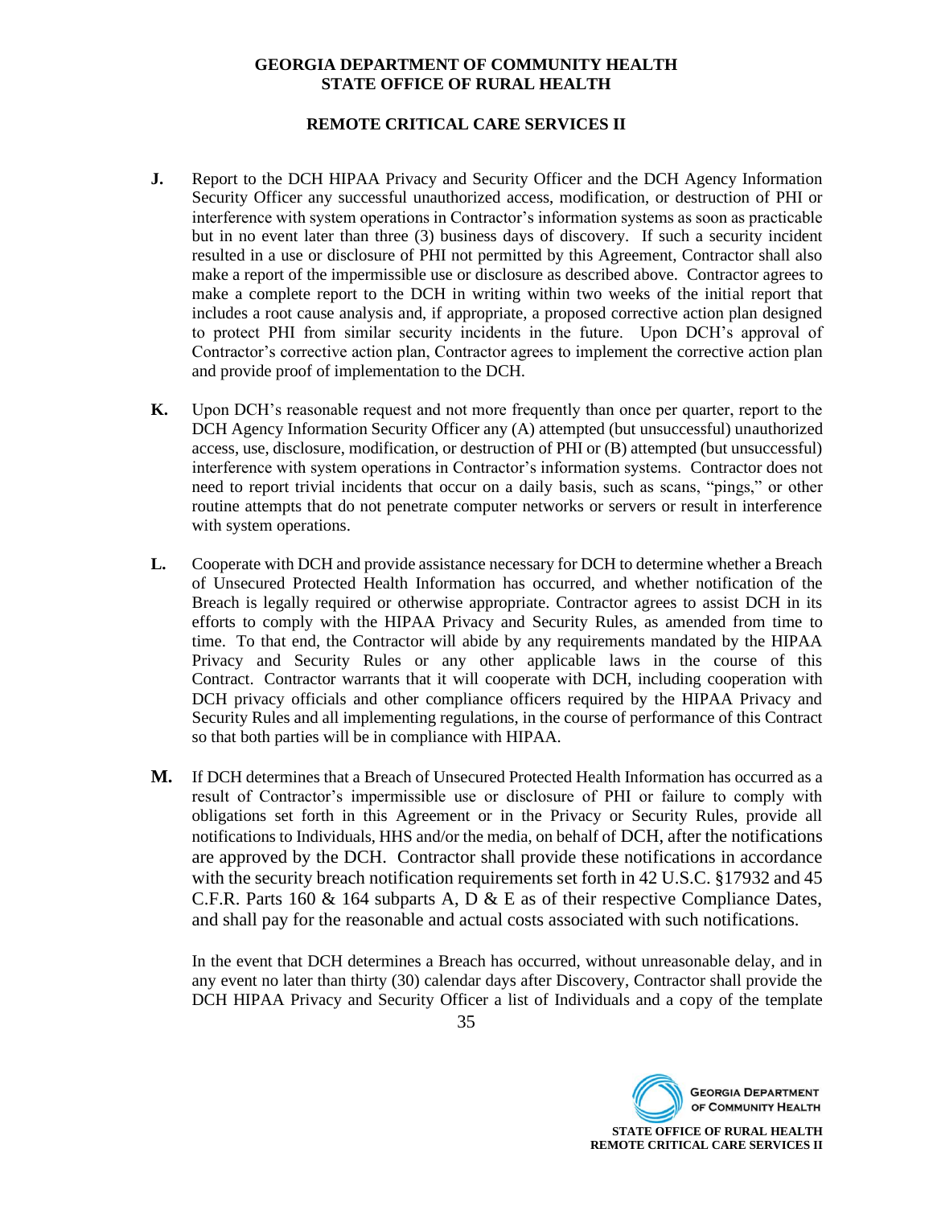**J.** Report to the DCH HIPAA Privacy and Security Officer and the DCH Agency Information Security Officer any successful unauthorized access, modification, or destruction of PHI or interference with system operations in Contractor's information systems as soon as practicable but in no event later than three (3) business days of discovery. If such a security incident resulted in a use or disclosure of PHI not permitted by this Agreement, Contractor shall also make a report of the impermissible use or disclosure as described above. Contractor agrees to make a complete report to the DCH in writing within two weeks of the initial report that includes a root cause analysis and, if appropriate, a proposed corrective action plan designed to protect PHI from similar security incidents in the future. Upon DCH's approval of Contractor's corrective action plan, Contractor agrees to implement the corrective action plan and provide proof of implementation to the DCH.

**K.** Upon DCH's reasonable request and not more frequently than once per quarter, report to the DCH Agency Information Security Officer any (A) attempted (but unsuccessful) unauthorized access, use, disclosure, modification, or destruction of PHI or (B) attempted (but unsuccessful) interference with system operations in Contractor's information systems. Contractor does not need to report trivial incidents that occur on a daily basis, such as scans, "pings," or other routine attempts that do not penetrate computer networks or servers or result in interference with system operations.

**L.** Cooperate with DCH and provide assistance necessary for DCH to determine whether a Breach of Unsecured Protected Health Information has occurred, and whether notification of the Breach is legally required or otherwise appropriate. Contractor agrees to assist DCH in its efforts to comply with the HIPAA Privacy and Security Rules, as amended from time to time. To that end, the Contractor will abide by any requirements mandated by the HIPAA Privacy and Security Rules or any other applicable laws in the course of this Contract. Contractor warrants that it will cooperate with DCH, including cooperation with DCH privacy officials and other compliance officers required by the HIPAA Privacy and Security Rules and all implementing regulations, in the course of performance of this Contract so that both parties will be in compliance with HIPAA.

**M.** If DCH determines that a Breach of Unsecured Protected Health Information has occurred as a result of Contractor's impermissible use or disclosure of PHI or failure to comply with obligations set forth in this Agreement or in the Privacy or Security Rules, provide all notifications to Individuals, HHS and/or the media, on behalf of DCH, after the notifications are approved by the DCH. Contractor shall provide these notifications in accordance with the security breach notification requirements set forth in 42 U.S.C. §17932 and 45 C.F.R. Parts 160 & 164 subparts A, D & E as of their respective Compliance Dates, and shall pay for the reasonable and actual costs associated with such notifications.

In the event that DCH determines a Breach has occurred, without unreasonable delay, and in any event no later than thirty (30) calendar days after Discovery, Contractor shall provide the DCH HIPAA Privacy and Security Officer a list of Individuals and a copy of the template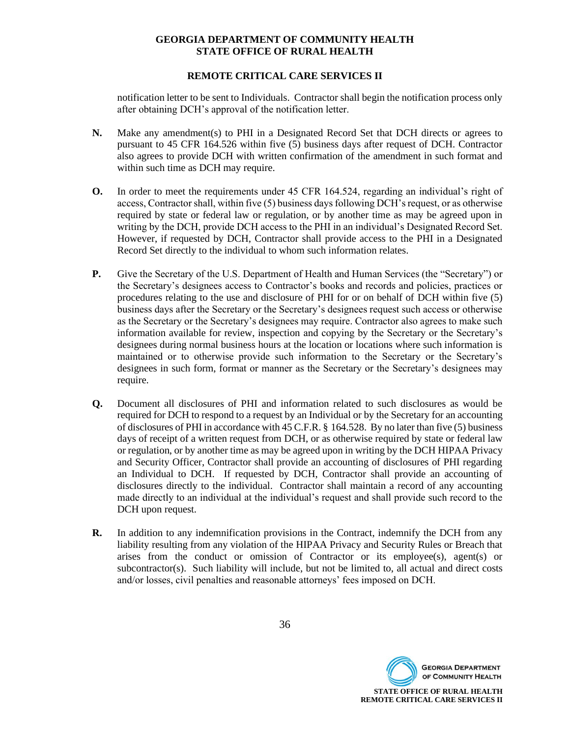notification letter to be sent to Individuals. Contractor shall begin the notification process only after obtaining DCH's approval of the notification letter.

**N.** Make any amendment(s) to PHI in a Designated Record Set that DCH directs or agrees to pursuant to 45 CFR 164.526 within five (5) business days after request of DCH. Contractor also agrees to provide DCH with written confirmation of the amendment in such format and within such time as DCH may require.

**O.** In order to meet the requirements under 45 CFR 164.524, regarding an individual's right of access, Contractor shall, within five (5) business days following DCH's request, or as otherwise required by state or federal law or regulation, or by another time as may be agreed upon in writing by the DCH, provide DCH access to the PHI in an individual's Designated Record Set. However, if requested by DCH, Contractor shall provide access to the PHI in a Designated Record Set directly to the individual to whom such information relates.

**P.** Give the Secretary of the U.S. Department of Health and Human Services (the "Secretary") or the Secretary's designees access to Contractor's books and records and policies, practices or procedures relating to the use and disclosure of PHI for or on behalf of DCH within five (5) business days after the Secretary or the Secretary's designees request such access or otherwise as the Secretary or the Secretary's designees may require. Contractor also agrees to make such information available for review, inspection and copying by the Secretary or the Secretary's designees during normal business hours at the location or locations where such information is maintained or to otherwise provide such information to the Secretary or the Secretary's designees in such form, format or manner as the Secretary or the Secretary's designees may require.

**Q.** Document all disclosures of PHI and information related to such disclosures as would be required for DCH to respond to a request by an Individual or by the Secretary for an accounting of disclosures of PHI in accordance with 45 C.F.R. § 164.528. By no later than five (5) business days of receipt of a written request from DCH, or as otherwise required by state or federal law or regulation, or by another time as may be agreed upon in writing by the DCH HIPAA Privacy and Security Officer, Contractor shall provide an accounting of disclosures of PHI regarding an Individual to DCH. If requested by DCH, Contractor shall provide an accounting of disclosures directly to the individual. Contractor shall maintain a record of any accounting made directly to an individual at the individual's request and shall provide such record to the DCH upon request.

**R.** In addition to any indemnification provisions in the Contract, indemnify the DCH from any liability resulting from any violation of the HIPAA Privacy and Security Rules or Breach that arises from the conduct or omission of Contractor or its employee(s), agent(s) or subcontractor(s). Such liability will include, but not be limited to, all actual and direct costs and/or losses, civil penalties and reasonable attorneys' fees imposed on DCH.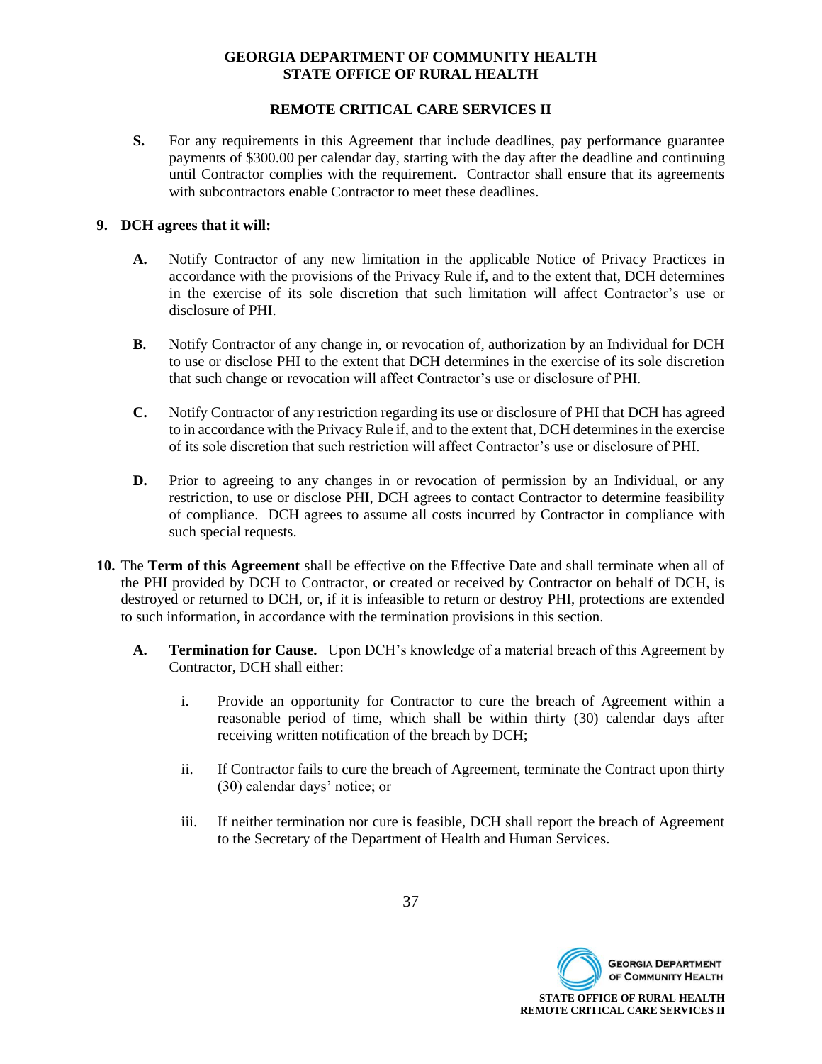**S.** For any requirements in this Agreement that include deadlines, pay performance guarantee payments of $300.00 per calendar day, starting with the day after the deadline and continuing until Contractor complies with the requirement. Contractor shall ensure that its agreements with subcontractors enable Contractor to meet these deadlines.

**9. DCH agrees that it will:**

**A.** Notify Contractor of any new limitation in the applicable Notice of Privacy Practices in accordance with the provisions of the Privacy Rule if, and to the extent that, DCH determines in the exercise of its sole discretion that such limitation will affect Contractor's use or disclosure of PHI.

**B.** Notify Contractor of any change in, or revocation of, authorization by an Individual for DCH to use or disclose PHI to the extent that DCH determines in the exercise of its sole discretion that such change or revocation will affect Contractor's use or disclosure of PHI.

**C.** Notify Contractor of any restriction regarding its use or disclosure of PHI that DCH has agreed to in accordance with the Privacy Rule if, and to the extent that, DCH determines in the exercise of its sole discretion that such restriction will affect Contractor's use or disclosure of PHI.

**D.** Prior to agreeing to any changes in or revocation of permission by an Individual, or any restriction, to use or disclose PHI, DCH agrees to contact Contractor to determine feasibility of compliance. DCH agrees to assume all costs incurred by Contractor in compliance with such special requests.

**10.** The **Term of this Agreement** shall be effective on the Effective Date and shall terminate when all of the PHI provided by DCH to Contractor, or created or received by Contractor on behalf of DCH, is destroyed or returned to DCH, or, if it is infeasible to return or destroy PHI, protections are extended to such information, in accordance with the termination provisions in this section.

**A. Termination for Cause.** Upon DCH's knowledge of a material breach of this Agreement by Contractor, DCH shall either:

i. Provide an opportunity for Contractor to cure the breach of Agreement within a reasonable period of time, which shall be within thirty (30) calendar days after receiving written notification of the breach by DCH;

ii. If Contractor fails to cure the breach of Agreement, terminate the Contract upon thirty (30) calendar days' notice; or

iii. If neither termination nor cure is feasible, DCH shall report the breach of Agreement to the Secretary of the Department of Health and Human Services.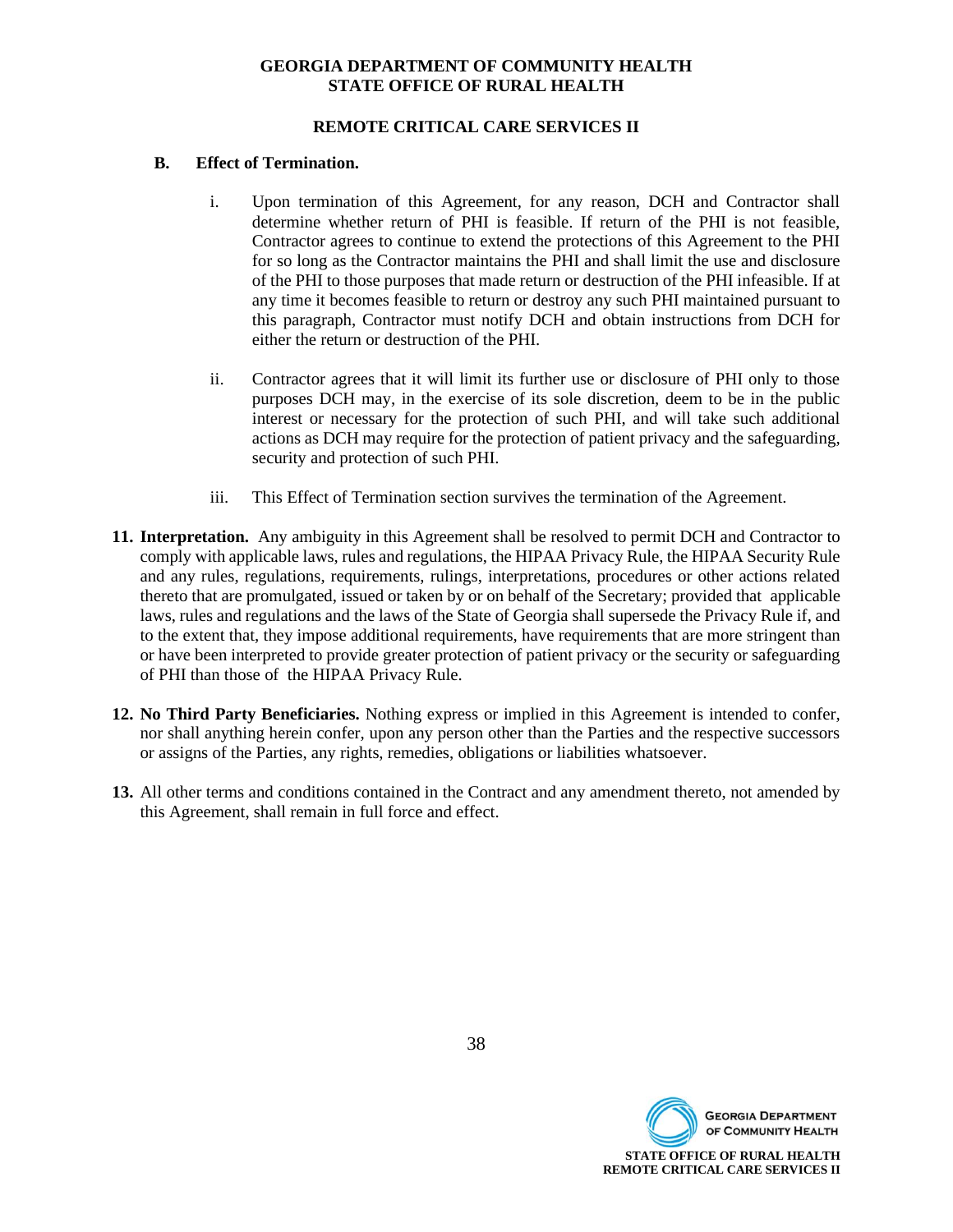**B. Effect of Termination.**

i. Upon termination of this Agreement, for any reason, DCH and Contractor shall determine whether return of PHI is feasible. If return of the PHI is not feasible, Contractor agrees to continue to extend the protections of this Agreement to the PHI for so long as the Contractor maintains the PHI and shall limit the use and disclosure of the PHI to those purposes that made return or destruction of the PHI infeasible. If at any time it becomes feasible to return or destroy any such PHI maintained pursuant to this paragraph, Contractor must notify DCH and obtain instructions from DCH for either the return or destruction of the PHI.

ii. Contractor agrees that it will limit its further use or disclosure of PHI only to those purposes DCH may, in the exercise of its sole discretion, deem to be in the public interest or necessary for the protection of such PHI, and will take such additional actions as DCH may require for the protection of patient privacy and the safeguarding, security and protection of such PHI.

iii. This Effect of Termination section survives the termination of the Agreement.

**11. Interpretation.** Any ambiguity in this Agreement shall be resolved to permit DCH and Contractor to comply with applicable laws, rules and regulations, the HIPAA Privacy Rule, the HIPAA Security Rule and any rules, regulations, requirements, rulings, interpretations, procedures or other actions related thereto that are promulgated, issued or taken by or on behalf of the Secretary; provided that applicable laws, rules and regulations and the laws of the State of Georgia shall supersede the Privacy Rule if, and to the extent that, they impose additional requirements, have requirements that are more stringent than or have been interpreted to provide greater protection of patient privacy or the security or safeguarding of PHI than those of the HIPAA Privacy Rule.

**12. No Third Party Beneficiaries.** Nothing express or implied in this Agreement is intended to confer, nor shall anything herein confer, upon any person other than the Parties and the respective successors or assigns of the Parties, any rights, remedies, obligations or liabilities whatsoever.

**13.** All other terms and conditions contained in the Contract and any amendment thereto, not amended by this Agreement, shall remain in full force and effect.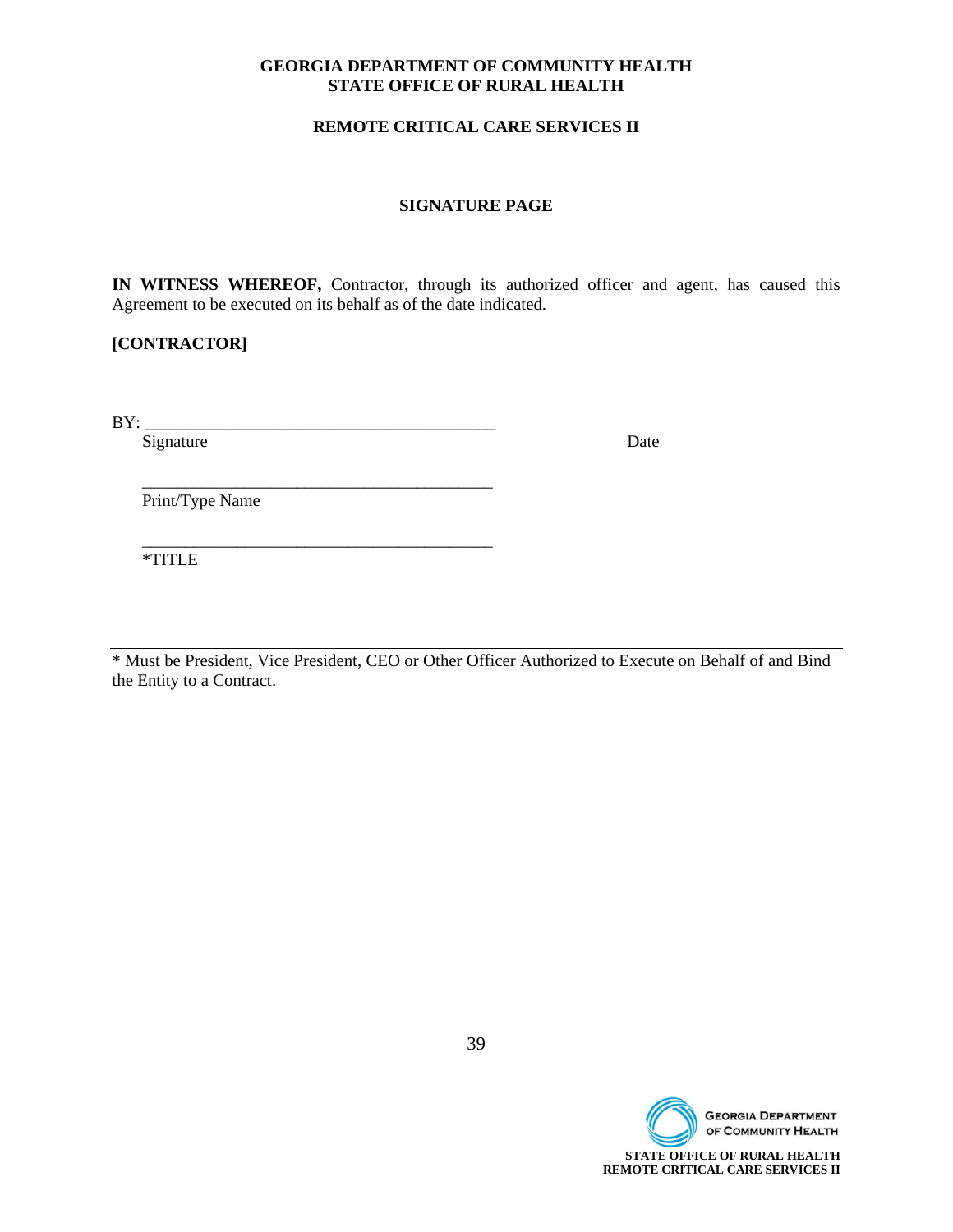**GEORGIA DEPARTMENT OF COMMUNITY HEALTH**
**STATE OFFICE OF RURAL HEALTH**

**REMOTE CRITICAL CARE SERVICES II**

## SIGNATURE PAGE

**IN WITNESS WHEREOF,** Contractor, through its authorized officer and agent, has caused this Agreement to be executed on its behalf as of the date indicated.

**[CONTRACTOR]**

BY: ____________________________________________ ___________________
Signature Date

____________________________________________
Print/Type Name

____________________________________________
*TITLE

---

* Must be President, Vice President, CEO or Other Officer Authorized to Execute on Behalf of and Bind the Entity to a Contract.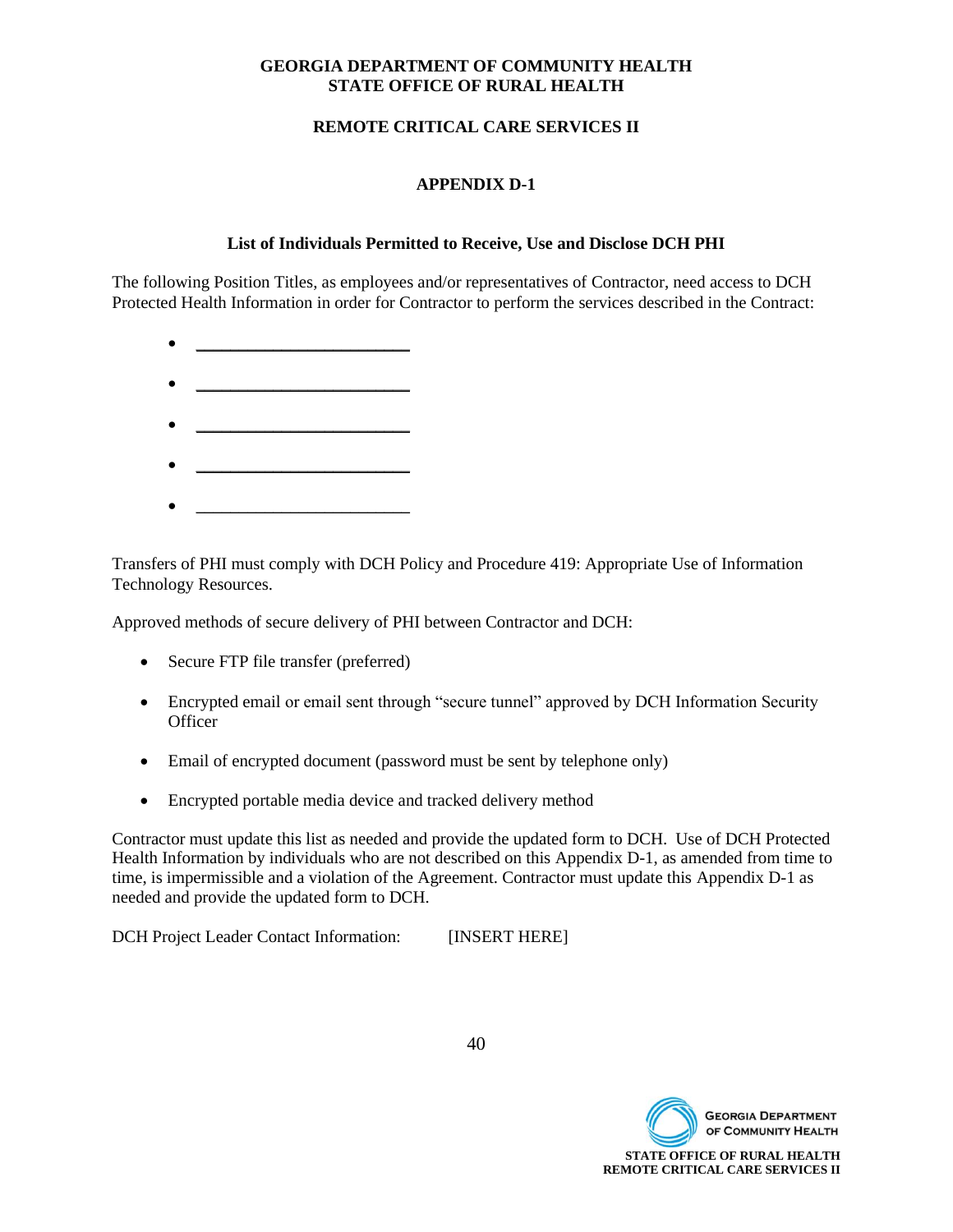**GEORGIA DEPARTMENT OF COMMUNITY HEALTH**
**STATE OFFICE OF RURAL HEALTH**

**REMOTE CRITICAL CARE SERVICES II**

# APPENDIX D-1

## List of Individuals Permitted to Receive, Use and Disclose DCH PHI

The following Position Titles, as employees and/or representatives of Contractor, need access to DCH Protected Health Information in order for Contractor to perform the services described in the Contract:

- ________________________
- ________________________
- ________________________
- ________________________
- ________________________

Transfers of PHI must comply with DCH Policy and Procedure 419: Appropriate Use of Information Technology Resources.

Approved methods of secure delivery of PHI between Contractor and DCH:

- Secure FTP file transfer (preferred)
- Encrypted email or email sent through "secure tunnel" approved by DCH Information Security Officer
- Email of encrypted document (password must be sent by telephone only)
- Encrypted portable media device and tracked delivery method

Contractor must update this list as needed and provide the updated form to DCH. Use of DCH Protected Health Information by individuals who are not described on this Appendix D-1, as amended from time to time, is impermissible and a violation of the Agreement. Contractor must update this Appendix D-1 as needed and provide the updated form to DCH.

DCH Project Leader Contact Information: [INSERT HERE]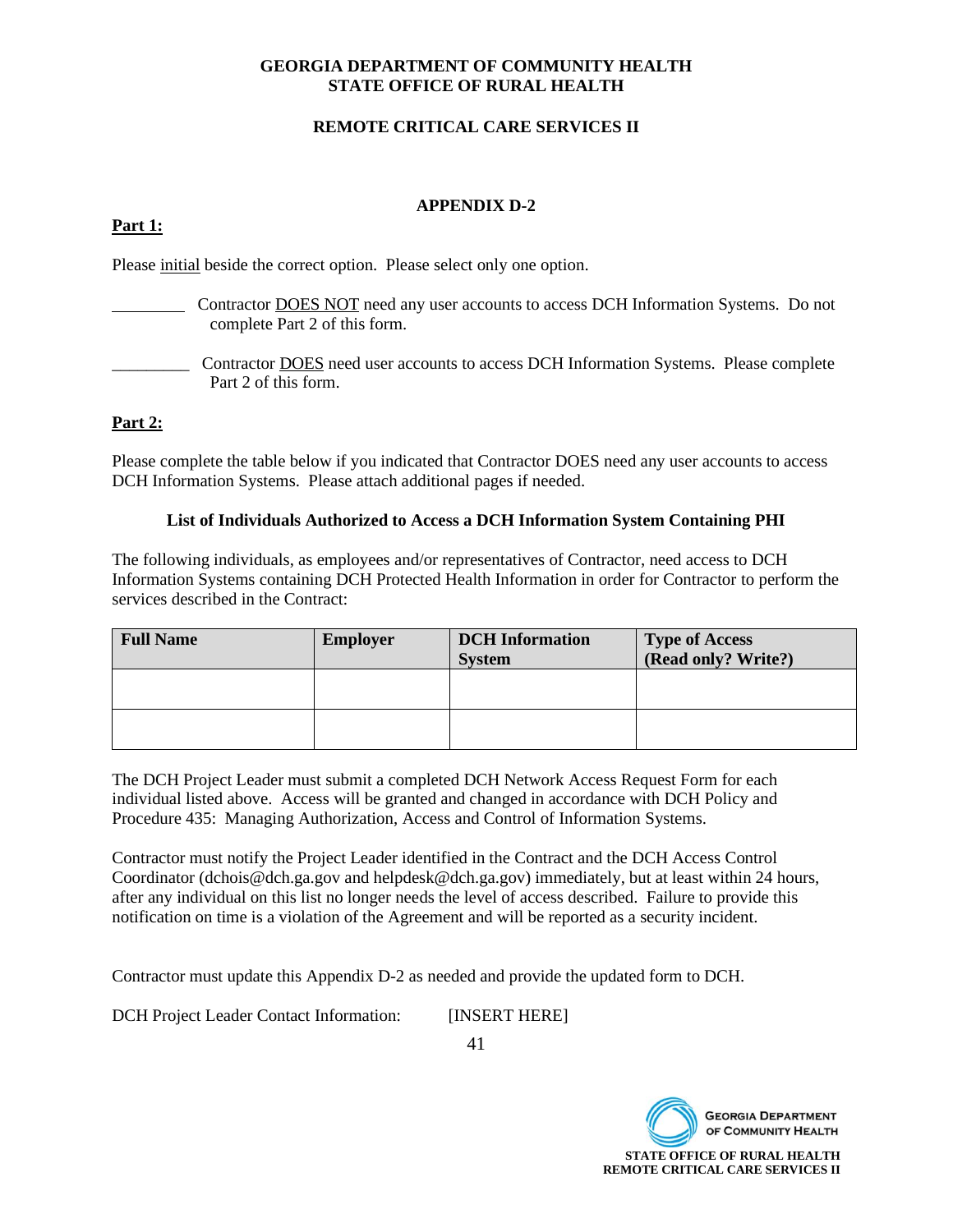**GEORGIA DEPARTMENT OF COMMUNITY HEALTH**
**STATE OFFICE OF RURAL HEALTH**

**REMOTE CRITICAL CARE SERVICES II**

## APPENDIX D-2

**Part 1:**

Please initial beside the correct option. Please select only one option.

_________ Contractor DOES NOT need any user accounts to access DCH Information Systems. Do not complete Part 2 of this form.

_________ Contractor DOES need user accounts to access DCH Information Systems. Please complete Part 2 of this form.

**Part 2:**

Please complete the table below if you indicated that Contractor DOES need any user accounts to access DCH Information Systems. Please attach additional pages if needed.

**List of Individuals Authorized to Access a DCH Information System Containing PHI**

The following individuals, as employees and/or representatives of Contractor, need access to DCH Information Systems containing DCH Protected Health Information in order for Contractor to perform the services described in the Contract:

| Full Name | Employer | DCH Information System | Type of Access (Read only? Write?) |
|---|---|---|---|
| | | | |
| | | | |

The DCH Project Leader must submit a completed DCH Network Access Request Form for each individual listed above. Access will be granted and changed in accordance with DCH Policy and Procedure 435: Managing Authorization, Access and Control of Information Systems.

Contractor must notify the Project Leader identified in the Contract and the DCH Access Control Coordinator (dchois@dch.ga.gov and helpdesk@dch.ga.gov) immediately, but at least within 24 hours, after any individual on this list no longer needs the level of access described. Failure to provide this notification on time is a violation of the Agreement and will be reported as a security incident.

Contractor must update this Appendix D-2 as needed and provide the updated form to DCH.

DCH Project Leader Contact Information: [INSERT HERE]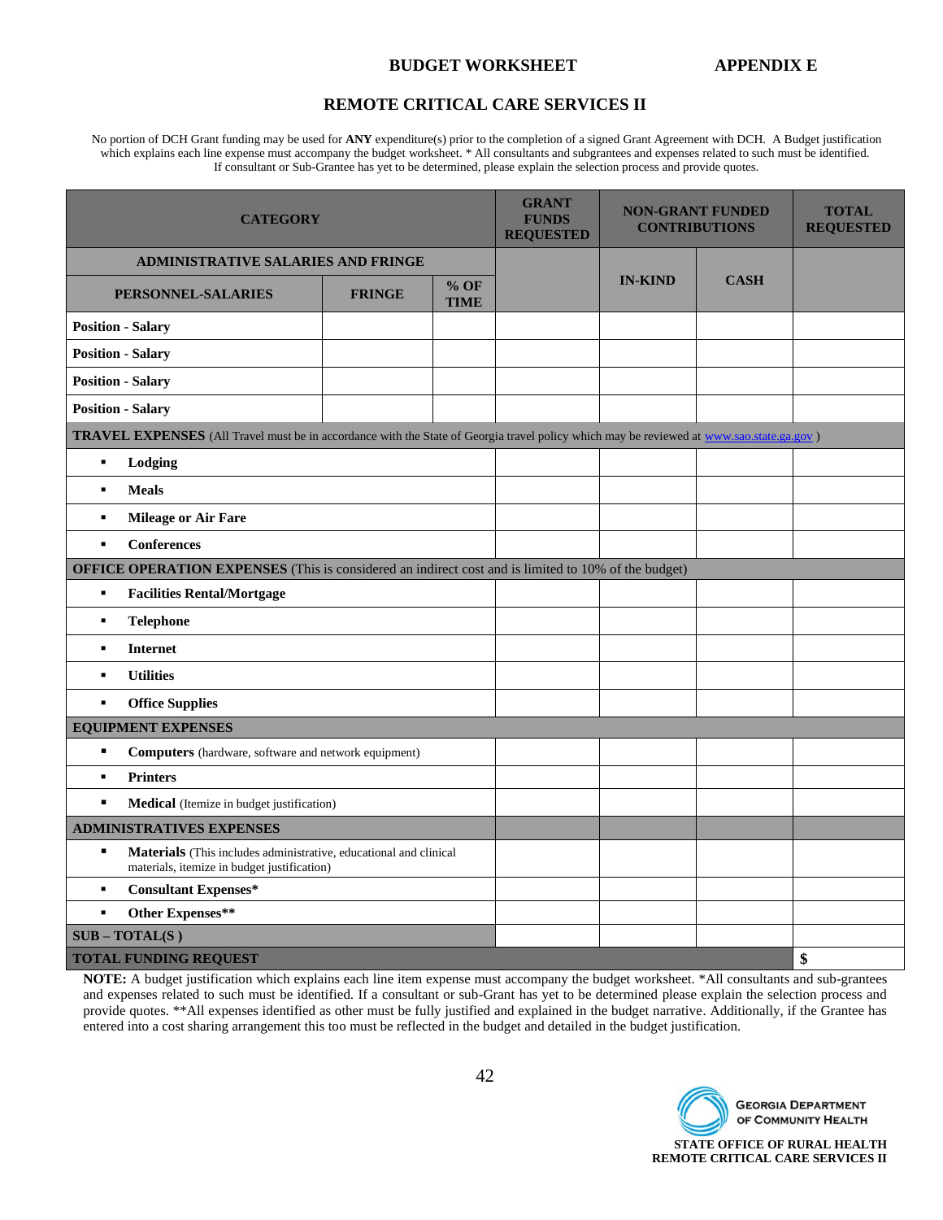**BUDGET WORKSHEET** **APPENDIX E**

## REMOTE CRITICAL CARE SERVICES II

No portion of DCH Grant funding may be used for **ANY** expenditure(s) prior to the completion of a signed Grant Agreement with DCH. A Budget justification which explains each line expense must accompany the budget worksheet. * All consultants and subgrantees and expenses related to such must be identified. If consultant or Sub-Grantee has yet to be determined, please explain the selection process and provide quotes.

| CATEGORY | | | GRANT FUNDS REQUESTED | NON-GRANT FUNDED CONTRIBUTIONS | | TOTAL REQUESTED |
|---|---|---|---|---|---|---|
| **ADMINISTRATIVE SALARIES AND FRINGE** | | | | IN-KIND | CASH | |
| **PERSONNEL-SALARIES** | **FRINGE** | **% OF TIME** | | | | |
| **Position - Salary** | | | | | | |
| **Position - Salary** | | | | | | |
| **Position - Salary** | | | | | | |
| **Position - Salary** | | | | | | |
| **TRAVEL EXPENSES** (All Travel must be in accordance with the State of Georgia travel policy which may be reviewed at www.sao.state.ga.gov ) | | | | | | |
| ▪ **Lodging** | | | | | | |
| ▪ **Meals** | | | | | | |
| ▪ **Mileage or Air Fare** | | | | | | |
| ▪ **Conferences** | | | | | | |
| **OFFICE OPERATION EXPENSES** (This is considered an indirect cost and is limited to 10% of the budget) | | | | | | |
| ▪ **Facilities Rental/Mortgage** | | | | | | |
| ▪ **Telephone** | | | | | | |
| ▪ **Internet** | | | | | | |
| ▪ **Utilities** | | | | | | |
| ▪ **Office Supplies** | | | | | | |
| **EQUIPMENT EXPENSES** | | | | | | |
| ▪ **Computers** (hardware, software and network equipment) | | | | | | |
| ▪ **Printers** | | | | | | |
| ▪ **Medical** (Itemize in budget justification) | | | | | | |
| **ADMINISTRATIVES EXPENSES** | | | | | | |
| ▪ **Materials** (This includes administrative, educational and clinical materials, itemize in budget justification) | | | | | | |
| ▪ **Consultant Expenses*** | | | | | | |
| ▪ **Other Expenses**** | | | | | | |
| **SUB – TOTAL(S )** | | | | | | |
| **TOTAL FUNDING REQUEST** | | | | | | **$** |

**NOTE:** A budget justification which explains each line item expense must accompany the budget worksheet. *All consultants and sub-grantees and expenses related to such must be identified. If a consultant or sub-Grant has yet to be determined please explain the selection process and provide quotes. **All expenses identified as other must be fully justified and explained in the budget narrative. Additionally, if the Grantee has entered into a cost sharing arrangement this too must be reflected in the budget and detailed in the budget justification.

GEORGIA DEPARTMENT OF COMMUNITY HEALTH

**STATE OFFICE OF RURAL HEALTH**
**REMOTE CRITICAL CARE SERVICES II**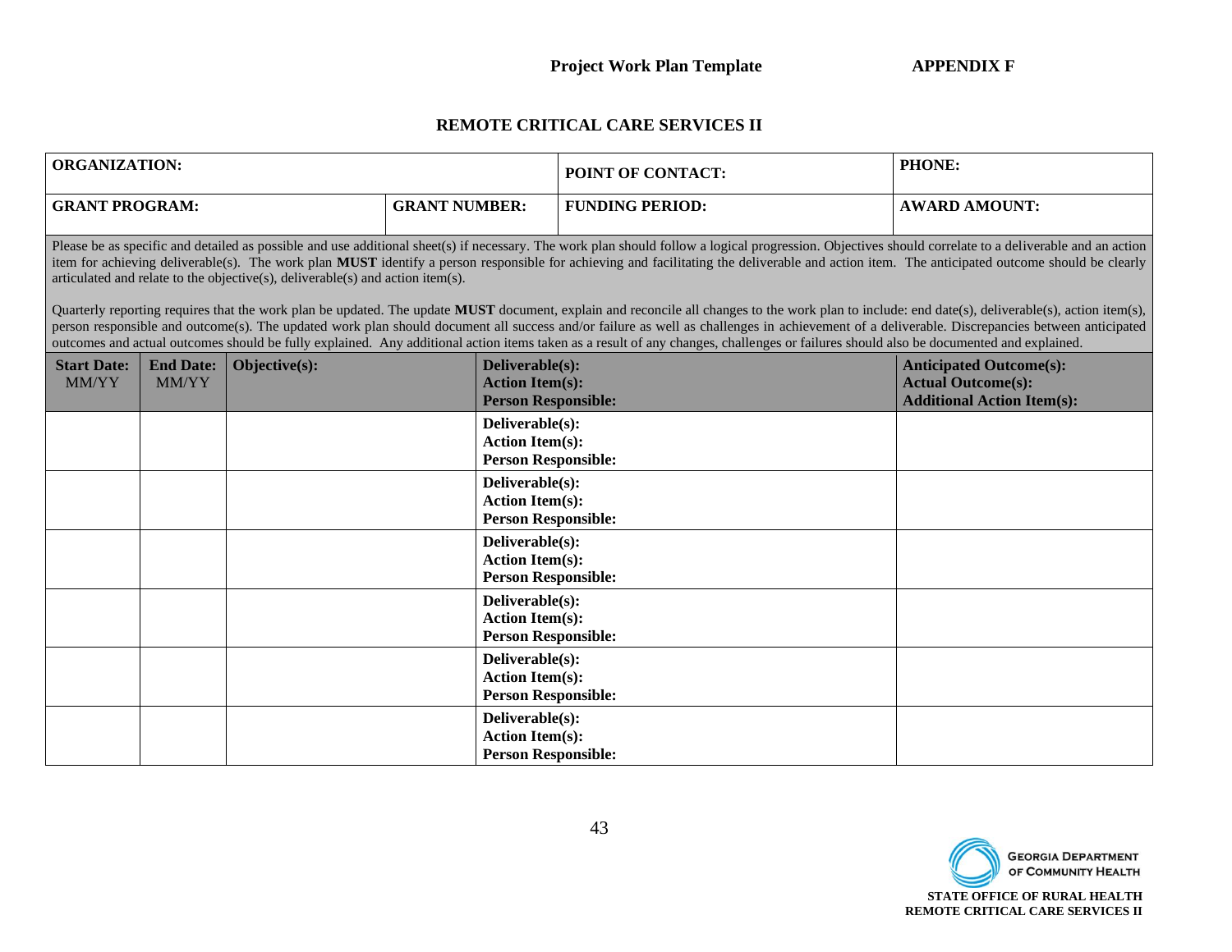**Project Work Plan Template** **APPENDIX F**

## REMOTE CRITICAL CARE SERVICES II

| **ORGANIZATION:** | | **POINT OF CONTACT:** | **PHONE:** |
|---|---|---|---|
| **GRANT PROGRAM:** | **GRANT NUMBER:** | **FUNDING PERIOD:** | **AWARD AMOUNT:** |

Please be as specific and detailed as possible and use additional sheet(s) if necessary. The work plan should follow a logical progression. Objectives should correlate to a deliverable and an action item for achieving deliverable(s). The work plan **MUST** identify a person responsible for achieving and facilitating the deliverable and action item. The anticipated outcome should be clearly articulated and relate to the objective(s), deliverable(s) and action item(s).

Quarterly reporting requires that the work plan be updated. The update **MUST** document, explain and reconcile all changes to the work plan to include: end date(s), deliverable(s), action item(s), person responsible and outcome(s). The updated work plan should document all success and/or failure as well as challenges in achievement of a deliverable. Discrepancies between anticipated outcomes and actual outcomes should be fully explained. Any additional action items taken as a result of any changes, challenges or failures should also be documented and explained.

| **Start Date:** MM/YY | **End Date:** MM/YY | **Objective(s):** | **Deliverable(s):**<br>**Action Item(s):**<br>**Person Responsible:** | **Anticipated Outcome(s):**<br>**Actual Outcome(s):**<br>**Additional Action Item(s):** |
|---|---|---|---|---|
| | | | **Deliverable(s):**<br>**Action Item(s):**<br>**Person Responsible:** | |
| | | | **Deliverable(s):**<br>**Action Item(s):**<br>**Person Responsible:** | |
| | | | **Deliverable(s):**<br>**Action Item(s):**<br>**Person Responsible:** | |
| | | | **Deliverable(s):**<br>**Action Item(s):**<br>**Person Responsible:** | |
| | | | **Deliverable(s):**<br>**Action Item(s):**<br>**Person Responsible:** | |
| | | | **Deliverable(s):**<br>**Action Item(s):**<br>**Person Responsible:** | |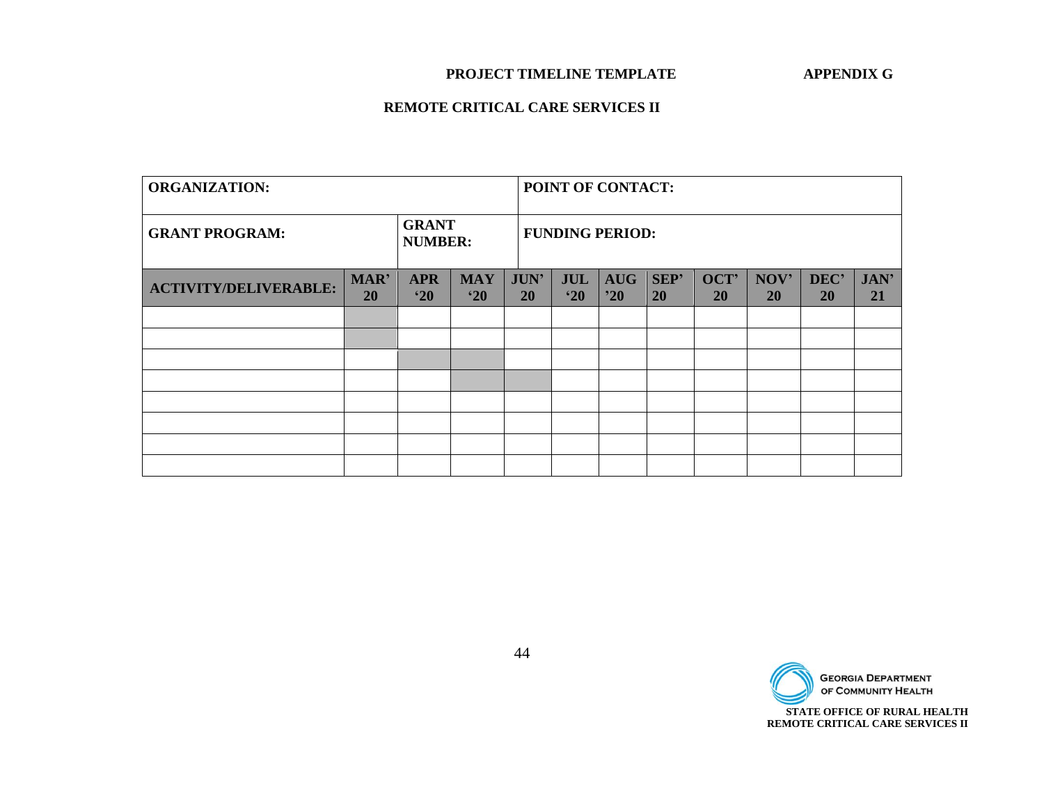**PROJECT TIMELINE TEMPLATE** **APPENDIX G**

**REMOTE CRITICAL CARE SERVICES II**

| ORGANIZATION: | | | | POINT OF CONTACT: | | | | | | | |
|---|---|---|---|---|---|---|---|---|---|---|---|
| **GRANT PROGRAM:** | | **GRANT NUMBER:** | | **FUNDING PERIOD:** | | | | | | | |
| **ACTIVITY/DELIVERABLE:** | **MAR' 20** | **APR '20** | **MAY '20** | **JUN' 20** | **JUL '20** | **AUG '20** | **SEP' 20** | **OCT' 20** | **NOV' 20** | **DEC' 20** | **JAN' 21** |
| | | | | | | | | | | | |
| | | | | | | | | | | | |
| | | | | | | | | | | | |
| | | | | | | | | | | | |
| | | | | | | | | | | | |
| | | | | | | | | | | | |
| | | | | | | | | | | | |
| | | | | | | | | | | | |

GEORGIA DEPARTMENT OF COMMUNITY HEALTH

STATE OFFICE OF RURAL HEALTH
REMOTE CRITICAL CARE SERVICES II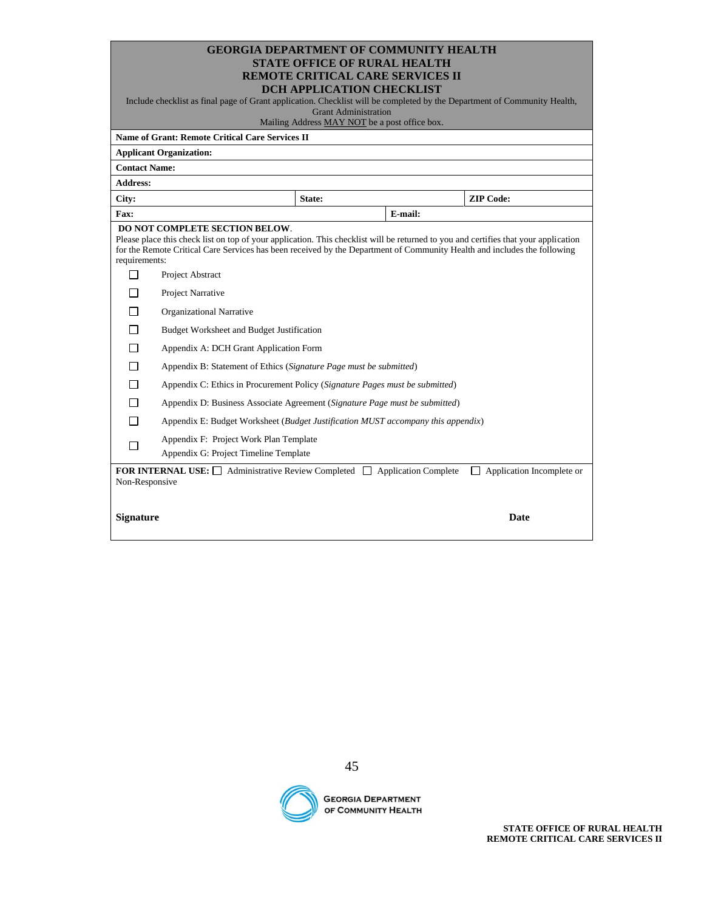# GEORGIA DEPARTMENT OF COMMUNITY HEALTH
## STATE OFFICE OF RURAL HEALTH
## REMOTE CRITICAL CARE SERVICES II
## DCH APPLICATION CHECKLIST

Include checklist as final page of Grant application. Checklist will be completed by the Department of Community Health, Grant Administration

Mailing Address MAY NOT be a post office box.

| **Name of Grant: Remote Critical Care Services II** | | |
|---|---|---|
| **Applicant Organization:** | | |
| **Contact Name:** | | |
| **Address:** | | |
| **City:** | **State:** | **ZIP Code:** |
| **Fax:** | **E-mail:** | |

**DO NOT COMPLETE SECTION BELOW**.

Please place this check list on top of your application. This checklist will be returned to you and certifies that your application for the Remote Critical Care Services has been received by the Department of Community Health and includes the following requirements:

- ☐ Project Abstract
- ☐ Project Narrative
- ☐ Organizational Narrative
- ☐ Budget Worksheet and Budget Justification
- ☐ Appendix A: DCH Grant Application Form
- ☐ Appendix B: Statement of Ethics (*Signature Page must be submitted*)
- ☐ Appendix C: Ethics in Procurement Policy (*Signature Pages must be submitted*)
- ☐ Appendix D: Business Associate Agreement (*Signature Page must be submitted*)
- ☐ Appendix E: Budget Worksheet (*Budget Justification MUST accompany this appendix*)
- ☐ Appendix F: Project Work Plan Template
  Appendix G: Project Timeline Template

**FOR INTERNAL USE:** ☐ Administrative Review Completed ☐ Application Complete ☐ Application Incomplete or Non-Responsive

**Signature** **Date**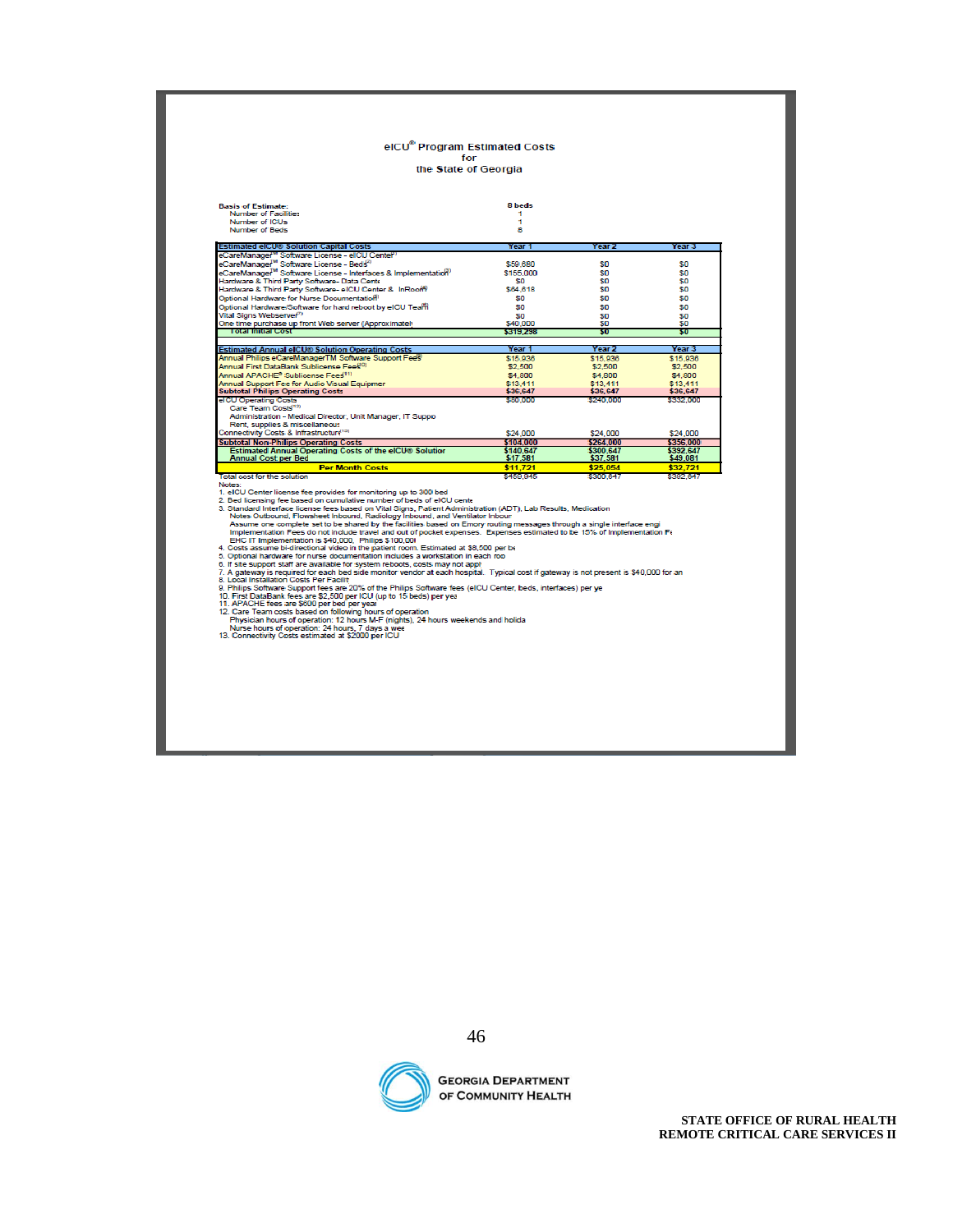# eICU® Program Estimated Costs for the State of Georgia

| Basis of Estimate: | 8 beds | | |
|---|---|---|---|
| Number of Facilities | 1 | | |
| Number of ICUs | 1 | | |
| Number of Beds | 8 | | |

| Estimated eICU® Solution Capital Costs | Year 1 | Year 2 | Year 3 |
|---|---|---|---|
| eCareManager℠ Software License - eICU Center[1] | | | |
| eCareManager℠ Software License - Beds[2] | $59,680 | $0 | $0 |
| eCareManager℠ Software License - Interfaces & Implementation[3] | $155,000 | $0 | $0 |
| Hardware & Third Party Software- Data Center | $0 | $0 | $0 |
| Hardware & Third Party Software- eICU Center & InRoom[4] | $64,618 | $0 | $0 |
| Optional Hardware for Nurse Documentation[5] | $0 | $0 | $0 |
| Optional Hardware/Software for hard reboot by eICU Team[6] | $0 | $0 | $0 |
| Vital Signs Webserver[7] | $0 | $0 | $0 |
| One-time purchase up front Web server (Approximately) | $40,000 | $0 | $0 |
| **Total Initial Cost** | **$319,298** | **$0** | **$0** |

| Estimated Annual eICU® Solution Operating Costs | Year 1 | Year 2 | Year 3 |
|---|---|---|---|
| Annual Philips eCareManagerTM Software Support Fees[9] | $15,936 | $15,936 | $15,936 |
| Annual First DataBank Sublicense Fees[10] | $2,500 | $2,500 | $2,500 |
| Annual APACHE® Sublicense Fees[11] | $4,800 | $4,800 | $4,800 |
| Annual Support Fee for Audio Visual Equipment | $13,411 | $13,411 | $13,411 |
| **Subtotal Philips Operating Costs** | **$36,647** | **$36,647** | **$36,647** |
| eICU Operating Costs | $80,000 | $240,000 | $332,000 |
| Care Team Costs[12] | | | |
| Administration - Medical Director, Unit Manager, IT Support | | | |
| Rent, supplies & miscellaneous | | | |
| Connectivity Costs & Infrastructure[13] | $24,000 | $24,000 | $24,000 |
| **Subtotal Non-Philips Operating Costs** | **$104,000** | **$264,000** | **$356,000** |
| **Estimated Annual Operating Costs of the eICU® Solution** | **$140,647** | **$300,647** | **$392,647** |
| **Annual Cost per Bed** | **$17,581** | **$37,581** | **$49,081** |
| **Per Month Costs** | **$11,721** | **$25,054** | **$32,721** |
| Total cost for the solution | $459,945 | $300,647 | $392,647 |

Notes:

1. eICU Center license fee provides for monitoring up to 300 beds
2. Bed licensing fee based on cumulative number of beds of eICU center
3. Standard Interface license fees based on Vital Signs, Patient Administration (ADT), Lab Results, Medication
   Notes Outbound, Flowsheet Inbound, Radiology Inbound, and Ventilator Inbound
   Assume one complete set to be shared by the facilities based on Emory routing messages through a single interface engine
   Implementation Fees do not include travel and out of pocket expenses. Expenses estimated to be 15% of Implementation Fe
   EHC IT Implementation is $40,000, Philips $100,000
4. Costs assume bi-directional video in the patient room. Estimated at $8,500 per be
5. Optional hardware for nurse documentation includes a workstation in each roo
6. If site support staff are available for system reboots, costs may not apply
7. A gateway is required for each bed side monitor vendor at each hospital. Typical cost if gateway is not present is $40,000 for an
8. Local Installation Costs Per Facility
9. Philips Software Support fees are 20% of the Philips Software fees (eICU Center, beds, interfaces) per ye
10. First DataBank fees are $2,500 per ICU (up to 15 beds) per yea
11. APACHE fees are $600 per bed per year
12. Care Team costs based on following hours of operation
    Physician hours of operation: 12 hours M-F (nights), 24 hours weekends and holida
    Nurse hours of operation: 24 hours, 7 days a wee
13. Connectivity Costs estimated at $2000 per ICU

GEORGIA DEPARTMENT OF COMMUNITY HEALTH

**STATE OFFICE OF RURAL HEALTH**
**REMOTE CRITICAL CARE SERVICES II**